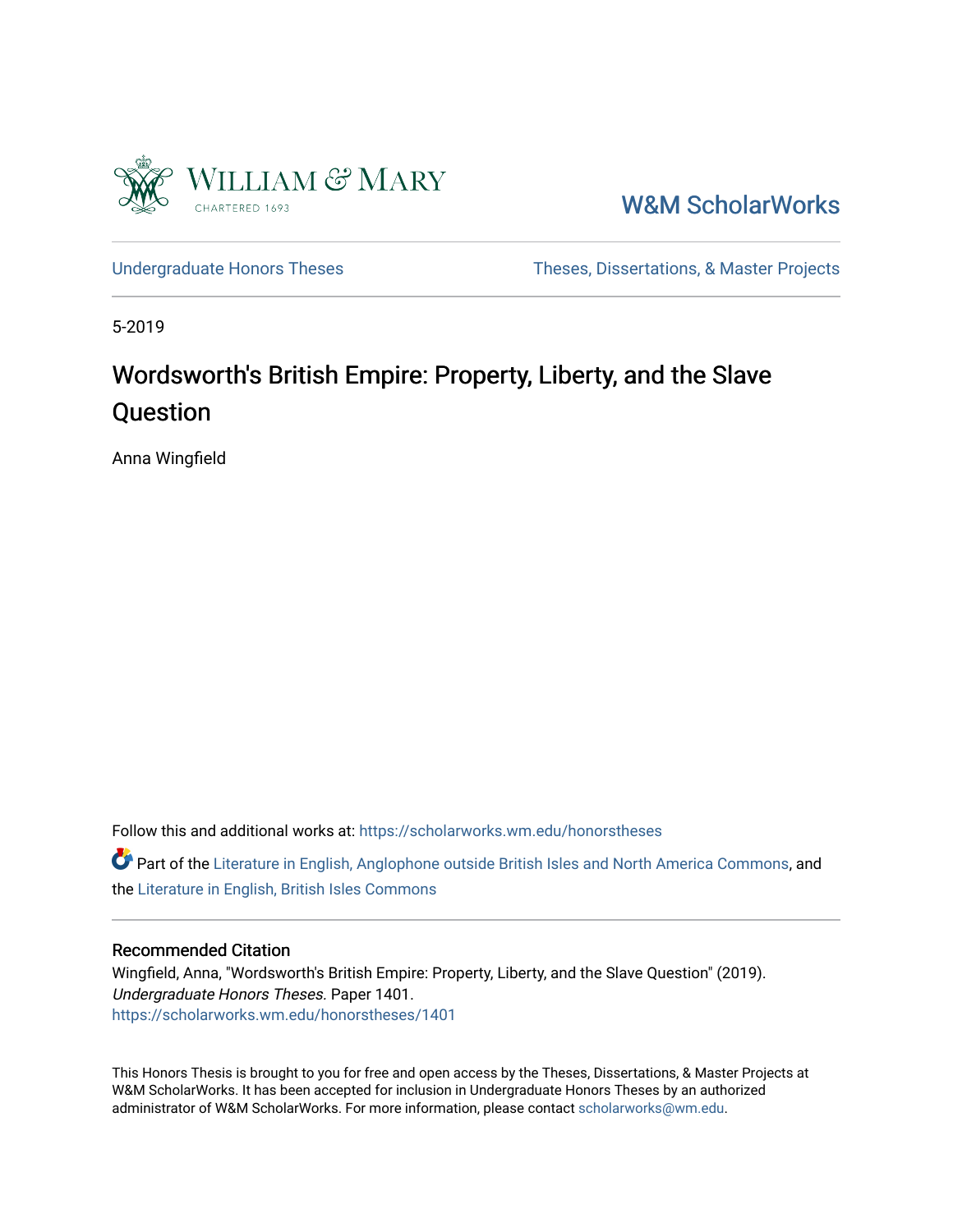William & Mary

CHARTERED 1693

W&M ScholarWorks

Undergraduate Honors Theses

Theses, Dissertations, & Master Projects

5-2019

# Wordsworth's British Empire: Property, Liberty, and the Slave Question

Anna Wingfield

Follow this and additional works at: https://scholarworks.wm.edu/honorstheses

Part of the Literature in English, Anglophone outside British Isles and North America Commons, and the Literature in English, British Isles Commons

## Recommended Citation

Wingfield, Anna, "Wordsworth's British Empire: Property, Liberty, and the Slave Question" (2019). *Undergraduate Honors Theses.* Paper 1401.
https://scholarworks.wm.edu/honorstheses/1401

This Honors Thesis is brought to you for free and open access by the Theses, Dissertations, & Master Projects at W&M ScholarWorks. It has been accepted for inclusion in Undergraduate Honors Theses by an authorized administrator of W&M ScholarWorks. For more information, please contact scholarworks@wm.edu.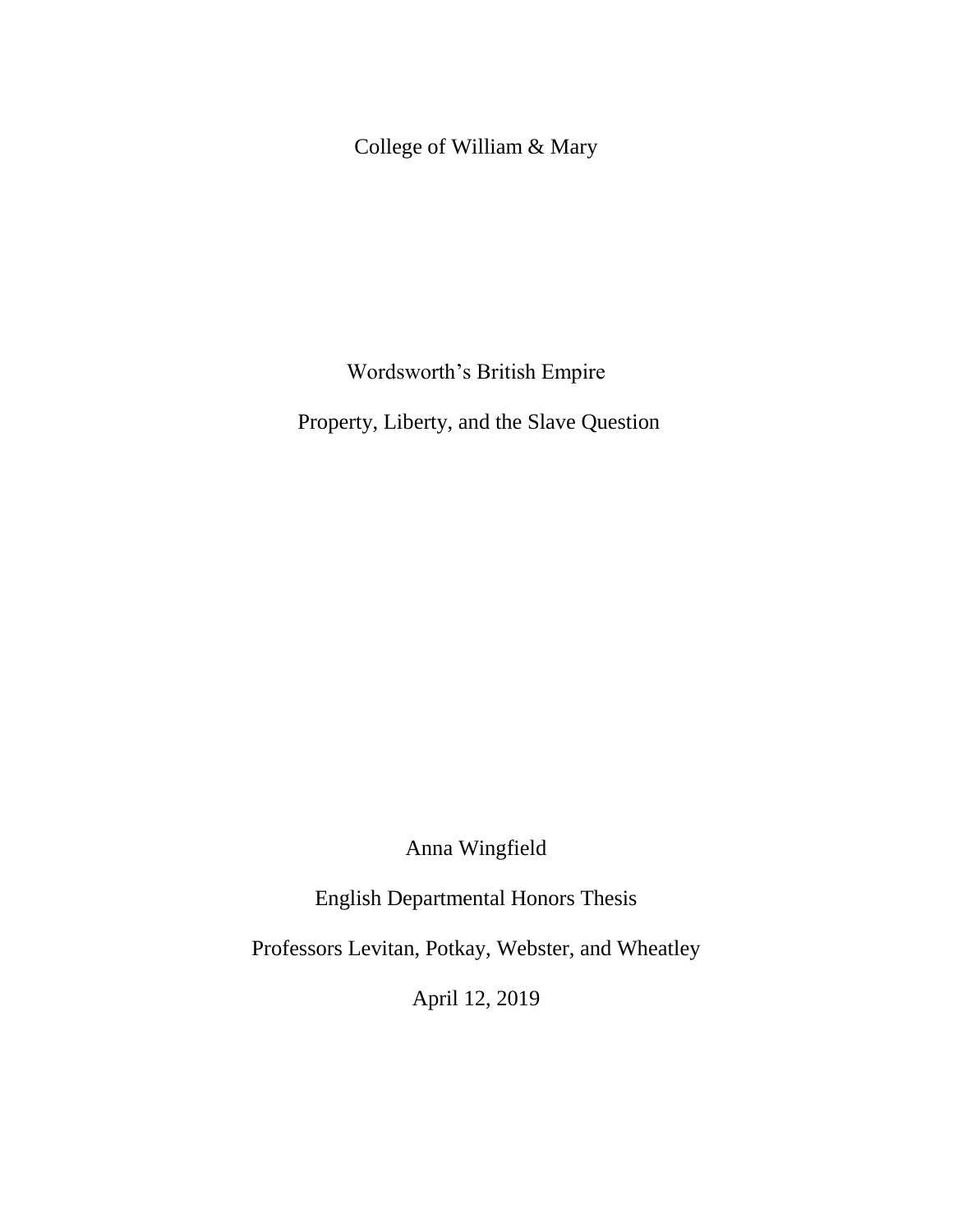College of William & Mary

# Wordsworth's British Empire

## Property, Liberty, and the Slave Question

Anna Wingfield

English Departmental Honors Thesis

Professors Levitan, Potkay, Webster, and Wheatley

April 12, 2019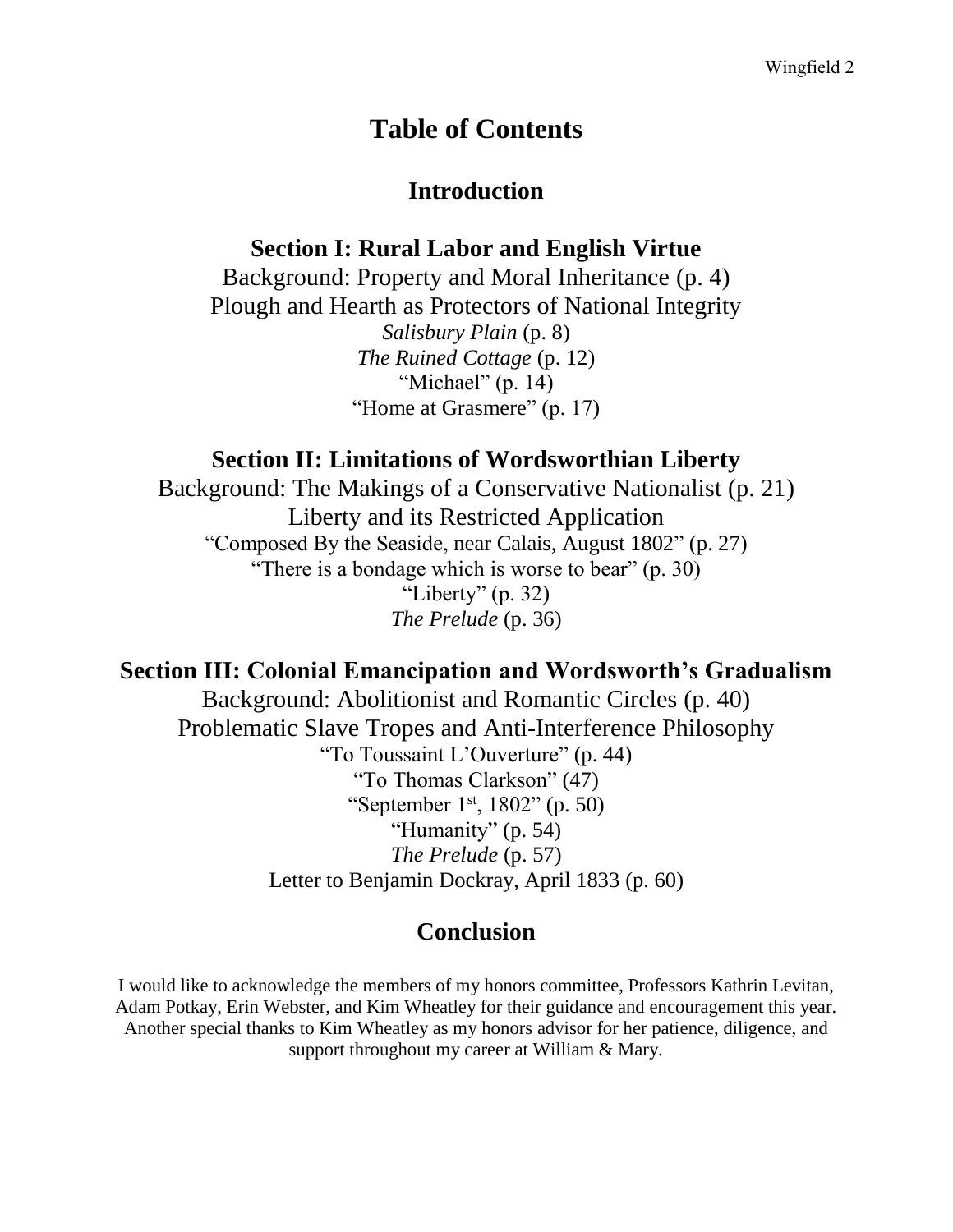# Table of Contents

## Introduction

## Section I: Rural Labor and English Virtue

Background: Property and Moral Inheritance (p. 4)

Plough and Hearth as Protectors of National Integrity

*Salisbury Plain* (p. 8)

*The Ruined Cottage* (p. 12)

"Michael" (p. 14)

"Home at Grasmere" (p. 17)

## Section II: Limitations of Wordsworthian Liberty

Background: The Makings of a Conservative Nationalist (p. 21)

Liberty and its Restricted Application

"Composed By the Seaside, near Calais, August 1802" (p. 27)

"There is a bondage which is worse to bear" (p. 30)

"Liberty" (p. 32)

*The Prelude* (p. 36)

## Section III: Colonial Emancipation and Wordsworth's Gradualism

Background: Abolitionist and Romantic Circles (p. 40)

Problematic Slave Tropes and Anti-Interference Philosophy

"To Toussaint L'Ouverture" (p. 44)

"To Thomas Clarkson" (47)

"September 1st, 1802" (p. 50)

"Humanity" (p. 54)

*The Prelude* (p. 57)

Letter to Benjamin Dockray, April 1833 (p. 60)

## Conclusion

I would like to acknowledge the members of my honors committee, Professors Kathrin Levitan, Adam Potkay, Erin Webster, and Kim Wheatley for their guidance and encouragement this year. Another special thanks to Kim Wheatley as my honors advisor for her patience, diligence, and support throughout my career at William & Mary.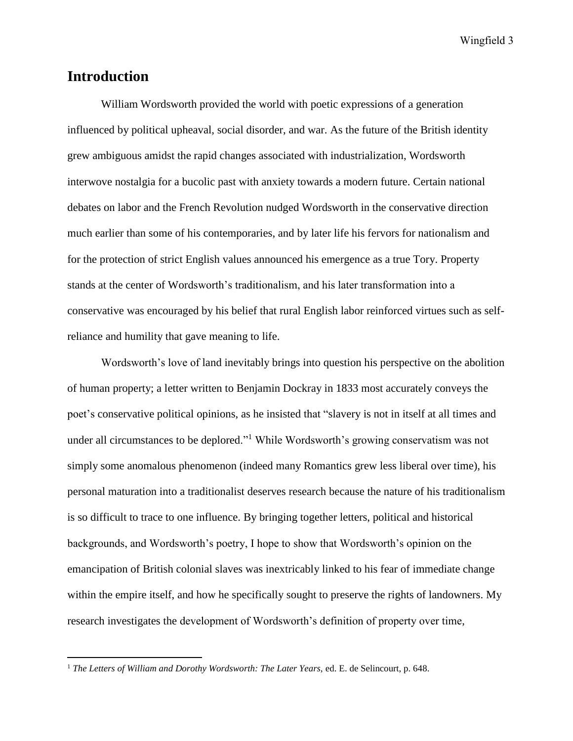## Introduction

William Wordsworth provided the world with poetic expressions of a generation influenced by political upheaval, social disorder, and war. As the future of the British identity grew ambiguous amidst the rapid changes associated with industrialization, Wordsworth interwove nostalgia for a bucolic past with anxiety towards a modern future. Certain national debates on labor and the French Revolution nudged Wordsworth in the conservative direction much earlier than some of his contemporaries, and by later life his fervors for nationalism and for the protection of strict English values announced his emergence as a true Tory. Property stands at the center of Wordsworth's traditionalism, and his later transformation into a conservative was encouraged by his belief that rural English labor reinforced virtues such as self-reliance and humility that gave meaning to life.

Wordsworth's love of land inevitably brings into question his perspective on the abolition of human property; a letter written to Benjamin Dockray in 1833 most accurately conveys the poet's conservative political opinions, as he insisted that "slavery is not in itself at all times and under all circumstances to be deplored."[1] While Wordsworth's growing conservatism was not simply some anomalous phenomenon (indeed many Romantics grew less liberal over time), his personal maturation into a traditionalist deserves research because the nature of his traditionalism is so difficult to trace to one influence. By bringing together letters, political and historical backgrounds, and Wordsworth's poetry, I hope to show that Wordsworth's opinion on the emancipation of British colonial slaves was inextricably linked to his fear of immediate change within the empire itself, and how he specifically sought to preserve the rights of landowners. My research investigates the development of Wordsworth's definition of property over time,

---

[1] *The Letters of William and Dorothy Wordsworth: The Later Years,* ed. E. de Selincourt, p. 648.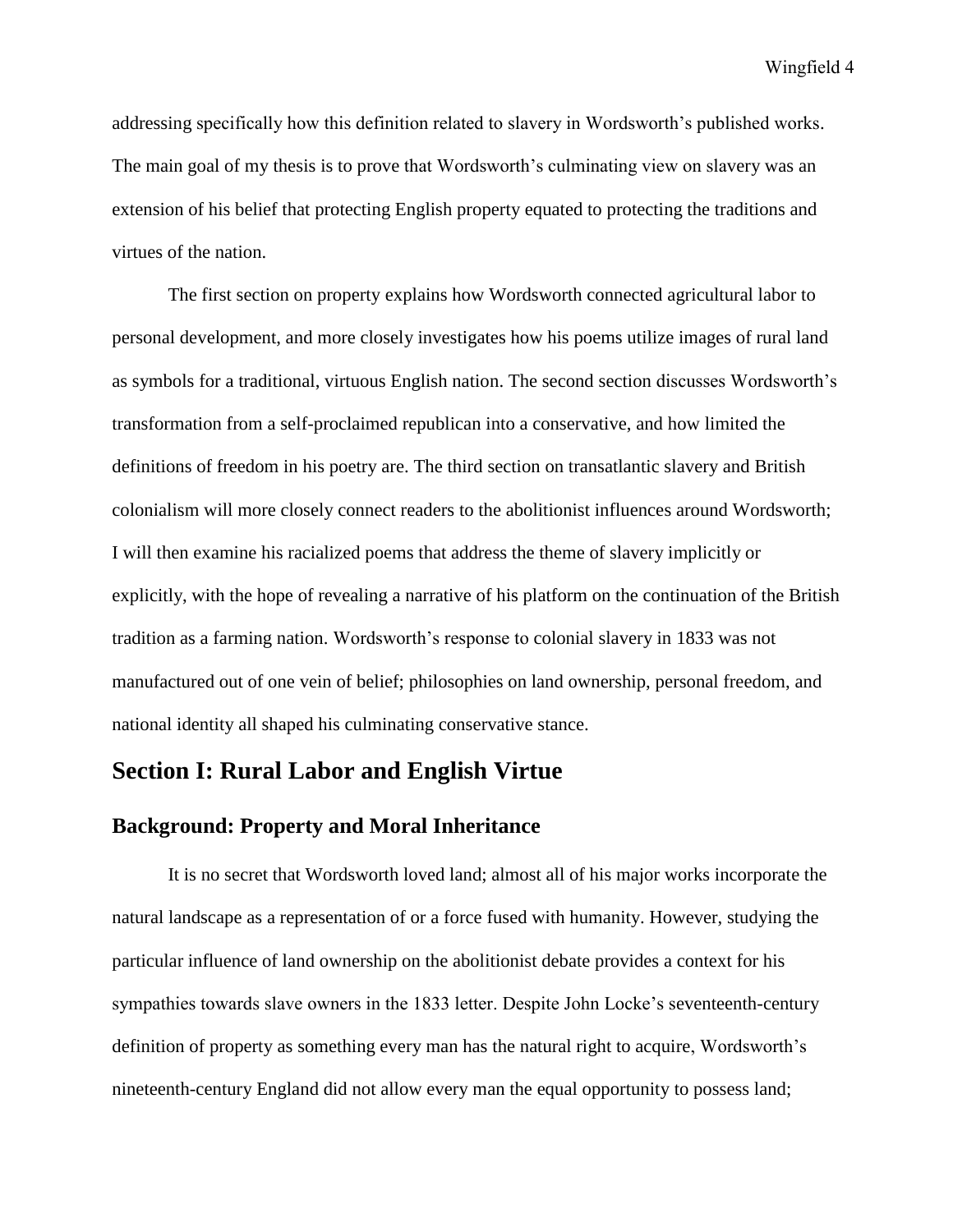addressing specifically how this definition related to slavery in Wordsworth's published works. The main goal of my thesis is to prove that Wordsworth's culminating view on slavery was an extension of his belief that protecting English property equated to protecting the traditions and virtues of the nation.

The first section on property explains how Wordsworth connected agricultural labor to personal development, and more closely investigates how his poems utilize images of rural land as symbols for a traditional, virtuous English nation. The second section discusses Wordsworth's transformation from a self-proclaimed republican into a conservative, and how limited the definitions of freedom in his poetry are. The third section on transatlantic slavery and British colonialism will more closely connect readers to the abolitionist influences around Wordsworth; I will then examine his racialized poems that address the theme of slavery implicitly or explicitly, with the hope of revealing a narrative of his platform on the continuation of the British tradition as a farming nation. Wordsworth's response to colonial slavery in 1833 was not manufactured out of one vein of belief; philosophies on land ownership, personal freedom, and national identity all shaped his culminating conservative stance.

## Section I: Rural Labor and English Virtue

### Background: Property and Moral Inheritance

It is no secret that Wordsworth loved land; almost all of his major works incorporate the natural landscape as a representation of or a force fused with humanity. However, studying the particular influence of land ownership on the abolitionist debate provides a context for his sympathies towards slave owners in the 1833 letter. Despite John Locke's seventeenth-century definition of property as something every man has the natural right to acquire, Wordsworth's nineteenth-century England did not allow every man the equal opportunity to possess land;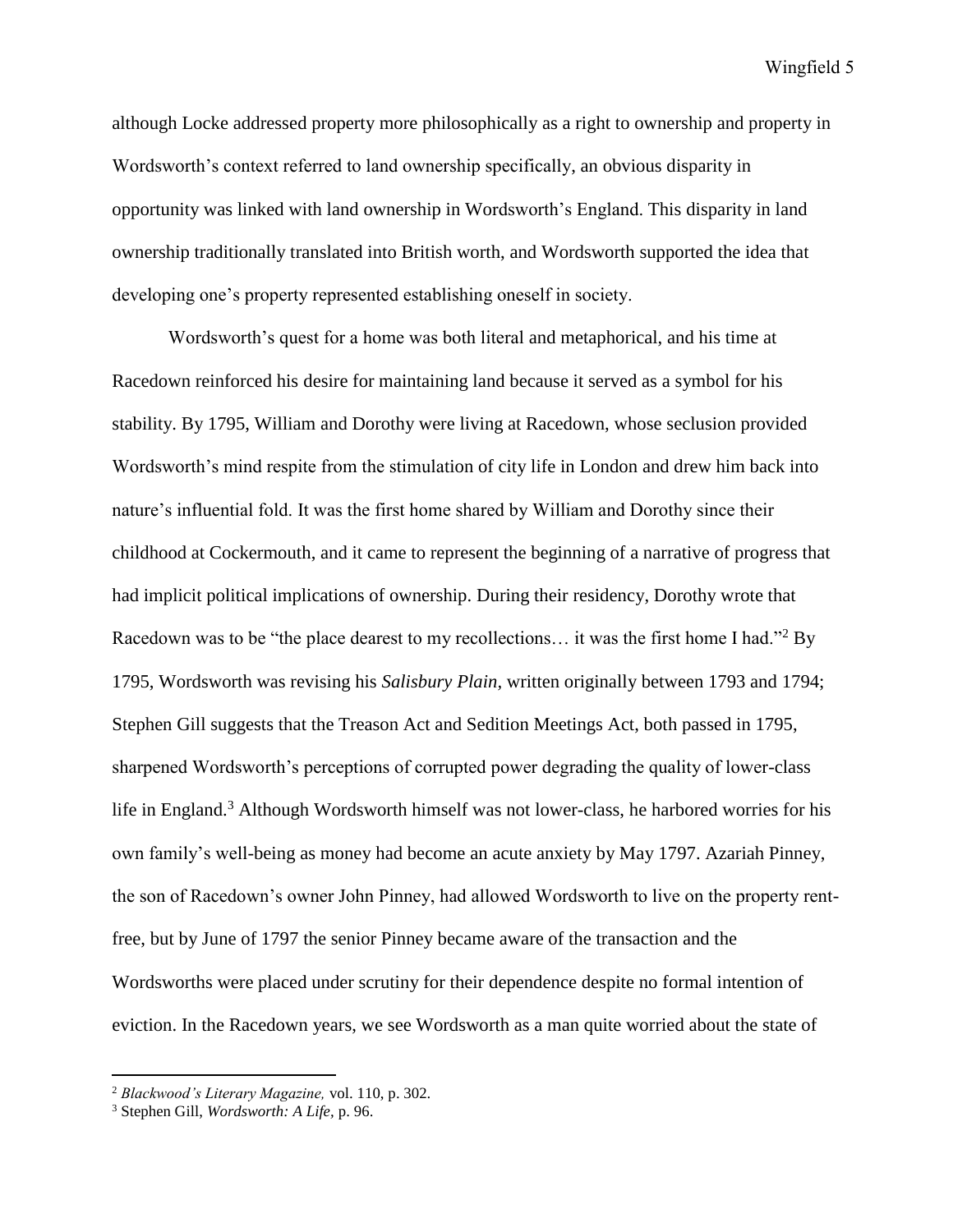although Locke addressed property more philosophically as a right to ownership and property in Wordsworth's context referred to land ownership specifically, an obvious disparity in opportunity was linked with land ownership in Wordsworth's England. This disparity in land ownership traditionally translated into British worth, and Wordsworth supported the idea that developing one's property represented establishing oneself in society.

Wordsworth's quest for a home was both literal and metaphorical, and his time at Racedown reinforced his desire for maintaining land because it served as a symbol for his stability. By 1795, William and Dorothy were living at Racedown, whose seclusion provided Wordsworth's mind respite from the stimulation of city life in London and drew him back into nature's influential fold. It was the first home shared by William and Dorothy since their childhood at Cockermouth, and it came to represent the beginning of a narrative of progress that had implicit political implications of ownership. During their residency, Dorothy wrote that Racedown was to be "the place dearest to my recollections… it was the first home I had."[2] By 1795, Wordsworth was revising his *Salisbury Plain*, written originally between 1793 and 1794; Stephen Gill suggests that the Treason Act and Sedition Meetings Act, both passed in 1795, sharpened Wordsworth's perceptions of corrupted power degrading the quality of lower-class life in England.[3] Although Wordsworth himself was not lower-class, he harbored worries for his own family's well-being as money had become an acute anxiety by May 1797. Azariah Pinney, the son of Racedown's owner John Pinney, had allowed Wordsworth to live on the property rent-free, but by June of 1797 the senior Pinney became aware of the transaction and the Wordsworths were placed under scrutiny for their dependence despite no formal intention of eviction. In the Racedown years, we see Wordsworth as a man quite worried about the state of

---

[2] *Blackwood's Literary Magazine,* vol. 110, p. 302.

[3] Stephen Gill, *Wordsworth: A Life,* p. 96.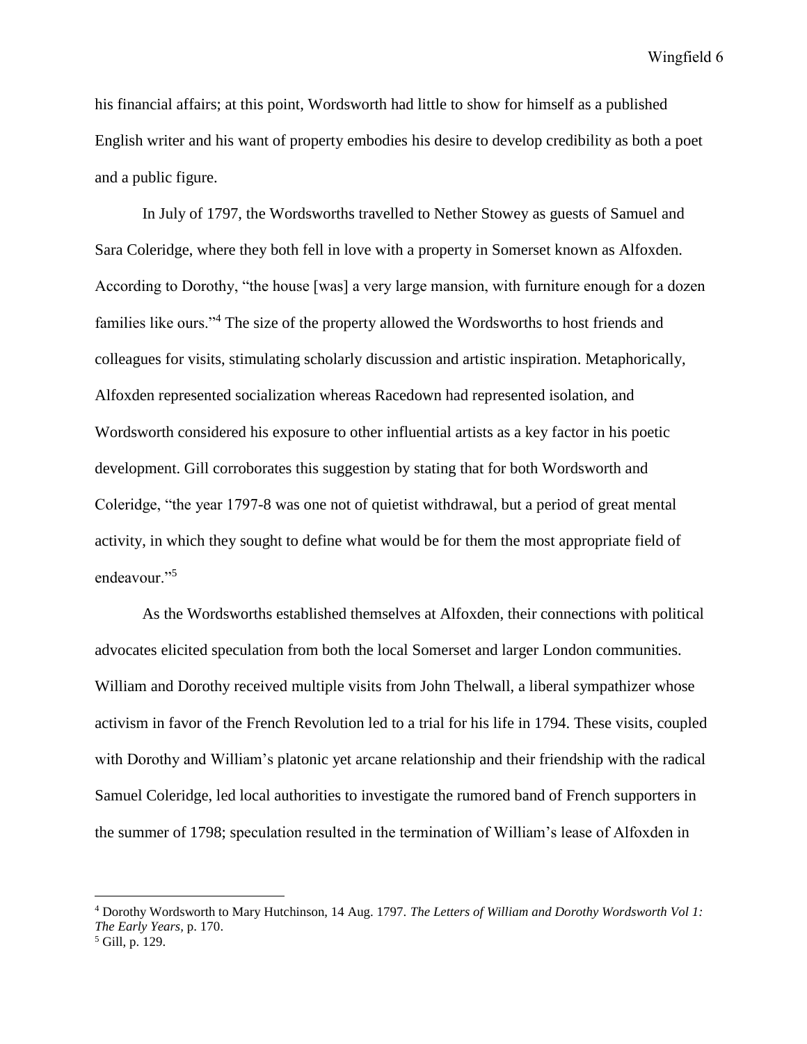his financial affairs; at this point, Wordsworth had little to show for himself as a published English writer and his want of property embodies his desire to develop credibility as both a poet and a public figure.

In July of 1797, the Wordsworths travelled to Nether Stowey as guests of Samuel and Sara Coleridge, where they both fell in love with a property in Somerset known as Alfoxden. According to Dorothy, "the house [was] a very large mansion, with furniture enough for a dozen families like ours."[4] The size of the property allowed the Wordsworths to host friends and colleagues for visits, stimulating scholarly discussion and artistic inspiration. Metaphorically, Alfoxden represented socialization whereas Racedown had represented isolation, and Wordsworth considered his exposure to other influential artists as a key factor in his poetic development. Gill corroborates this suggestion by stating that for both Wordsworth and Coleridge, "the year 1797-8 was one not of quietist withdrawal, but a period of great mental activity, in which they sought to define what would be for them the most appropriate field of endeavour."[5]

As the Wordsworths established themselves at Alfoxden, their connections with political advocates elicited speculation from both the local Somerset and larger London communities. William and Dorothy received multiple visits from John Thelwall, a liberal sympathizer whose activism in favor of the French Revolution led to a trial for his life in 1794. These visits, coupled with Dorothy and William's platonic yet arcane relationship and their friendship with the radical Samuel Coleridge, led local authorities to investigate the rumored band of French supporters in the summer of 1798; speculation resulted in the termination of William's lease of Alfoxden in

---

[4] Dorothy Wordsworth to Mary Hutchinson, 14 Aug. 1797. *The Letters of William and Dorothy Wordsworth Vol 1: The Early Years*, p. 170.

[5] Gill, p. 129.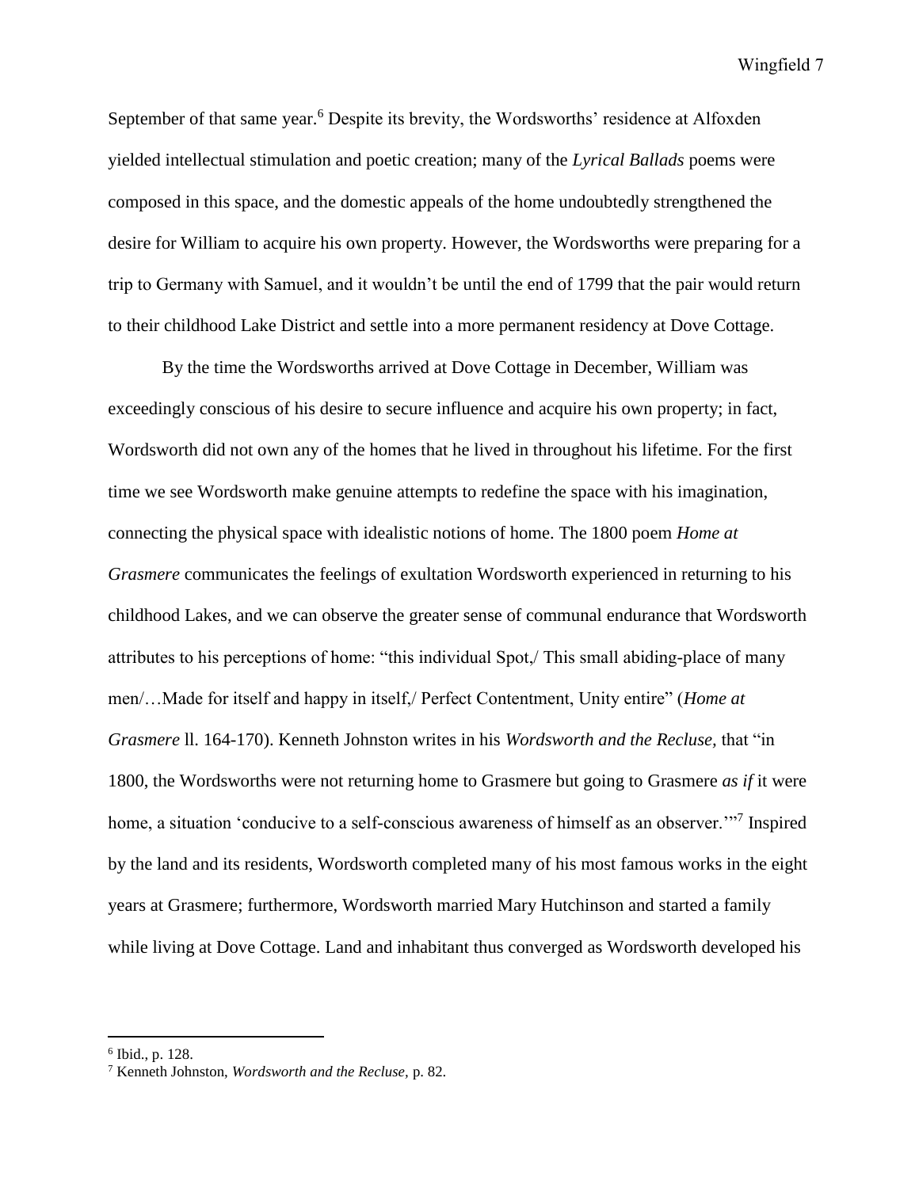September of that same year.[6] Despite its brevity, the Wordsworths' residence at Alfoxden yielded intellectual stimulation and poetic creation; many of the *Lyrical Ballads* poems were composed in this space, and the domestic appeals of the home undoubtedly strengthened the desire for William to acquire his own property. However, the Wordsworths were preparing for a trip to Germany with Samuel, and it wouldn't be until the end of 1799 that the pair would return to their childhood Lake District and settle into a more permanent residency at Dove Cottage.

By the time the Wordsworths arrived at Dove Cottage in December, William was exceedingly conscious of his desire to secure influence and acquire his own property; in fact, Wordsworth did not own any of the homes that he lived in throughout his lifetime. For the first time we see Wordsworth make genuine attempts to redefine the space with his imagination, connecting the physical space with idealistic notions of home. The 1800 poem *Home at Grasmere* communicates the feelings of exultation Wordsworth experienced in returning to his childhood Lakes, and we can observe the greater sense of communal endurance that Wordsworth attributes to his perceptions of home: "this individual Spot,/ This small abiding-place of many men/…Made for itself and happy in itself,/ Perfect Contentment, Unity entire" (*Home at Grasmere* ll. 164-170). Kenneth Johnston writes in his *Wordsworth and the Recluse,* that "in 1800, the Wordsworths were not returning home to Grasmere but going to Grasmere *as if* it were home, a situation 'conducive to a self-conscious awareness of himself as an observer.'"[7] Inspired by the land and its residents, Wordsworth completed many of his most famous works in the eight years at Grasmere; furthermore, Wordsworth married Mary Hutchinson and started a family while living at Dove Cottage. Land and inhabitant thus converged as Wordsworth developed his

---

[6] Ibid., p. 128.

[7] Kenneth Johnston, *Wordsworth and the Recluse*, p. 82.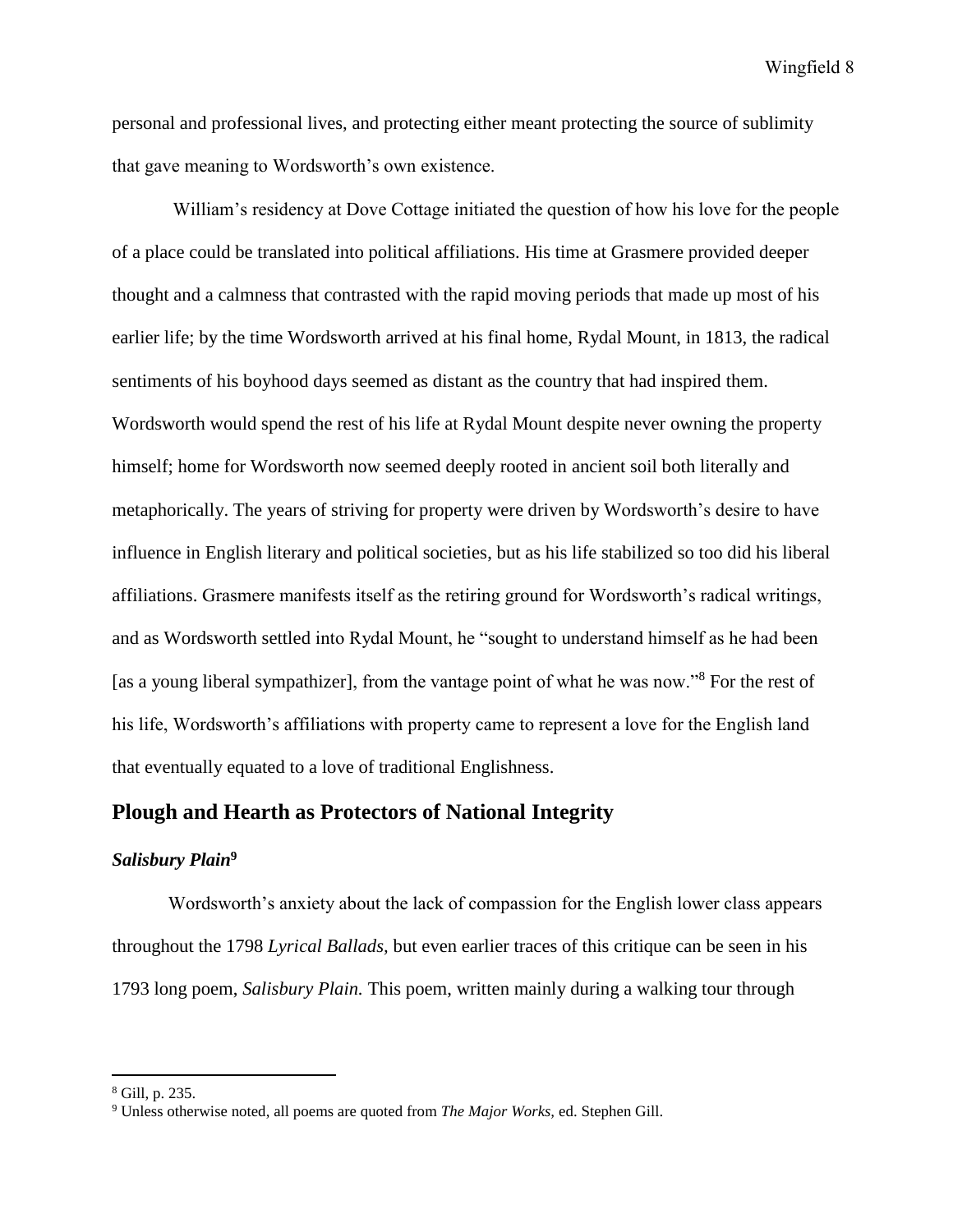personal and professional lives, and protecting either meant protecting the source of sublimity that gave meaning to Wordsworth's own existence.

William's residency at Dove Cottage initiated the question of how his love for the people of a place could be translated into political affiliations. His time at Grasmere provided deeper thought and a calmness that contrasted with the rapid moving periods that made up most of his earlier life; by the time Wordsworth arrived at his final home, Rydal Mount, in 1813, the radical sentiments of his boyhood days seemed as distant as the country that had inspired them. Wordsworth would spend the rest of his life at Rydal Mount despite never owning the property himself; home for Wordsworth now seemed deeply rooted in ancient soil both literally and metaphorically. The years of striving for property were driven by Wordsworth's desire to have influence in English literary and political societies, but as his life stabilized so too did his liberal affiliations. Grasmere manifests itself as the retiring ground for Wordsworth's radical writings, and as Wordsworth settled into Rydal Mount, he "sought to understand himself as he had been [as a young liberal sympathizer], from the vantage point of what he was now."[8] For the rest of his life, Wordsworth's affiliations with property came to represent a love for the English land that eventually equated to a love of traditional Englishness.

## Plough and Hearth as Protectors of National Integrity

### *Salisbury Plain*[9]

Wordsworth's anxiety about the lack of compassion for the English lower class appears throughout the 1798 *Lyrical Ballads,* but even earlier traces of this critique can be seen in his 1793 long poem, *Salisbury Plain.* This poem, written mainly during a walking tour through

---

[8] Gill, p. 235.

[9] Unless otherwise noted, all poems are quoted from *The Major Works,* ed. Stephen Gill.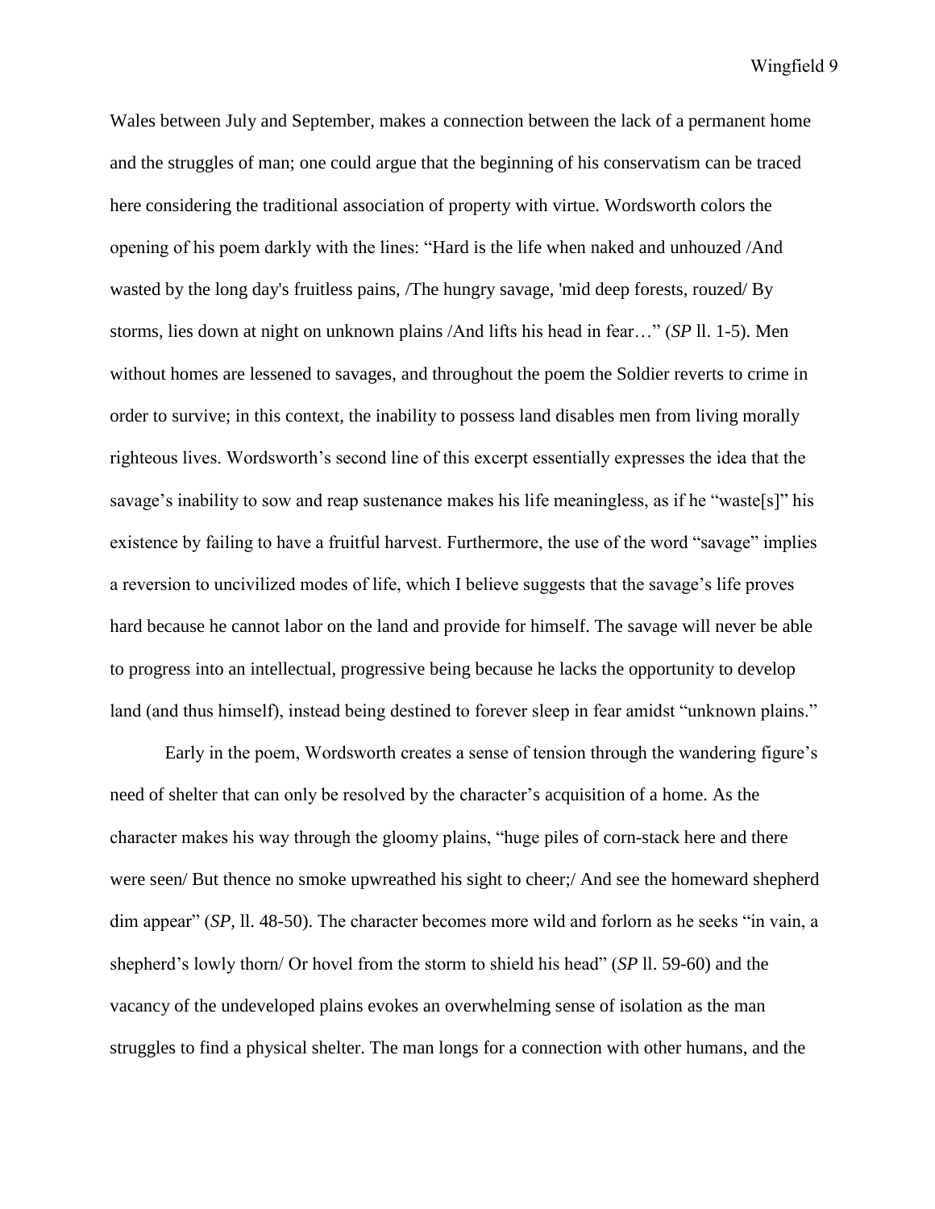Wales between July and September, makes a connection between the lack of a permanent home and the struggles of man; one could argue that the beginning of his conservatism can be traced here considering the traditional association of property with virtue. Wordsworth colors the opening of his poem darkly with the lines: "Hard is the life when naked and unhouzed /And wasted by the long day's fruitless pains, /The hungry savage, 'mid deep forests, rouzed/ By storms, lies down at night on unknown plains /And lifts his head in fear…" (*SP* ll. 1-5). Men without homes are lessened to savages, and throughout the poem the Soldier reverts to crime in order to survive; in this context, the inability to possess land disables men from living morally righteous lives. Wordsworth's second line of this excerpt essentially expresses the idea that the savage's inability to sow and reap sustenance makes his life meaningless, as if he "waste[s]" his existence by failing to have a fruitful harvest. Furthermore, the use of the word "savage" implies a reversion to uncivilized modes of life, which I believe suggests that the savage's life proves hard because he cannot labor on the land and provide for himself. The savage will never be able to progress into an intellectual, progressive being because he lacks the opportunity to develop land (and thus himself), instead being destined to forever sleep in fear amidst "unknown plains."

Early in the poem, Wordsworth creates a sense of tension through the wandering figure's need of shelter that can only be resolved by the character's acquisition of a home. As the character makes his way through the gloomy plains, "huge piles of corn-stack here and there were seen/ But thence no smoke upwreathed his sight to cheer;/ And see the homeward shepherd dim appear" (*SP*, ll. 48-50). The character becomes more wild and forlorn as he seeks "in vain, a shepherd's lowly thorn/ Or hovel from the storm to shield his head" (*SP* ll. 59-60) and the vacancy of the undeveloped plains evokes an overwhelming sense of isolation as the man struggles to find a physical shelter. The man longs for a connection with other humans, and the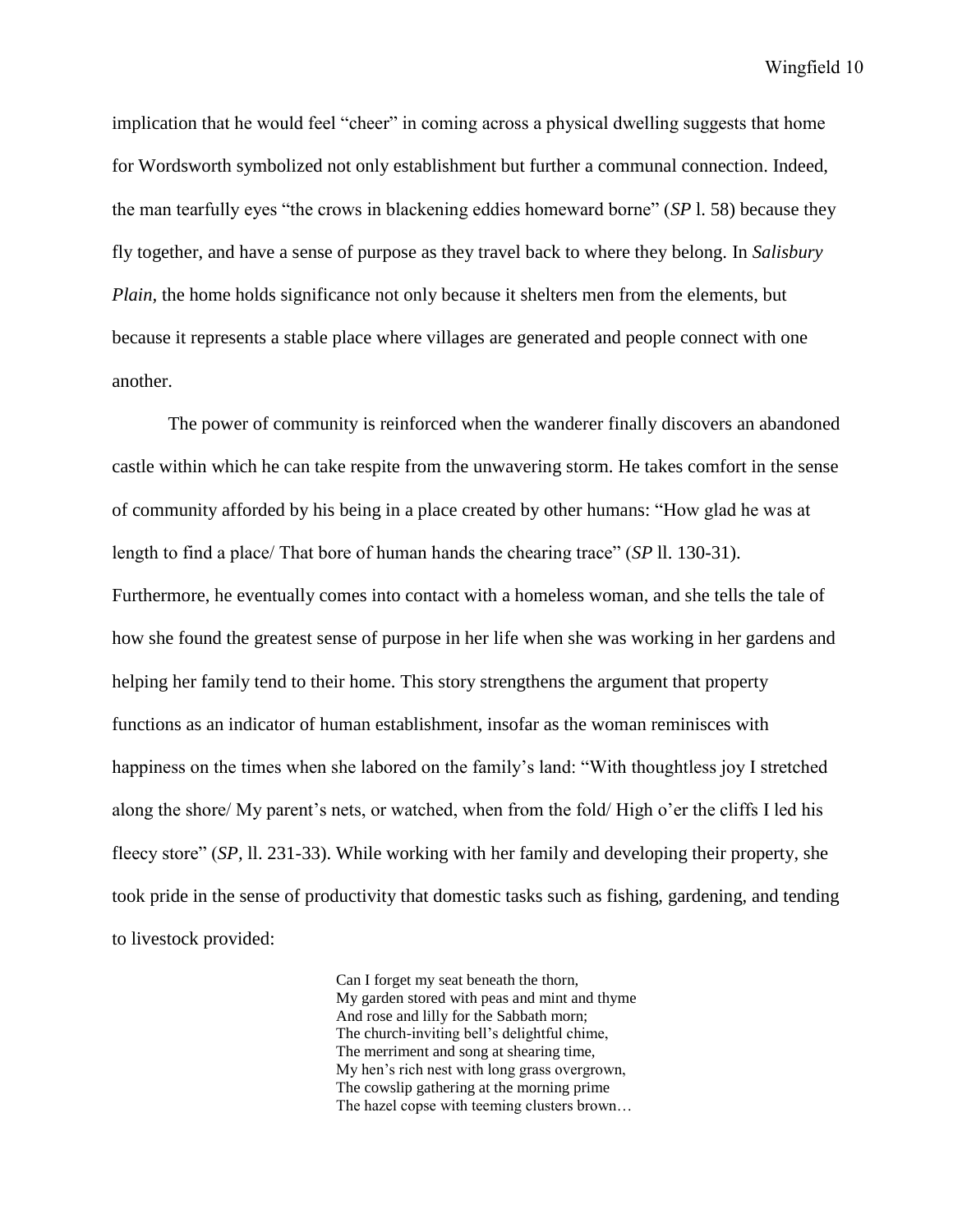implication that he would feel "cheer" in coming across a physical dwelling suggests that home for Wordsworth symbolized not only establishment but further a communal connection. Indeed, the man tearfully eyes "the crows in blackening eddies homeward borne" (*SP* l. 58) because they fly together, and have a sense of purpose as they travel back to where they belong. In *Salisbury Plain,* the home holds significance not only because it shelters men from the elements, but because it represents a stable place where villages are generated and people connect with one another.

The power of community is reinforced when the wanderer finally discovers an abandoned castle within which he can take respite from the unwavering storm. He takes comfort in the sense of community afforded by his being in a place created by other humans: "How glad he was at length to find a place/ That bore of human hands the chearing trace" (*SP* ll. 130-31). Furthermore, he eventually comes into contact with a homeless woman, and she tells the tale of how she found the greatest sense of purpose in her life when she was working in her gardens and helping her family tend to their home. This story strengthens the argument that property functions as an indicator of human establishment, insofar as the woman reminisces with happiness on the times when she labored on the family's land: "With thoughtless joy I stretched along the shore/ My parent's nets, or watched, when from the fold/ High o'er the cliffs I led his fleecy store" (*SP*, ll. 231-33). While working with her family and developing their property, she took pride in the sense of productivity that domestic tasks such as fishing, gardening, and tending to livestock provided:

> Can I forget my seat beneath the thorn,
> My garden stored with peas and mint and thyme
> And rose and lilly for the Sabbath morn;
> The church-inviting bell's delightful chime,
> The merriment and song at shearing time,
> My hen's rich nest with long grass overgrown,
> The cowslip gathering at the morning prime
> The hazel copse with teeming clusters brown…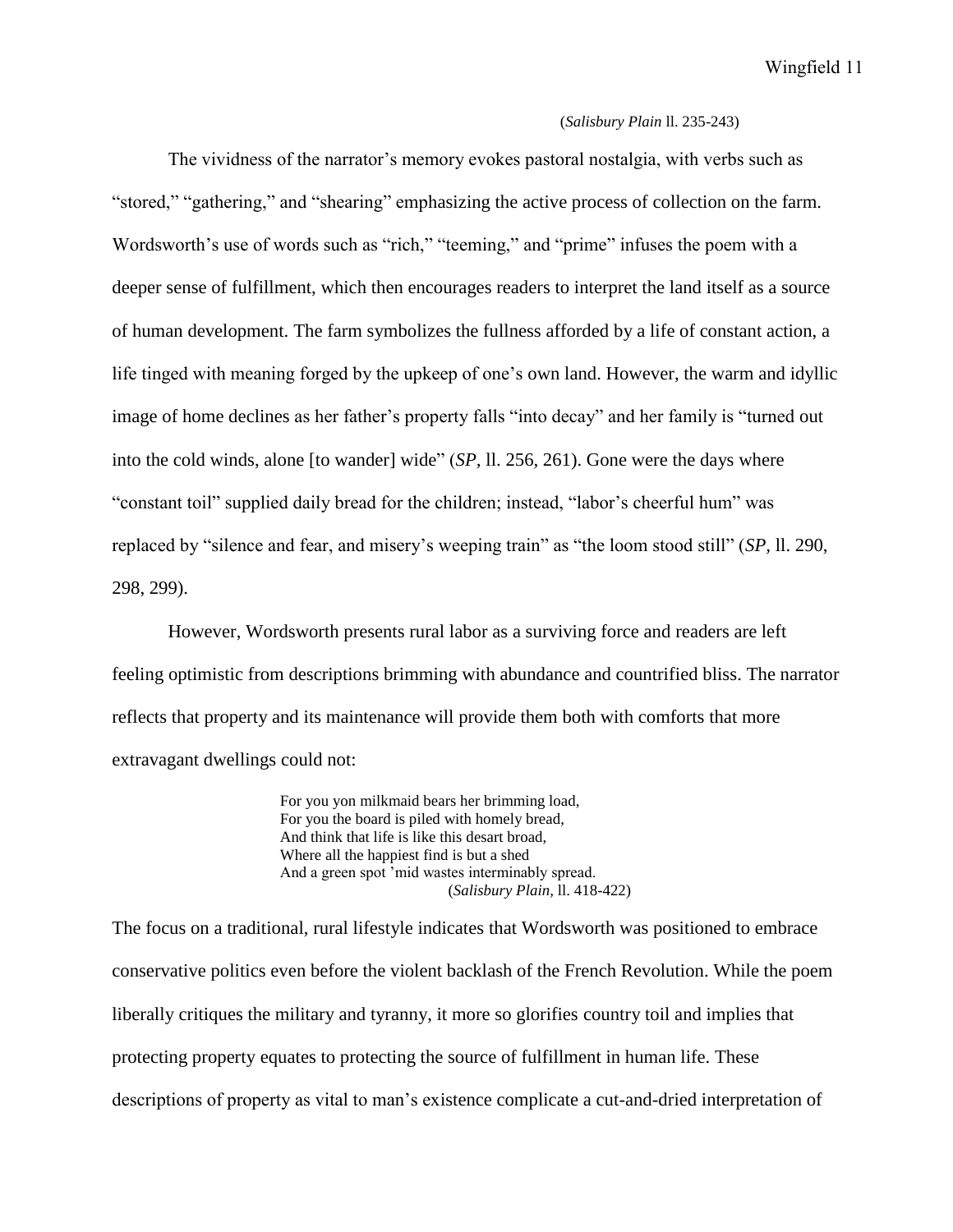(*Salisbury Plain* ll. 235-243)

The vividness of the narrator's memory evokes pastoral nostalgia, with verbs such as "stored," "gathering," and "shearing" emphasizing the active process of collection on the farm. Wordsworth's use of words such as "rich," "teeming," and "prime" infuses the poem with a deeper sense of fulfillment, which then encourages readers to interpret the land itself as a source of human development. The farm symbolizes the fullness afforded by a life of constant action, a life tinged with meaning forged by the upkeep of one's own land. However, the warm and idyllic image of home declines as her father's property falls "into decay" and her family is "turned out into the cold winds, alone [to wander] wide" (*SP*, ll. 256, 261). Gone were the days where "constant toil" supplied daily bread for the children; instead, "labor's cheerful hum" was replaced by "silence and fear, and misery's weeping train" as "the loom stood still" (*SP*, ll. 290, 298, 299).

However, Wordsworth presents rural labor as a surviving force and readers are left feeling optimistic from descriptions brimming with abundance and countrified bliss. The narrator reflects that property and its maintenance will provide them both with comforts that more extravagant dwellings could not:

> For you yon milkmaid bears her brimming load,
> For you the board is piled with homely bread,
> And think that life is like this desart broad,
> Where all the happiest find is but a shed
> And a green spot 'mid wastes interminably spread.
> (*Salisbury Plain*, ll. 418-422)

The focus on a traditional, rural lifestyle indicates that Wordsworth was positioned to embrace conservative politics even before the violent backlash of the French Revolution. While the poem liberally critiques the military and tyranny, it more so glorifies country toil and implies that protecting property equates to protecting the source of fulfillment in human life. These descriptions of property as vital to man's existence complicate a cut-and-dried interpretation of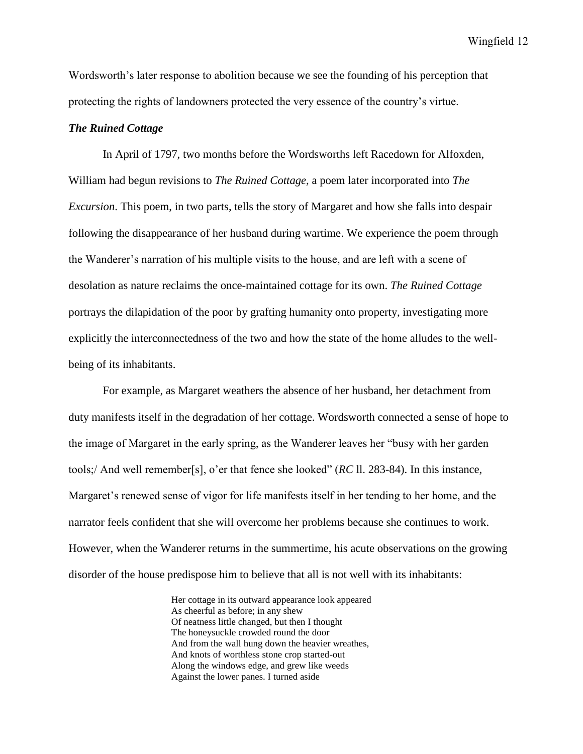Wordsworth's later response to abolition because we see the founding of his perception that protecting the rights of landowners protected the very essence of the country's virtue.

### *The Ruined Cottage*

In April of 1797, two months before the Wordsworths left Racedown for Alfoxden, William had begun revisions to *The Ruined Cottage,* a poem later incorporated into *The Excursion*. This poem, in two parts, tells the story of Margaret and how she falls into despair following the disappearance of her husband during wartime. We experience the poem through the Wanderer's narration of his multiple visits to the house, and are left with a scene of desolation as nature reclaims the once-maintained cottage for its own. *The Ruined Cottage* portrays the dilapidation of the poor by grafting humanity onto property, investigating more explicitly the interconnectedness of the two and how the state of the home alludes to the well-being of its inhabitants.

For example, as Margaret weathers the absence of her husband, her detachment from duty manifests itself in the degradation of her cottage. Wordsworth connected a sense of hope to the image of Margaret in the early spring, as the Wanderer leaves her "busy with her garden tools;/ And well remember[s], o'er that fence she looked" (*RC* ll. 283-84). In this instance, Margaret's renewed sense of vigor for life manifests itself in her tending to her home, and the narrator feels confident that she will overcome her problems because she continues to work. However, when the Wanderer returns in the summertime, his acute observations on the growing disorder of the house predispose him to believe that all is not well with its inhabitants:

> Her cottage in its outward appearance look appeared
> As cheerful as before; in any shew
> Of neatness little changed, but then I thought
> The honeysuckle crowded round the door
> And from the wall hung down the heavier wreathes,
> And knots of worthless stone crop started-out
> Along the windows edge, and grew like weeds
> Against the lower panes. I turned aside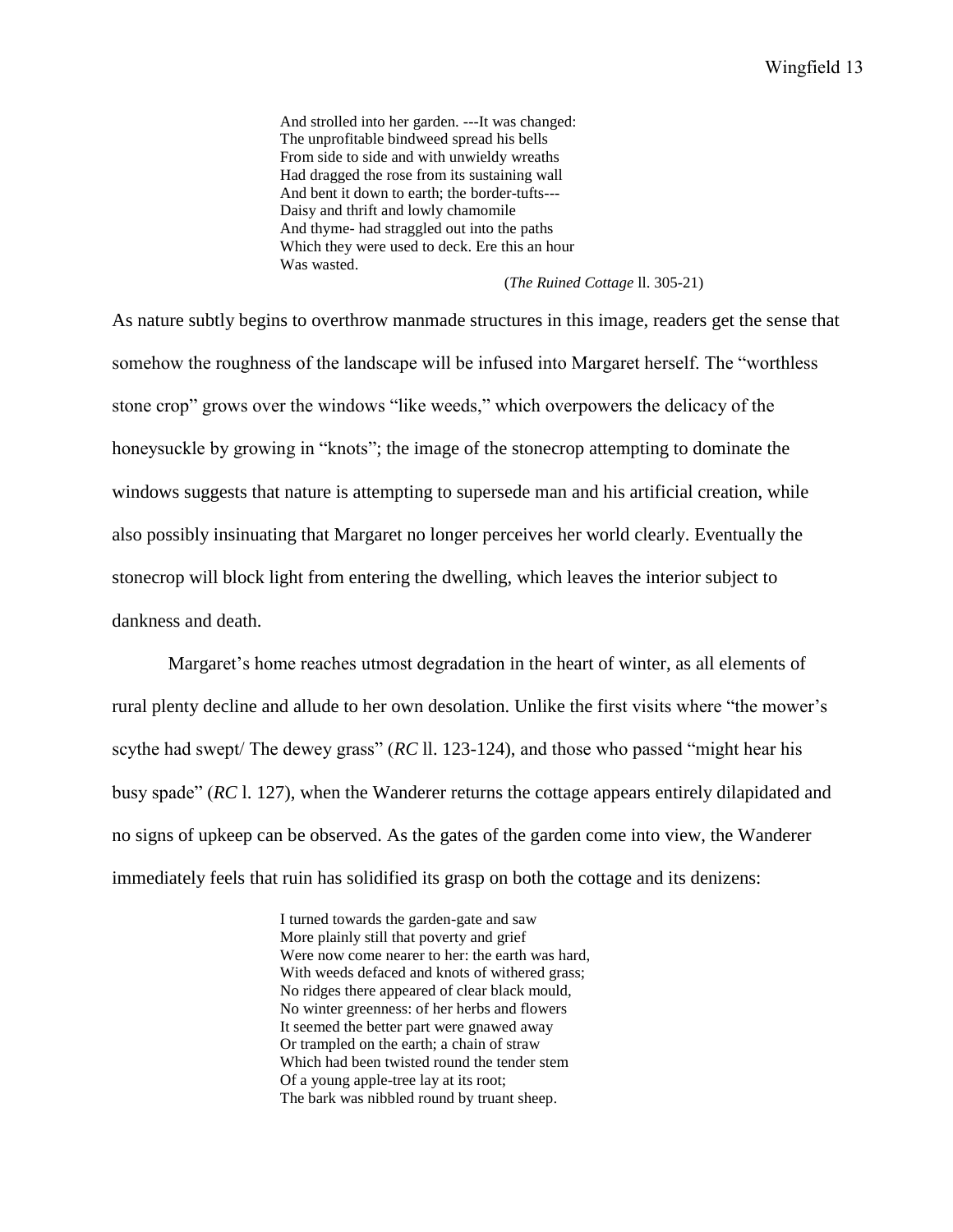> And strolled into her garden. ---It was changed:
> The unprofitable bindweed spread his bells
> From side to side and with unwieldy wreaths
> Had dragged the rose from its sustaining wall
> And bent it down to earth; the border-tufts---
> Daisy and thrift and lowly chamomile
> And thyme- had straggled out into the paths
> Which they were used to deck. Ere this an hour
> Was wasted.
>
> (*The Ruined Cottage* ll. 305-21)

As nature subtly begins to overthrow manmade structures in this image, readers get the sense that somehow the roughness of the landscape will be infused into Margaret herself. The "worthless stone crop" grows over the windows "like weeds," which overpowers the delicacy of the honeysuckle by growing in "knots"; the image of the stonecrop attempting to dominate the windows suggests that nature is attempting to supersede man and his artificial creation, while also possibly insinuating that Margaret no longer perceives her world clearly. Eventually the stonecrop will block light from entering the dwelling, which leaves the interior subject to dankness and death.

Margaret's home reaches utmost degradation in the heart of winter, as all elements of rural plenty decline and allude to her own desolation. Unlike the first visits where "the mower's scythe had swept/ The dewey grass" (*RC* ll. 123-124), and those who passed "might hear his busy spade" (*RC* l. 127), when the Wanderer returns the cottage appears entirely dilapidated and no signs of upkeep can be observed. As the gates of the garden come into view, the Wanderer immediately feels that ruin has solidified its grasp on both the cottage and its denizens:

> I turned towards the garden-gate and saw
> More plainly still that poverty and grief
> Were now come nearer to her: the earth was hard,
> With weeds defaced and knots of withered grass;
> No ridges there appeared of clear black mould,
> No winter greenness: of her herbs and flowers
> It seemed the better part were gnawed away
> Or trampled on the earth; a chain of straw
> Which had been twisted round the tender stem
> Of a young apple-tree lay at its root;
> The bark was nibbled round by truant sheep.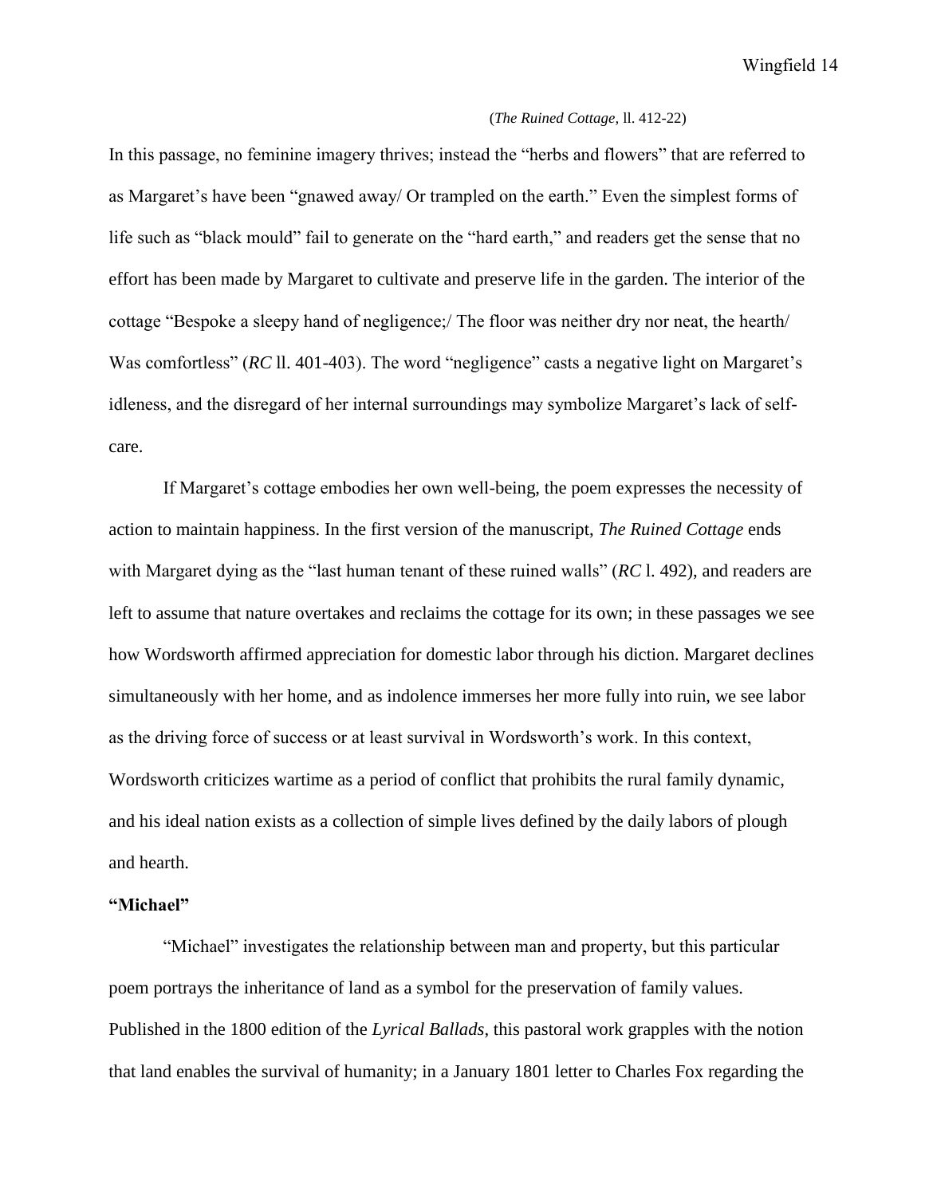(*The Ruined Cottage*, ll. 412-22)

In this passage, no feminine imagery thrives; instead the "herbs and flowers" that are referred to as Margaret's have been "gnawed away/ Or trampled on the earth." Even the simplest forms of life such as "black mould" fail to generate on the "hard earth," and readers get the sense that no effort has been made by Margaret to cultivate and preserve life in the garden. The interior of the cottage "Bespoke a sleepy hand of negligence;/ The floor was neither dry nor neat, the hearth/ Was comfortless" (*RC* ll. 401-403). The word "negligence" casts a negative light on Margaret's idleness, and the disregard of her internal surroundings may symbolize Margaret's lack of self-care.

If Margaret's cottage embodies her own well-being, the poem expresses the necessity of action to maintain happiness. In the first version of the manuscript, *The Ruined Cottage* ends with Margaret dying as the "last human tenant of these ruined walls" (*RC* l. 492), and readers are left to assume that nature overtakes and reclaims the cottage for its own; in these passages we see how Wordsworth affirmed appreciation for domestic labor through his diction. Margaret declines simultaneously with her home, and as indolence immerses her more fully into ruin, we see labor as the driving force of success or at least survival in Wordsworth's work. In this context, Wordsworth criticizes wartime as a period of conflict that prohibits the rural family dynamic, and his ideal nation exists as a collection of simple lives defined by the daily labors of plough and hearth.

**"Michael"**

"Michael" investigates the relationship between man and property, but this particular poem portrays the inheritance of land as a symbol for the preservation of family values. Published in the 1800 edition of the *Lyrical Ballads*, this pastoral work grapples with the notion that land enables the survival of humanity; in a January 1801 letter to Charles Fox regarding the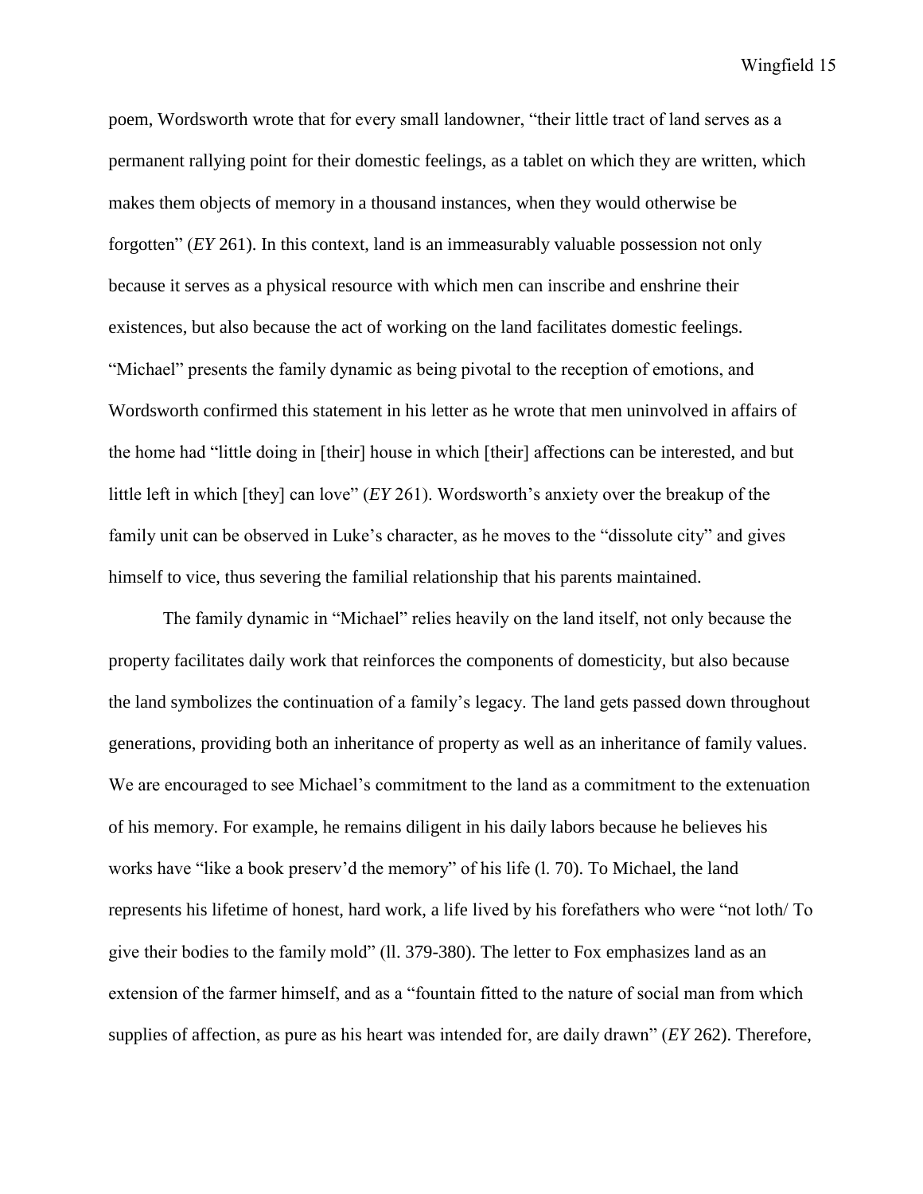poem, Wordsworth wrote that for every small landowner, "their little tract of land serves as a permanent rallying point for their domestic feelings, as a tablet on which they are written, which makes them objects of memory in a thousand instances, when they would otherwise be forgotten" (*EY* 261). In this context, land is an immeasurably valuable possession not only because it serves as a physical resource with which men can inscribe and enshrine their existences, but also because the act of working on the land facilitates domestic feelings. "Michael" presents the family dynamic as being pivotal to the reception of emotions, and Wordsworth confirmed this statement in his letter as he wrote that men uninvolved in affairs of the home had "little doing in [their] house in which [their] affections can be interested, and but little left in which [they] can love" (*EY* 261). Wordsworth's anxiety over the breakup of the family unit can be observed in Luke's character, as he moves to the "dissolute city" and gives himself to vice, thus severing the familial relationship that his parents maintained.

The family dynamic in "Michael" relies heavily on the land itself, not only because the property facilitates daily work that reinforces the components of domesticity, but also because the land symbolizes the continuation of a family's legacy. The land gets passed down throughout generations, providing both an inheritance of property as well as an inheritance of family values. We are encouraged to see Michael's commitment to the land as a commitment to the extenuation of his memory. For example, he remains diligent in his daily labors because he believes his works have "like a book preserv'd the memory" of his life (l. 70). To Michael, the land represents his lifetime of honest, hard work, a life lived by his forefathers who were "not loth/ To give their bodies to the family mold" (ll. 379-380). The letter to Fox emphasizes land as an extension of the farmer himself, and as a "fountain fitted to the nature of social man from which supplies of affection, as pure as his heart was intended for, are daily drawn" (*EY* 262). Therefore,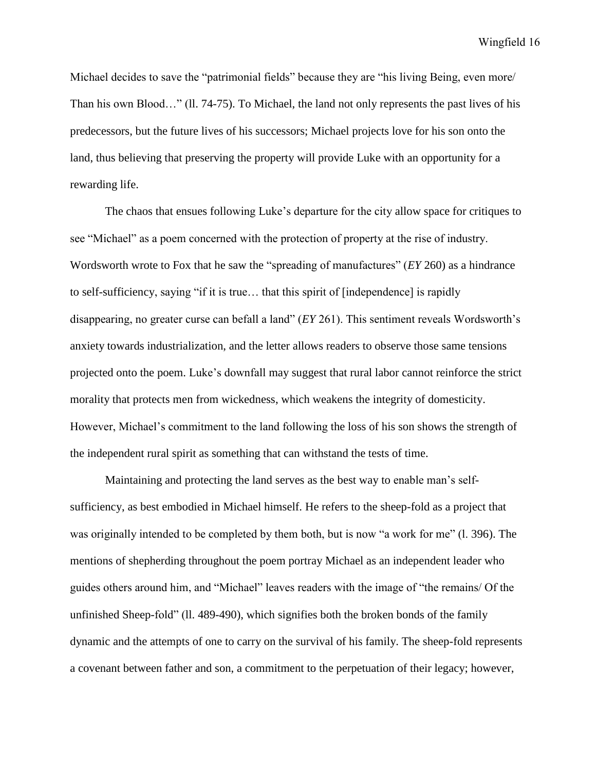Michael decides to save the "patrimonial fields" because they are "his living Being, even more/ Than his own Blood…" (ll. 74-75). To Michael, the land not only represents the past lives of his predecessors, but the future lives of his successors; Michael projects love for his son onto the land, thus believing that preserving the property will provide Luke with an opportunity for a rewarding life.

The chaos that ensues following Luke's departure for the city allow space for critiques to see "Michael" as a poem concerned with the protection of property at the rise of industry. Wordsworth wrote to Fox that he saw the "spreading of manufactures" (*EY* 260) as a hindrance to self-sufficiency, saying "if it is true… that this spirit of [independence] is rapidly disappearing, no greater curse can befall a land" (*EY* 261). This sentiment reveals Wordsworth's anxiety towards industrialization, and the letter allows readers to observe those same tensions projected onto the poem. Luke's downfall may suggest that rural labor cannot reinforce the strict morality that protects men from wickedness, which weakens the integrity of domesticity. However, Michael's commitment to the land following the loss of his son shows the strength of the independent rural spirit as something that can withstand the tests of time.

Maintaining and protecting the land serves as the best way to enable man's self-sufficiency, as best embodied in Michael himself. He refers to the sheep-fold as a project that was originally intended to be completed by them both, but is now "a work for me" (l. 396). The mentions of shepherding throughout the poem portray Michael as an independent leader who guides others around him, and "Michael" leaves readers with the image of "the remains/ Of the unfinished Sheep-fold" (ll. 489-490), which signifies both the broken bonds of the family dynamic and the attempts of one to carry on the survival of his family. The sheep-fold represents a covenant between father and son, a commitment to the perpetuation of their legacy; however,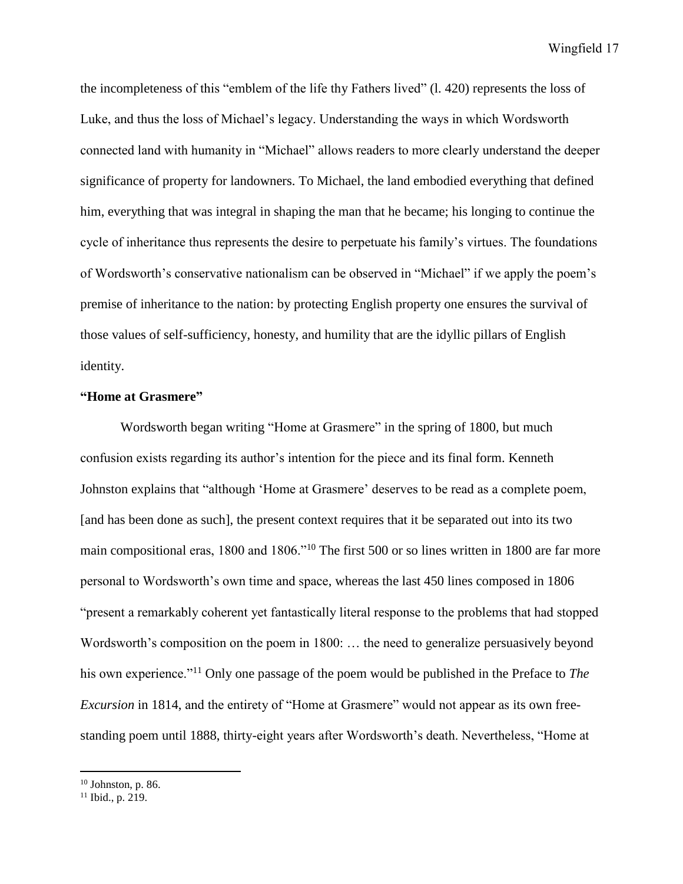the incompleteness of this "emblem of the life thy Fathers lived" (l. 420) represents the loss of Luke, and thus the loss of Michael's legacy. Understanding the ways in which Wordsworth connected land with humanity in "Michael" allows readers to more clearly understand the deeper significance of property for landowners. To Michael, the land embodied everything that defined him, everything that was integral in shaping the man that he became; his longing to continue the cycle of inheritance thus represents the desire to perpetuate his family's virtues. The foundations of Wordsworth's conservative nationalism can be observed in "Michael" if we apply the poem's premise of inheritance to the nation: by protecting English property one ensures the survival of those values of self-sufficiency, honesty, and humility that are the idyllic pillars of English identity.

**"Home at Grasmere"**

Wordsworth began writing "Home at Grasmere" in the spring of 1800, but much confusion exists regarding its author's intention for the piece and its final form. Kenneth Johnston explains that "although 'Home at Grasmere' deserves to be read as a complete poem, [and has been done as such], the present context requires that it be separated out into its two main compositional eras, 1800 and 1806."[10] The first 500 or so lines written in 1800 are far more personal to Wordsworth's own time and space, whereas the last 450 lines composed in 1806 "present a remarkably coherent yet fantastically literal response to the problems that had stopped Wordsworth's composition on the poem in 1800: … the need to generalize persuasively beyond his own experience."[11] Only one passage of the poem would be published in the Preface to *The Excursion* in 1814, and the entirety of "Home at Grasmere" would not appear as its own free-standing poem until 1888, thirty-eight years after Wordsworth's death. Nevertheless, "Home at

---

[10] Johnston, p. 86.

[11] Ibid., p. 219.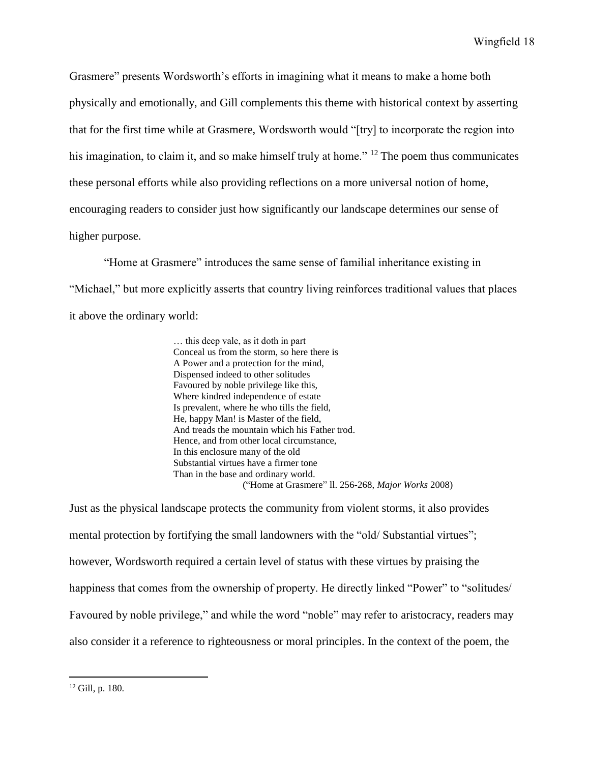Grasmere" presents Wordsworth's efforts in imagining what it means to make a home both physically and emotionally, and Gill complements this theme with historical context by asserting that for the first time while at Grasmere, Wordsworth would "[try] to incorporate the region into his imagination, to claim it, and so make himself truly at home." [12] The poem thus communicates these personal efforts while also providing reflections on a more universal notion of home, encouraging readers to consider just how significantly our landscape determines our sense of higher purpose.

"Home at Grasmere" introduces the same sense of familial inheritance existing in "Michael," but more explicitly asserts that country living reinforces traditional values that places it above the ordinary world:

> … this deep vale, as it doth in part
> Conceal us from the storm, so here there is
> A Power and a protection for the mind,
> Dispensed indeed to other solitudes
> Favoured by noble privilege like this,
> Where kindred independence of estate
> Is prevalent, where he who tills the field,
> He, happy Man! is Master of the field,
> And treads the mountain which his Father trod.
> Hence, and from other local circumstance,
> In this enclosure many of the old
> Substantial virtues have a firmer tone
> Than in the base and ordinary world.
> ("Home at Grasmere" ll. 256-268, *Major Works* 2008)

Just as the physical landscape protects the community from violent storms, it also provides mental protection by fortifying the small landowners with the "old/ Substantial virtues"; however, Wordsworth required a certain level of status with these virtues by praising the happiness that comes from the ownership of property. He directly linked "Power" to "solitudes/ Favoured by noble privilege," and while the word "noble" may refer to aristocracy, readers may also consider it a reference to righteousness or moral principles. In the context of the poem, the

---

[12] Gill, p. 180.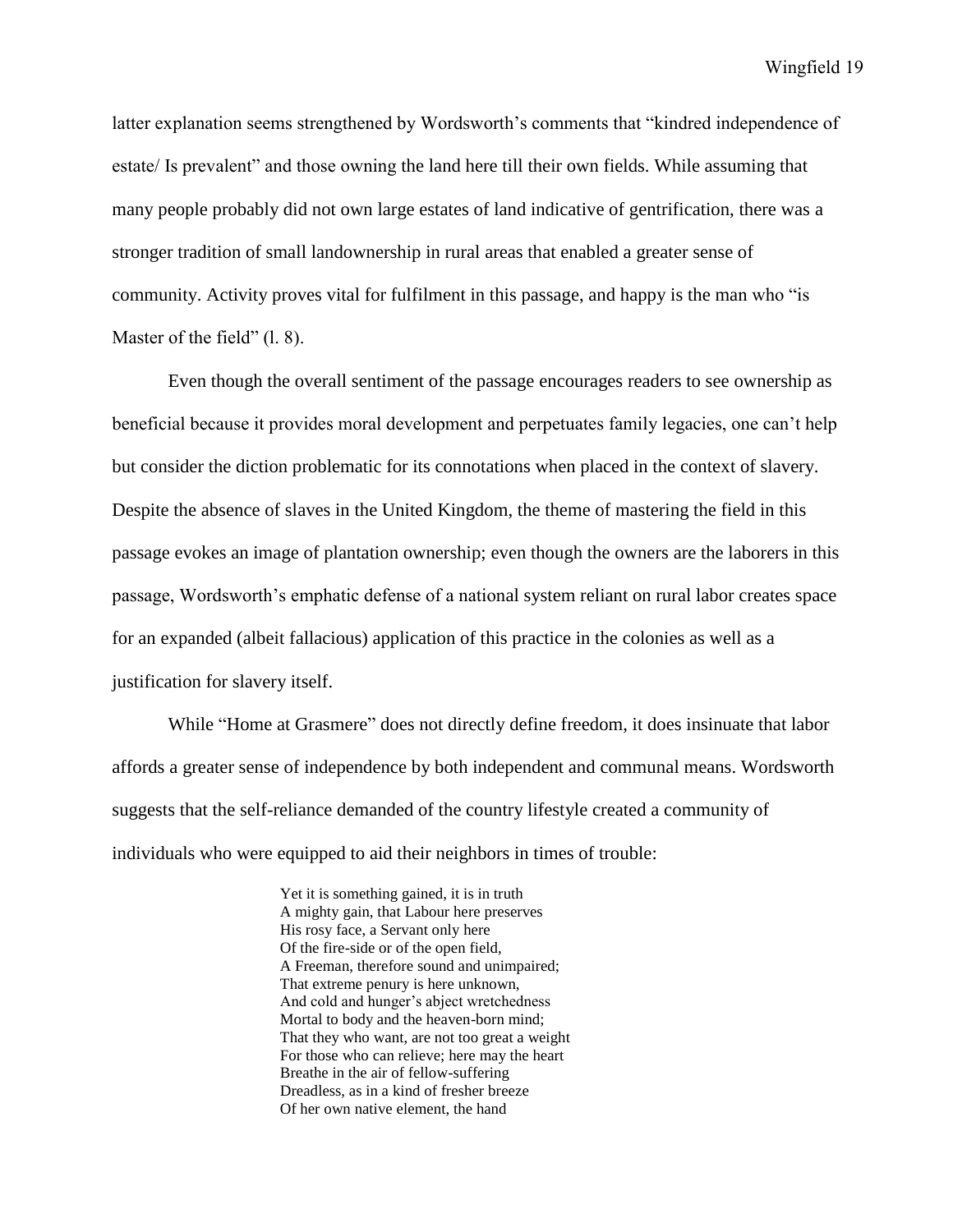latter explanation seems strengthened by Wordsworth's comments that "kindred independence of estate/ Is prevalent" and those owning the land here till their own fields. While assuming that many people probably did not own large estates of land indicative of gentrification, there was a stronger tradition of small landownership in rural areas that enabled a greater sense of community. Activity proves vital for fulfilment in this passage, and happy is the man who "is Master of the field" (l. 8).

Even though the overall sentiment of the passage encourages readers to see ownership as beneficial because it provides moral development and perpetuates family legacies, one can't help but consider the diction problematic for its connotations when placed in the context of slavery. Despite the absence of slaves in the United Kingdom, the theme of mastering the field in this passage evokes an image of plantation ownership; even though the owners are the laborers in this passage, Wordsworth's emphatic defense of a national system reliant on rural labor creates space for an expanded (albeit fallacious) application of this practice in the colonies as well as a justification for slavery itself.

While "Home at Grasmere" does not directly define freedom, it does insinuate that labor affords a greater sense of independence by both independent and communal means. Wordsworth suggests that the self-reliance demanded of the country lifestyle created a community of individuals who were equipped to aid their neighbors in times of trouble:

> Yet it is something gained, it is in truth
> A mighty gain, that Labour here preserves
> His rosy face, a Servant only here
> Of the fire-side or of the open field,
> A Freeman, therefore sound and unimpaired;
> That extreme penury is here unknown,
> And cold and hunger's abject wretchedness
> Mortal to body and the heaven-born mind;
> That they who want, are not too great a weight
> For those who can relieve; here may the heart
> Breathe in the air of fellow-suffering
> Dreadless, as in a kind of fresher breeze
> Of her own native element, the hand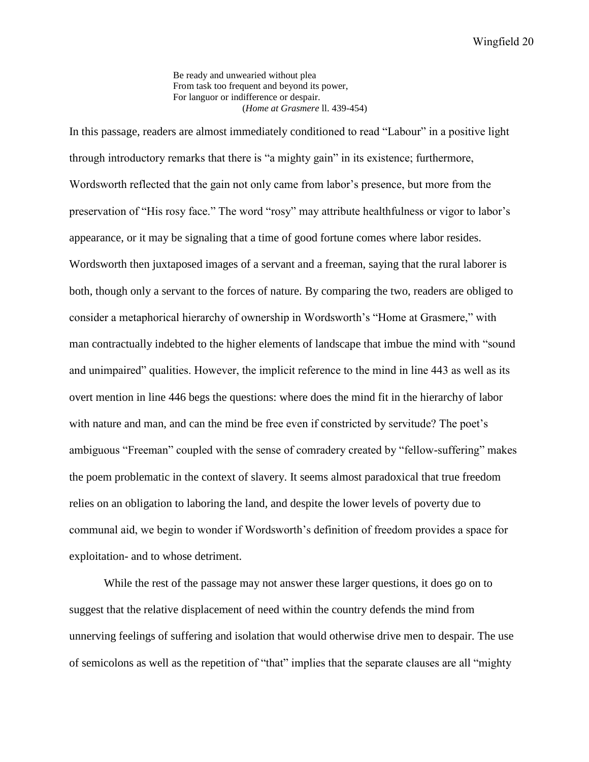> Be ready and unwearied without plea
> From task too frequent and beyond its power,
> For languor or indifference or despair.
> (*Home at Grasmere* ll. 439-454)

In this passage, readers are almost immediately conditioned to read "Labour" in a positive light through introductory remarks that there is "a mighty gain" in its existence; furthermore, Wordsworth reflected that the gain not only came from labor's presence, but more from the preservation of "His rosy face." The word "rosy" may attribute healthfulness or vigor to labor's appearance, or it may be signaling that a time of good fortune comes where labor resides. Wordsworth then juxtaposed images of a servant and a freeman, saying that the rural laborer is both, though only a servant to the forces of nature. By comparing the two, readers are obliged to consider a metaphorical hierarchy of ownership in Wordsworth's "Home at Grasmere," with man contractually indebted to the higher elements of landscape that imbue the mind with "sound and unimpaired" qualities. However, the implicit reference to the mind in line 443 as well as its overt mention in line 446 begs the questions: where does the mind fit in the hierarchy of labor with nature and man, and can the mind be free even if constricted by servitude? The poet's ambiguous "Freeman" coupled with the sense of comradery created by "fellow-suffering" makes the poem problematic in the context of slavery. It seems almost paradoxical that true freedom relies on an obligation to laboring the land, and despite the lower levels of poverty due to communal aid, we begin to wonder if Wordsworth's definition of freedom provides a space for exploitation- and to whose detriment.

While the rest of the passage may not answer these larger questions, it does go on to suggest that the relative displacement of need within the country defends the mind from unnerving feelings of suffering and isolation that would otherwise drive men to despair. The use of semicolons as well as the repetition of "that" implies that the separate clauses are all "mighty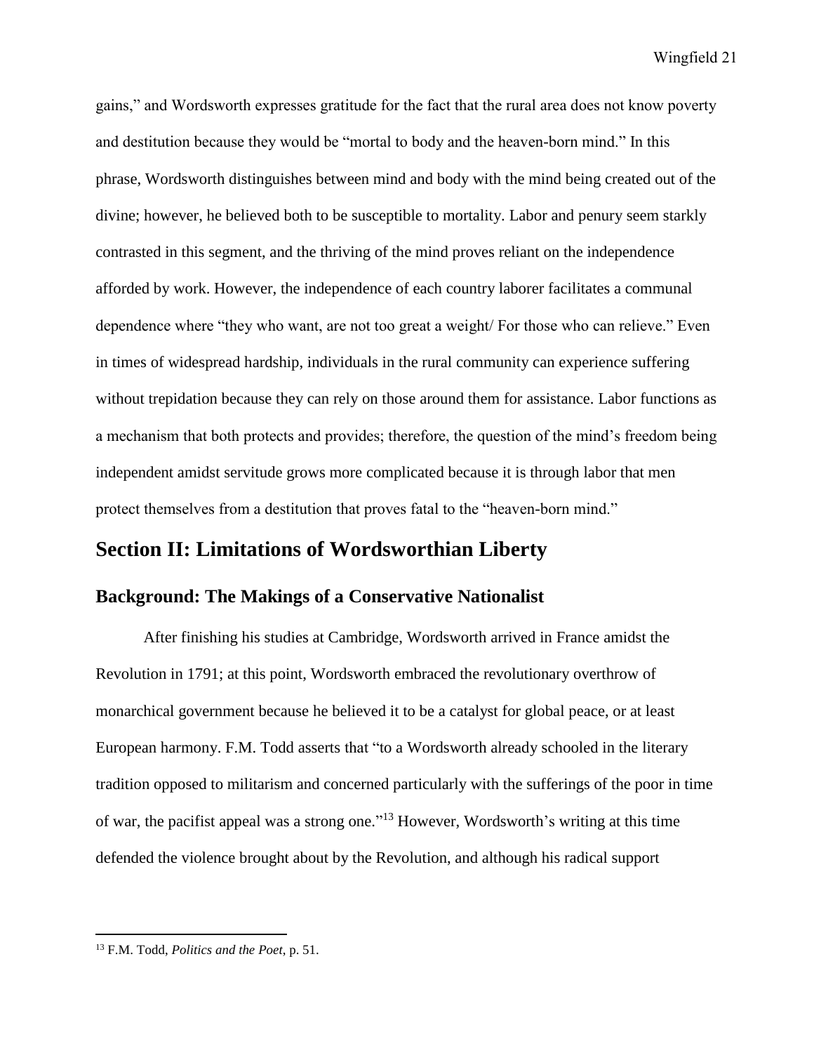gains," and Wordsworth expresses gratitude for the fact that the rural area does not know poverty and destitution because they would be "mortal to body and the heaven-born mind." In this phrase, Wordsworth distinguishes between mind and body with the mind being created out of the divine; however, he believed both to be susceptible to mortality. Labor and penury seem starkly contrasted in this segment, and the thriving of the mind proves reliant on the independence afforded by work. However, the independence of each country laborer facilitates a communal dependence where "they who want, are not too great a weight/ For those who can relieve." Even in times of widespread hardship, individuals in the rural community can experience suffering without trepidation because they can rely on those around them for assistance. Labor functions as a mechanism that both protects and provides; therefore, the question of the mind's freedom being independent amidst servitude grows more complicated because it is through labor that men protect themselves from a destitution that proves fatal to the "heaven-born mind."

## Section II: Limitations of Wordsworthian Liberty

### Background: The Makings of a Conservative Nationalist

After finishing his studies at Cambridge, Wordsworth arrived in France amidst the Revolution in 1791; at this point, Wordsworth embraced the revolutionary overthrow of monarchical government because he believed it to be a catalyst for global peace, or at least European harmony. F.M. Todd asserts that "to a Wordsworth already schooled in the literary tradition opposed to militarism and concerned particularly with the sufferings of the poor in time of war, the pacifist appeal was a strong one."[13] However, Wordsworth's writing at this time defended the violence brought about by the Revolution, and although his radical support

---

[13] F.M. Todd, *Politics and the Poet*, p. 51.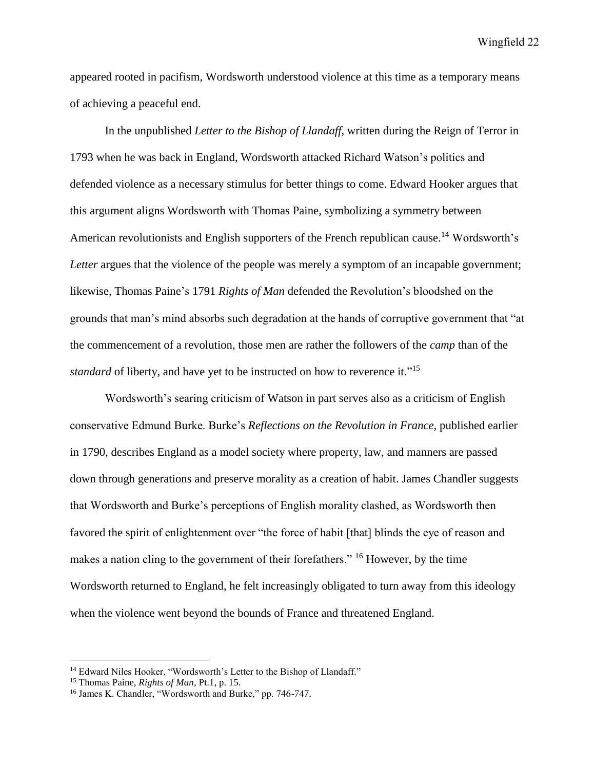appeared rooted in pacifism, Wordsworth understood violence at this time as a temporary means of achieving a peaceful end.

In the unpublished *Letter to the Bishop of Llandaff*, written during the Reign of Terror in 1793 when he was back in England, Wordsworth attacked Richard Watson's politics and defended violence as a necessary stimulus for better things to come. Edward Hooker argues that this argument aligns Wordsworth with Thomas Paine, symbolizing a symmetry between American revolutionists and English supporters of the French republican cause.[14] Wordsworth's *Letter* argues that the violence of the people was merely a symptom of an incapable government; likewise, Thomas Paine's 1791 *Rights of Man* defended the Revolution's bloodshed on the grounds that man's mind absorbs such degradation at the hands of corruptive government that "at the commencement of a revolution, those men are rather the followers of the *camp* than of the *standard* of liberty, and have yet to be instructed on how to reverence it."[15]

Wordsworth's searing criticism of Watson in part serves also as a criticism of English conservative Edmund Burke. Burke's *Reflections on the Revolution in France*, published earlier in 1790, describes England as a model society where property, law, and manners are passed down through generations and preserve morality as a creation of habit. James Chandler suggests that Wordsworth and Burke's perceptions of English morality clashed, as Wordsworth then favored the spirit of enlightenment over "the force of habit [that] blinds the eye of reason and makes a nation cling to the government of their forefathers." [16] However, by the time Wordsworth returned to England, he felt increasingly obligated to turn away from this ideology when the violence went beyond the bounds of France and threatened England.

---

[14] Edward Niles Hooker, "Wordsworth's Letter to the Bishop of Llandaff."

[15] Thomas Paine, *Rights of Man*, Pt.1, p. 15.

[16] James K. Chandler, "Wordsworth and Burke," pp. 746-747.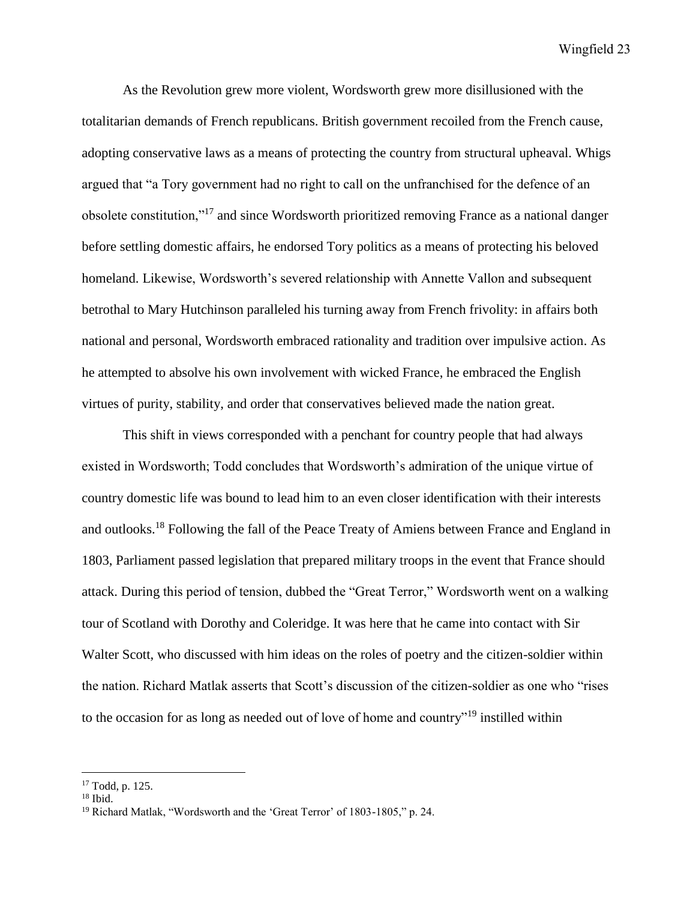As the Revolution grew more violent, Wordsworth grew more disillusioned with the totalitarian demands of French republicans. British government recoiled from the French cause, adopting conservative laws as a means of protecting the country from structural upheaval. Whigs argued that "a Tory government had no right to call on the unfranchised for the defence of an obsolete constitution,"[17] and since Wordsworth prioritized removing France as a national danger before settling domestic affairs, he endorsed Tory politics as a means of protecting his beloved homeland. Likewise, Wordsworth's severed relationship with Annette Vallon and subsequent betrothal to Mary Hutchinson paralleled his turning away from French frivolity: in affairs both national and personal, Wordsworth embraced rationality and tradition over impulsive action. As he attempted to absolve his own involvement with wicked France, he embraced the English virtues of purity, stability, and order that conservatives believed made the nation great.

This shift in views corresponded with a penchant for country people that had always existed in Wordsworth; Todd concludes that Wordsworth's admiration of the unique virtue of country domestic life was bound to lead him to an even closer identification with their interests and outlooks.[18] Following the fall of the Peace Treaty of Amiens between France and England in 1803, Parliament passed legislation that prepared military troops in the event that France should attack. During this period of tension, dubbed the "Great Terror," Wordsworth went on a walking tour of Scotland with Dorothy and Coleridge. It was here that he came into contact with Sir Walter Scott, who discussed with him ideas on the roles of poetry and the citizen-soldier within the nation. Richard Matlak asserts that Scott's discussion of the citizen-soldier as one who "rises to the occasion for as long as needed out of love of home and country"[19] instilled within

---

[17] Todd, p. 125.

[18] Ibid.

[19] Richard Matlak, "Wordsworth and the 'Great Terror' of 1803-1805," p. 24.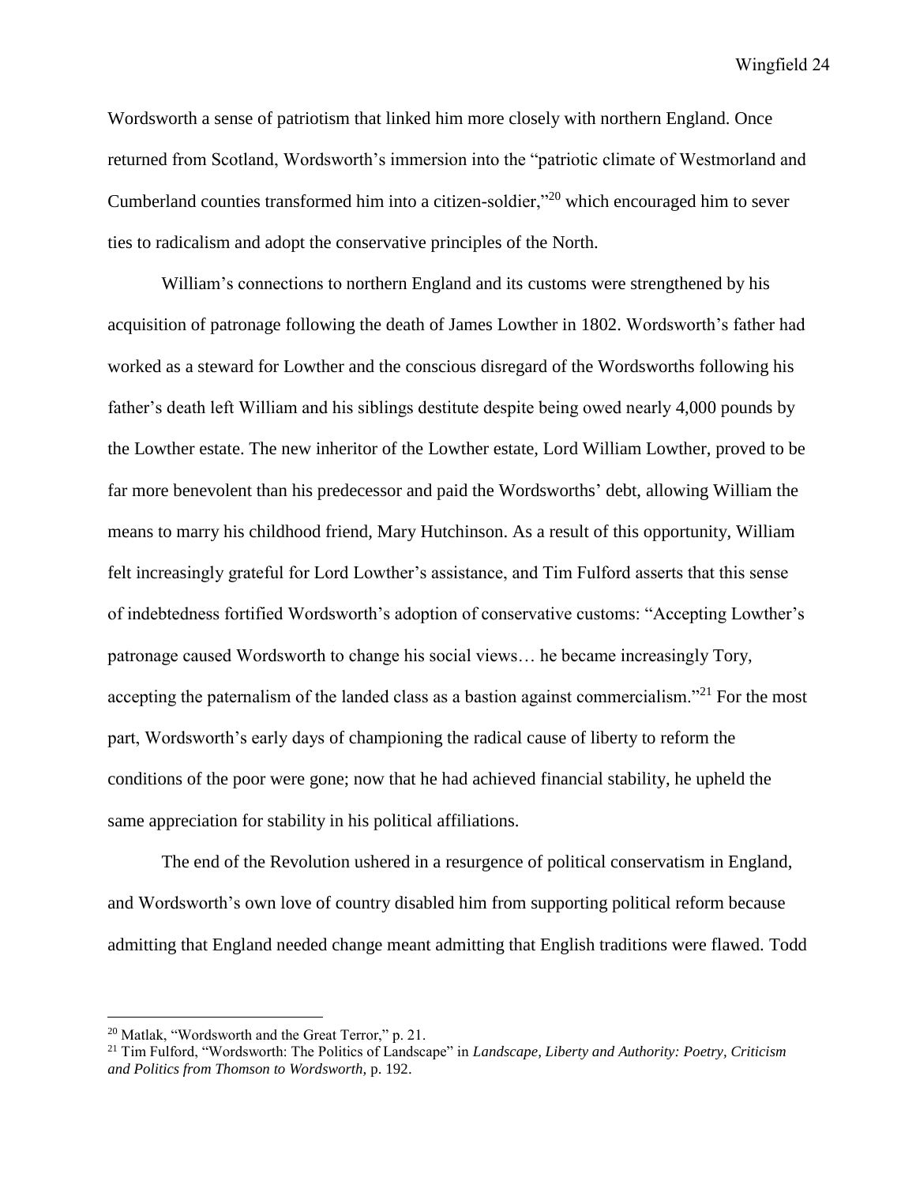Wordsworth a sense of patriotism that linked him more closely with northern England. Once returned from Scotland, Wordsworth's immersion into the "patriotic climate of Westmorland and Cumberland counties transformed him into a citizen-soldier,"[20] which encouraged him to sever ties to radicalism and adopt the conservative principles of the North.

William's connections to northern England and its customs were strengthened by his acquisition of patronage following the death of James Lowther in 1802. Wordsworth's father had worked as a steward for Lowther and the conscious disregard of the Wordsworths following his father's death left William and his siblings destitute despite being owed nearly 4,000 pounds by the Lowther estate. The new inheritor of the Lowther estate, Lord William Lowther, proved to be far more benevolent than his predecessor and paid the Wordsworths' debt, allowing William the means to marry his childhood friend, Mary Hutchinson. As a result of this opportunity, William felt increasingly grateful for Lord Lowther's assistance, and Tim Fulford asserts that this sense of indebtedness fortified Wordsworth's adoption of conservative customs: "Accepting Lowther's patronage caused Wordsworth to change his social views… he became increasingly Tory, accepting the paternalism of the landed class as a bastion against commercialism."[21] For the most part, Wordsworth's early days of championing the radical cause of liberty to reform the conditions of the poor were gone; now that he had achieved financial stability, he upheld the same appreciation for stability in his political affiliations.

The end of the Revolution ushered in a resurgence of political conservatism in England, and Wordsworth's own love of country disabled him from supporting political reform because admitting that England needed change meant admitting that English traditions were flawed. Todd

---

[20] Matlak, "Wordsworth and the Great Terror," p. 21.

[21] Tim Fulford, "Wordsworth: The Politics of Landscape" in *Landscape, Liberty and Authority: Poetry, Criticism and Politics from Thomson to Wordsworth*, p. 192.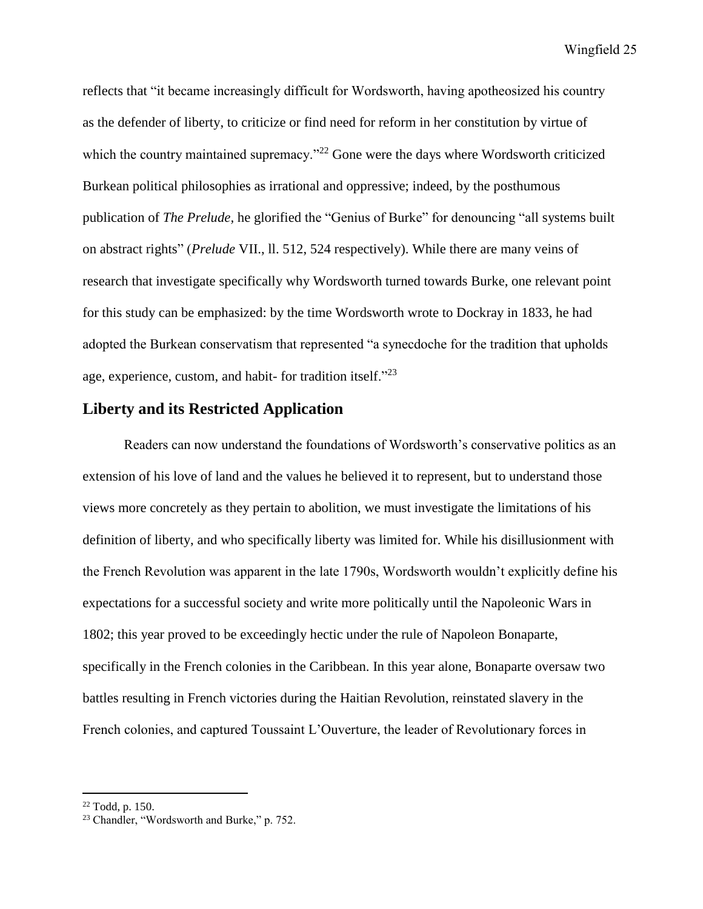reflects that "it became increasingly difficult for Wordsworth, having apotheosized his country as the defender of liberty, to criticize or find need for reform in her constitution by virtue of which the country maintained supremacy."[22] Gone were the days where Wordsworth criticized Burkean political philosophies as irrational and oppressive; indeed, by the posthumous publication of *The Prelude,* he glorified the "Genius of Burke" for denouncing "all systems built on abstract rights" (*Prelude* VII., ll. 512, 524 respectively). While there are many veins of research that investigate specifically why Wordsworth turned towards Burke, one relevant point for this study can be emphasized: by the time Wordsworth wrote to Dockray in 1833, he had adopted the Burkean conservatism that represented "a synecdoche for the tradition that upholds age, experience, custom, and habit- for tradition itself."[23]

## Liberty and its Restricted Application

Readers can now understand the foundations of Wordsworth's conservative politics as an extension of his love of land and the values he believed it to represent, but to understand those views more concretely as they pertain to abolition, we must investigate the limitations of his definition of liberty, and who specifically liberty was limited for. While his disillusionment with the French Revolution was apparent in the late 1790s, Wordsworth wouldn't explicitly define his expectations for a successful society and write more politically until the Napoleonic Wars in 1802; this year proved to be exceedingly hectic under the rule of Napoleon Bonaparte, specifically in the French colonies in the Caribbean. In this year alone, Bonaparte oversaw two battles resulting in French victories during the Haitian Revolution, reinstated slavery in the French colonies, and captured Toussaint L'Ouverture, the leader of Revolutionary forces in

---

[22] Todd, p. 150.

[23] Chandler, "Wordsworth and Burke," p. 752.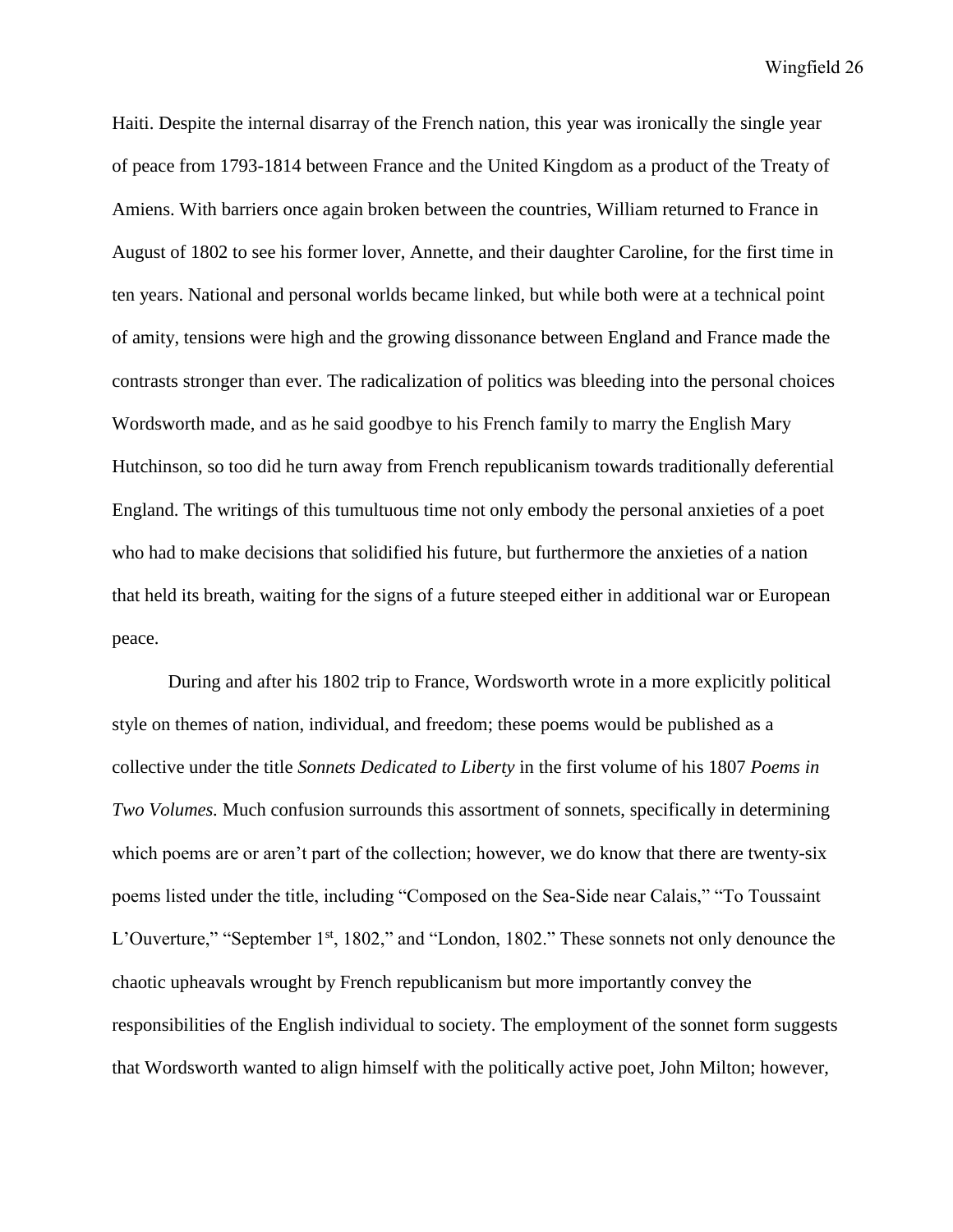Haiti. Despite the internal disarray of the French nation, this year was ironically the single year of peace from 1793-1814 between France and the United Kingdom as a product of the Treaty of Amiens. With barriers once again broken between the countries, William returned to France in August of 1802 to see his former lover, Annette, and their daughter Caroline, for the first time in ten years. National and personal worlds became linked, but while both were at a technical point of amity, tensions were high and the growing dissonance between England and France made the contrasts stronger than ever. The radicalization of politics was bleeding into the personal choices Wordsworth made, and as he said goodbye to his French family to marry the English Mary Hutchinson, so too did he turn away from French republicanism towards traditionally deferential England. The writings of this tumultuous time not only embody the personal anxieties of a poet who had to make decisions that solidified his future, but furthermore the anxieties of a nation that held its breath, waiting for the signs of a future steeped either in additional war or European peace.

During and after his 1802 trip to France, Wordsworth wrote in a more explicitly political style on themes of nation, individual, and freedom; these poems would be published as a collective under the title *Sonnets Dedicated to Liberty* in the first volume of his 1807 *Poems in Two Volumes.* Much confusion surrounds this assortment of sonnets, specifically in determining which poems are or aren't part of the collection; however, we do know that there are twenty-six poems listed under the title, including "Composed on the Sea-Side near Calais," "To Toussaint L'Ouverture," "September 1st, 1802," and "London, 1802." These sonnets not only denounce the chaotic upheavals wrought by French republicanism but more importantly convey the responsibilities of the English individual to society. The employment of the sonnet form suggests that Wordsworth wanted to align himself with the politically active poet, John Milton; however,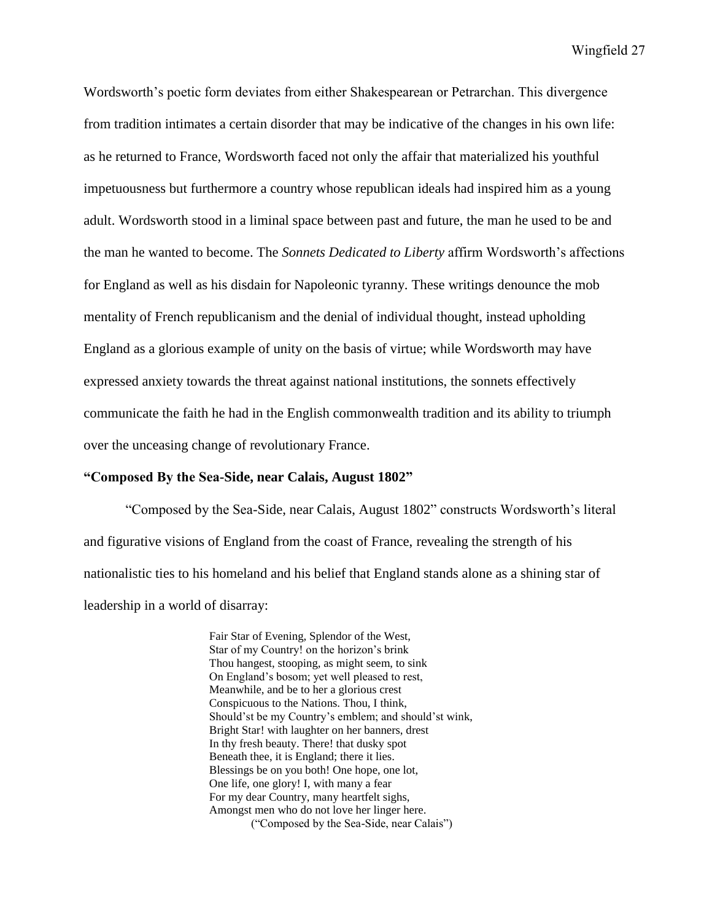Wordsworth's poetic form deviates from either Shakespearean or Petrarchan. This divergence from tradition intimates a certain disorder that may be indicative of the changes in his own life: as he returned to France, Wordsworth faced not only the affair that materialized his youthful impetuousness but furthermore a country whose republican ideals had inspired him as a young adult. Wordsworth stood in a liminal space between past and future, the man he used to be and the man he wanted to become. The *Sonnets Dedicated to Liberty* affirm Wordsworth's affections for England as well as his disdain for Napoleonic tyranny. These writings denounce the mob mentality of French republicanism and the denial of individual thought, instead upholding England as a glorious example of unity on the basis of virtue; while Wordsworth may have expressed anxiety towards the threat against national institutions, the sonnets effectively communicate the faith he had in the English commonwealth tradition and its ability to triumph over the unceasing change of revolutionary France.

**"Composed By the Sea-Side, near Calais, August 1802"**

"Composed by the Sea-Side, near Calais, August 1802" constructs Wordsworth's literal and figurative visions of England from the coast of France, revealing the strength of his nationalistic ties to his homeland and his belief that England stands alone as a shining star of leadership in a world of disarray:

> Fair Star of Evening, Splendor of the West,
> Star of my Country! on the horizon's brink
> Thou hangest, stooping, as might seem, to sink
> On England's bosom; yet well pleased to rest,
> Meanwhile, and be to her a glorious crest
> Conspicuous to the Nations. Thou, I think,
> Should'st be my Country's emblem; and should'st wink,
> Bright Star! with laughter on her banners, drest
> In thy fresh beauty. There! that dusky spot
> Beneath thee, it is England; there it lies.
> Blessings be on you both! One hope, one lot,
> One life, one glory! I, with many a fear
> For my dear Country, many heartfelt sighs,
> Amongst men who do not love her linger here.
> ("Composed by the Sea-Side, near Calais")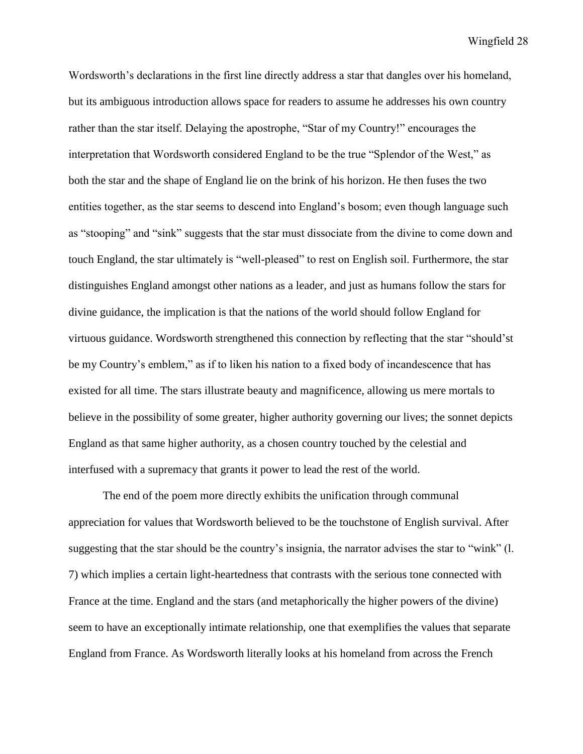Wordsworth's declarations in the first line directly address a star that dangles over his homeland, but its ambiguous introduction allows space for readers to assume he addresses his own country rather than the star itself. Delaying the apostrophe, "Star of my Country!" encourages the interpretation that Wordsworth considered England to be the true "Splendor of the West," as both the star and the shape of England lie on the brink of his horizon. He then fuses the two entities together, as the star seems to descend into England's bosom; even though language such as "stooping" and "sink" suggests that the star must dissociate from the divine to come down and touch England, the star ultimately is "well-pleased" to rest on English soil. Furthermore, the star distinguishes England amongst other nations as a leader, and just as humans follow the stars for divine guidance, the implication is that the nations of the world should follow England for virtuous guidance. Wordsworth strengthened this connection by reflecting that the star "should'st be my Country's emblem," as if to liken his nation to a fixed body of incandescence that has existed for all time. The stars illustrate beauty and magnificence, allowing us mere mortals to believe in the possibility of some greater, higher authority governing our lives; the sonnet depicts England as that same higher authority, as a chosen country touched by the celestial and interfused with a supremacy that grants it power to lead the rest of the world.

The end of the poem more directly exhibits the unification through communal appreciation for values that Wordsworth believed to be the touchstone of English survival. After suggesting that the star should be the country's insignia, the narrator advises the star to "wink" (l. 7) which implies a certain light-heartedness that contrasts with the serious tone connected with France at the time. England and the stars (and metaphorically the higher powers of the divine) seem to have an exceptionally intimate relationship, one that exemplifies the values that separate England from France. As Wordsworth literally looks at his homeland from across the French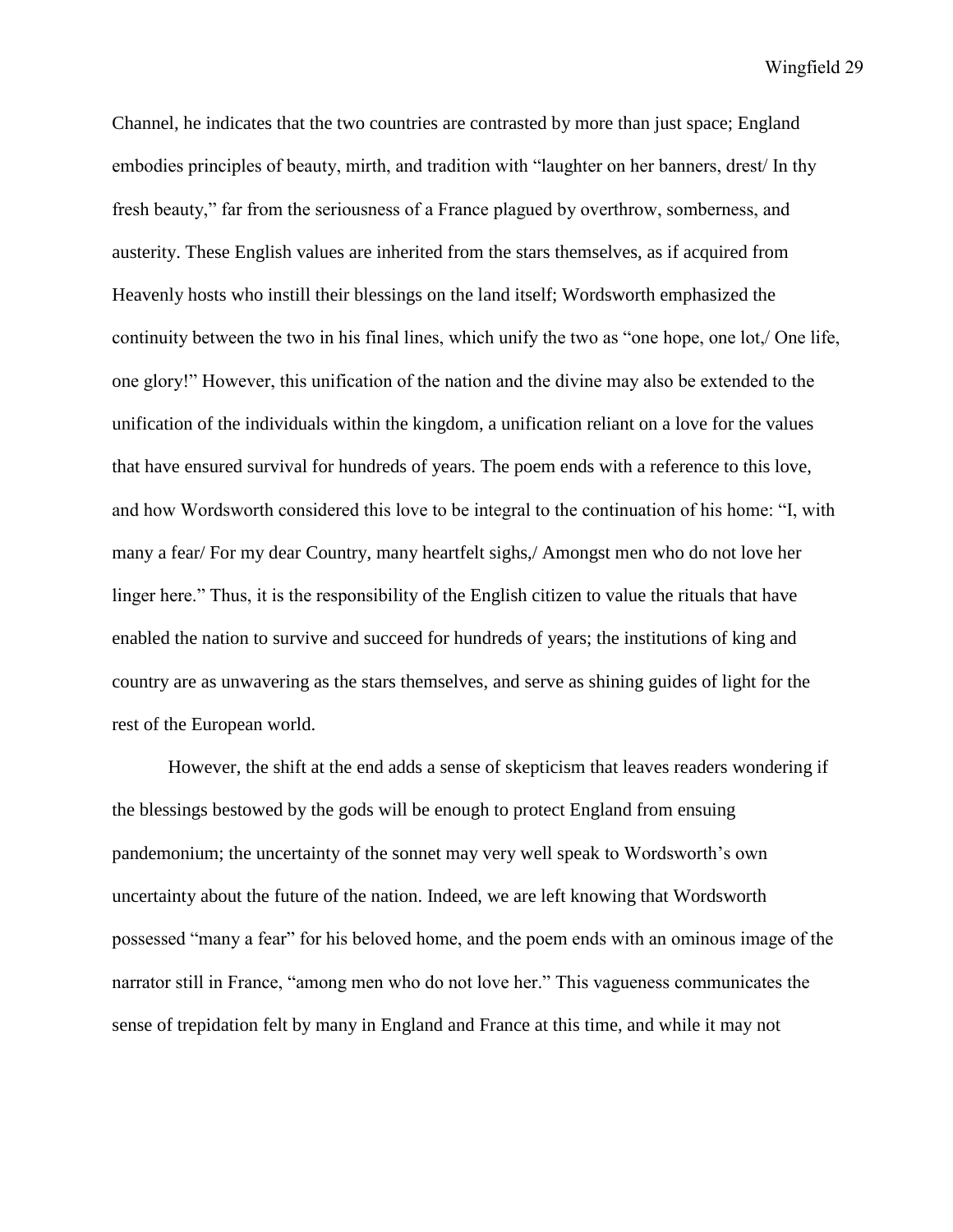Channel, he indicates that the two countries are contrasted by more than just space; England embodies principles of beauty, mirth, and tradition with "laughter on her banners, drest/ In thy fresh beauty," far from the seriousness of a France plagued by overthrow, somberness, and austerity. These English values are inherited from the stars themselves, as if acquired from Heavenly hosts who instill their blessings on the land itself; Wordsworth emphasized the continuity between the two in his final lines, which unify the two as "one hope, one lot,/ One life, one glory!" However, this unification of the nation and the divine may also be extended to the unification of the individuals within the kingdom, a unification reliant on a love for the values that have ensured survival for hundreds of years. The poem ends with a reference to this love, and how Wordsworth considered this love to be integral to the continuation of his home: "I, with many a fear/ For my dear Country, many heartfelt sighs,/ Amongst men who do not love her linger here." Thus, it is the responsibility of the English citizen to value the rituals that have enabled the nation to survive and succeed for hundreds of years; the institutions of king and country are as unwavering as the stars themselves, and serve as shining guides of light for the rest of the European world.

However, the shift at the end adds a sense of skepticism that leaves readers wondering if the blessings bestowed by the gods will be enough to protect England from ensuing pandemonium; the uncertainty of the sonnet may very well speak to Wordsworth's own uncertainty about the future of the nation. Indeed, we are left knowing that Wordsworth possessed "many a fear" for his beloved home, and the poem ends with an ominous image of the narrator still in France, "among men who do not love her." This vagueness communicates the sense of trepidation felt by many in England and France at this time, and while it may not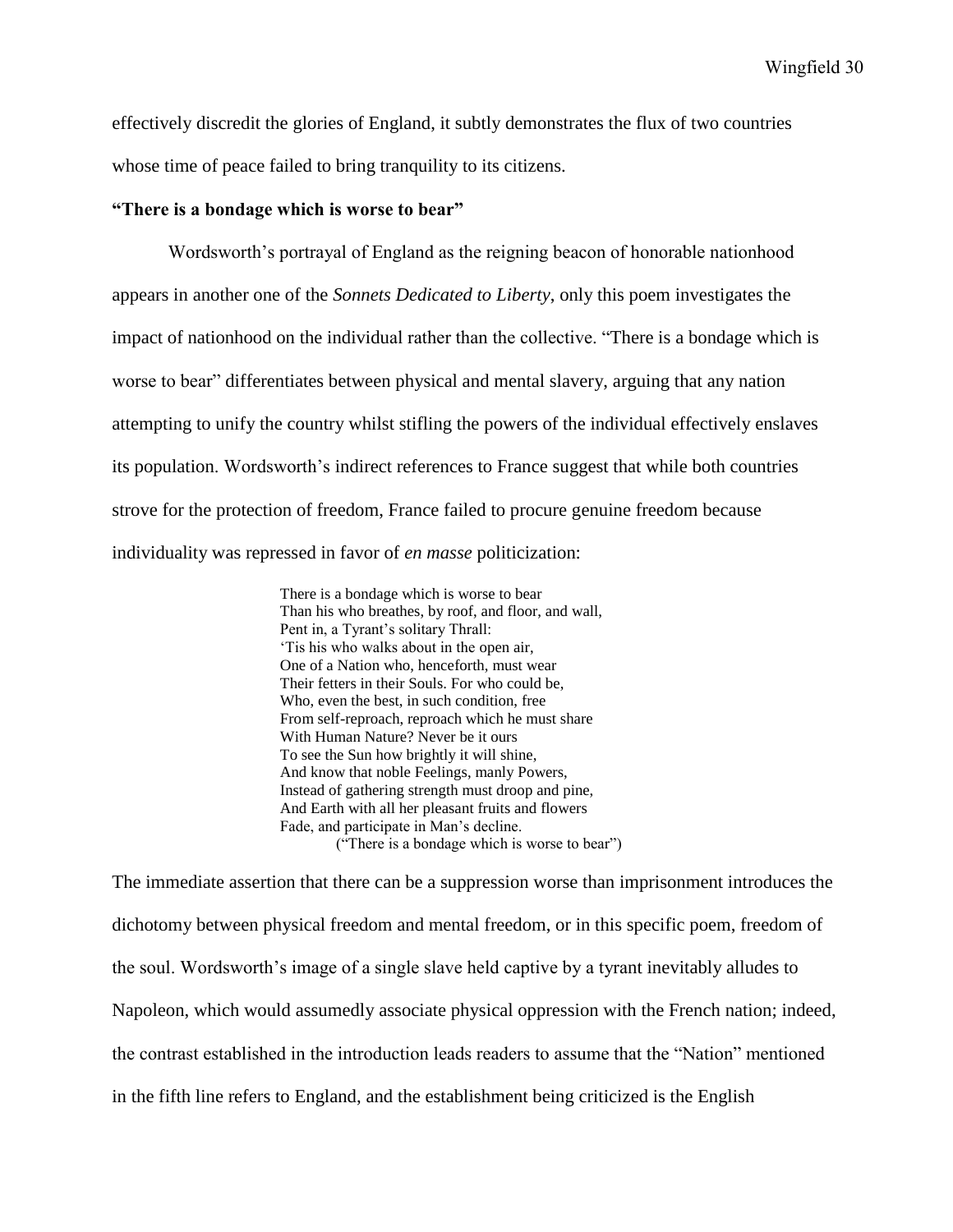effectively discredit the glories of England, it subtly demonstrates the flux of two countries whose time of peace failed to bring tranquility to its citizens.

**"There is a bondage which is worse to bear"**

Wordsworth's portrayal of England as the reigning beacon of honorable nationhood appears in another one of the *Sonnets Dedicated to Liberty*, only this poem investigates the impact of nationhood on the individual rather than the collective. "There is a bondage which is worse to bear" differentiates between physical and mental slavery, arguing that any nation attempting to unify the country whilst stifling the powers of the individual effectively enslaves its population. Wordsworth's indirect references to France suggest that while both countries strove for the protection of freedom, France failed to procure genuine freedom because individuality was repressed in favor of *en masse* politicization:

> There is a bondage which is worse to bear
> Than his who breathes, by roof, and floor, and wall,
> Pent in, a Tyrant's solitary Thrall:
> 'Tis his who walks about in the open air,
> One of a Nation who, henceforth, must wear
> Their fetters in their Souls. For who could be,
> Who, even the best, in such condition, free
> From self-reproach, reproach which he must share
> With Human Nature? Never be it ours
> To see the Sun how brightly it will shine,
> And know that noble Feelings, manly Powers,
> Instead of gathering strength must droop and pine,
> And Earth with all her pleasant fruits and flowers
> Fade, and participate in Man's decline.
> ("There is a bondage which is worse to bear")

The immediate assertion that there can be a suppression worse than imprisonment introduces the dichotomy between physical freedom and mental freedom, or in this specific poem, freedom of the soul. Wordsworth's image of a single slave held captive by a tyrant inevitably alludes to Napoleon, which would assumedly associate physical oppression with the French nation; indeed, the contrast established in the introduction leads readers to assume that the "Nation" mentioned in the fifth line refers to England, and the establishment being criticized is the English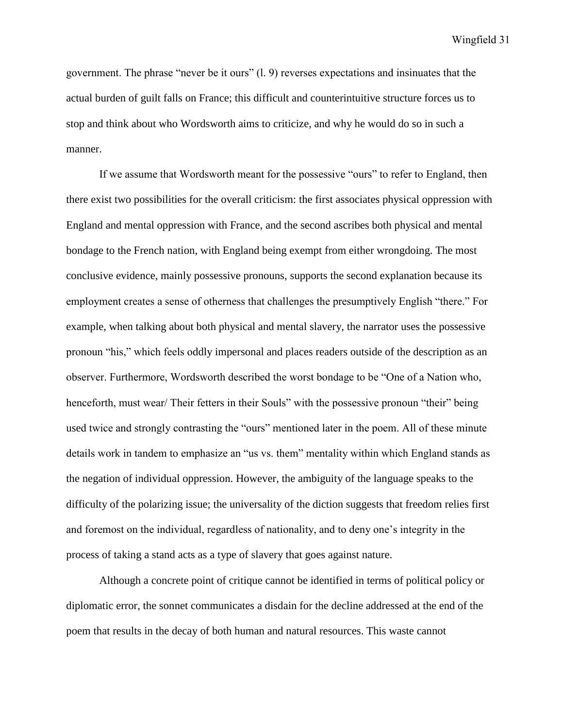government. The phrase “never be it ours” (l. 9) reverses expectations and insinuates that the actual burden of guilt falls on France; this difficult and counterintuitive structure forces us to stop and think about who Wordsworth aims to criticize, and why he would do so in such a manner.

If we assume that Wordsworth meant for the possessive “ours” to refer to England, then there exist two possibilities for the overall criticism: the first associates physical oppression with England and mental oppression with France, and the second ascribes both physical and mental bondage to the French nation, with England being exempt from either wrongdoing. The most conclusive evidence, mainly possessive pronouns, supports the second explanation because its employment creates a sense of otherness that challenges the presumptively English “there.” For example, when talking about both physical and mental slavery, the narrator uses the possessive pronoun “his,” which feels oddly impersonal and places readers outside of the description as an observer. Furthermore, Wordsworth described the worst bondage to be “One of a Nation who, henceforth, must wear/ Their fetters in their Souls” with the possessive pronoun “their” being used twice and strongly contrasting the “ours” mentioned later in the poem. All of these minute details work in tandem to emphasize an “us vs. them” mentality within which England stands as the negation of individual oppression. However, the ambiguity of the language speaks to the difficulty of the polarizing issue; the universality of the diction suggests that freedom relies first and foremost on the individual, regardless of nationality, and to deny one’s integrity in the process of taking a stand acts as a type of slavery that goes against nature.

Although a concrete point of critique cannot be identified in terms of political policy or diplomatic error, the sonnet communicates a disdain for the decline addressed at the end of the poem that results in the decay of both human and natural resources. This waste cannot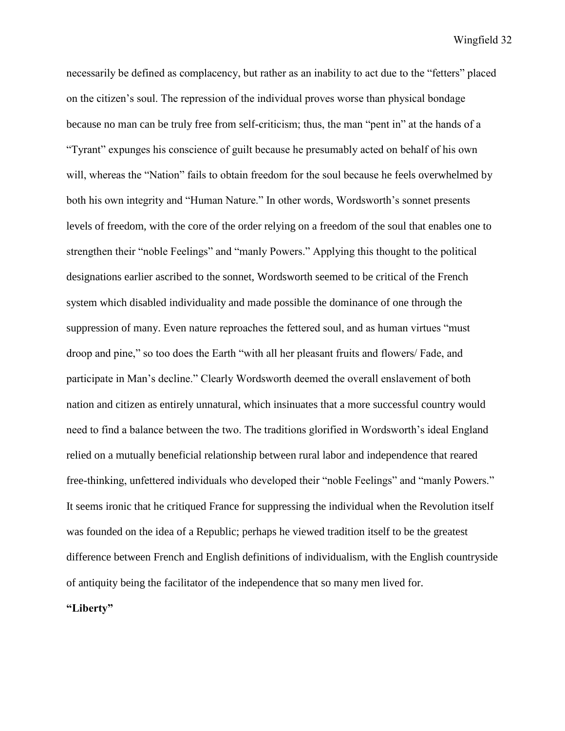necessarily be defined as complacency, but rather as an inability to act due to the "fetters" placed on the citizen's soul. The repression of the individual proves worse than physical bondage because no man can be truly free from self-criticism; thus, the man "pent in" at the hands of a "Tyrant" expunges his conscience of guilt because he presumably acted on behalf of his own will, whereas the "Nation" fails to obtain freedom for the soul because he feels overwhelmed by both his own integrity and "Human Nature." In other words, Wordsworth's sonnet presents levels of freedom, with the core of the order relying on a freedom of the soul that enables one to strengthen their "noble Feelings" and "manly Powers." Applying this thought to the political designations earlier ascribed to the sonnet, Wordsworth seemed to be critical of the French system which disabled individuality and made possible the dominance of one through the suppression of many. Even nature reproaches the fettered soul, and as human virtues "must droop and pine," so too does the Earth "with all her pleasant fruits and flowers/ Fade, and participate in Man's decline." Clearly Wordsworth deemed the overall enslavement of both nation and citizen as entirely unnatural, which insinuates that a more successful country would need to find a balance between the two. The traditions glorified in Wordsworth's ideal England relied on a mutually beneficial relationship between rural labor and independence that reared free-thinking, unfettered individuals who developed their "noble Feelings" and "manly Powers." It seems ironic that he critiqued France for suppressing the individual when the Revolution itself was founded on the idea of a Republic; perhaps he viewed tradition itself to be the greatest difference between French and English definitions of individualism, with the English countryside of antiquity being the facilitator of the independence that so many men lived for.

**"Liberty"**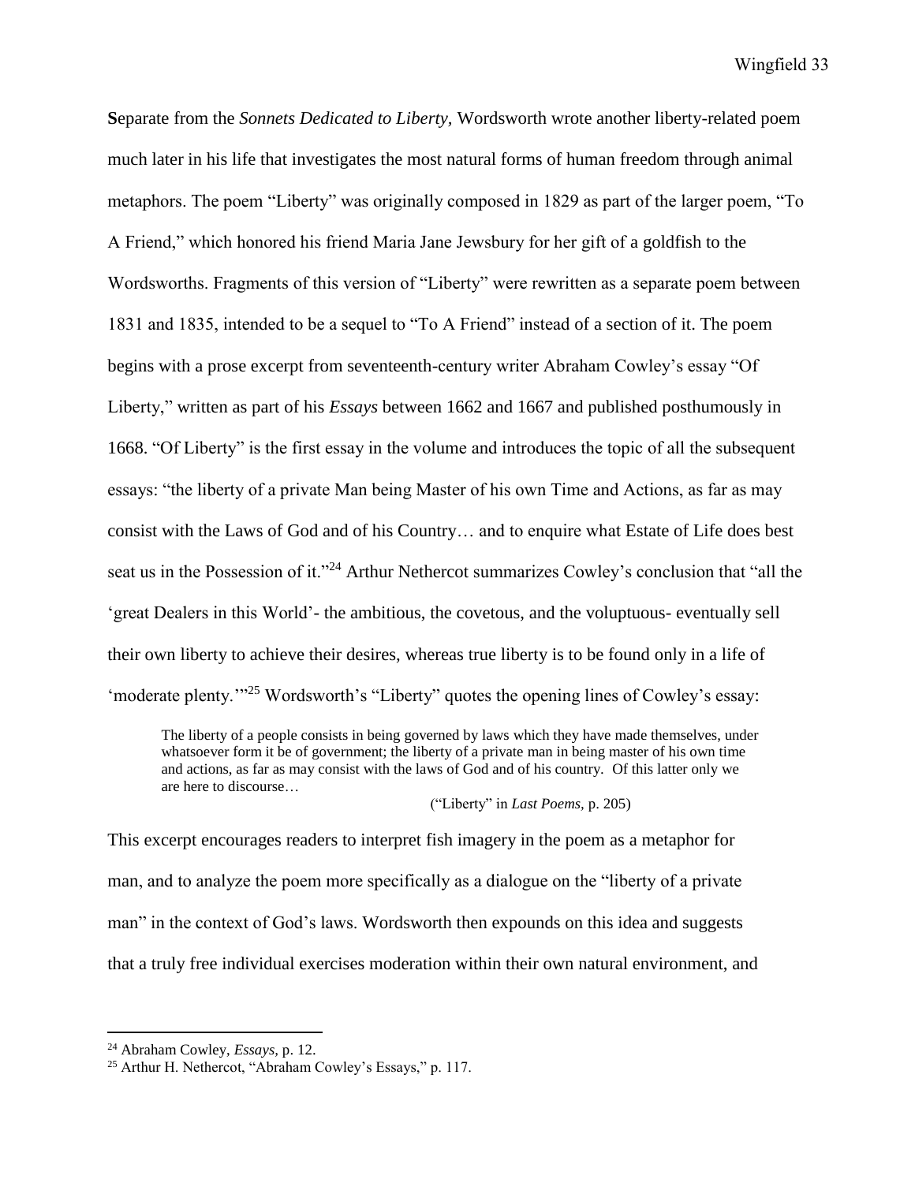**S**eparate from the *Sonnets Dedicated to Liberty,* Wordsworth wrote another liberty-related poem much later in his life that investigates the most natural forms of human freedom through animal metaphors. The poem "Liberty" was originally composed in 1829 as part of the larger poem, "To A Friend," which honored his friend Maria Jane Jewsbury for her gift of a goldfish to the Wordsworths. Fragments of this version of "Liberty" were rewritten as a separate poem between 1831 and 1835, intended to be a sequel to "To A Friend" instead of a section of it. The poem begins with a prose excerpt from seventeenth-century writer Abraham Cowley's essay "Of Liberty," written as part of his *Essays* between 1662 and 1667 and published posthumously in 1668. "Of Liberty" is the first essay in the volume and introduces the topic of all the subsequent essays: "the liberty of a private Man being Master of his own Time and Actions, as far as may consist with the Laws of God and of his Country… and to enquire what Estate of Life does best seat us in the Possession of it."[24] Arthur Nethercot summarizes Cowley's conclusion that "all the 'great Dealers in this World'- the ambitious, the covetous, and the voluptuous- eventually sell their own liberty to achieve their desires, whereas true liberty is to be found only in a life of 'moderate plenty.'"[25] Wordsworth's "Liberty" quotes the opening lines of Cowley's essay:

> The liberty of a people consists in being governed by laws which they have made themselves, under whatsoever form it be of government; the liberty of a private man in being master of his own time and actions, as far as may consist with the laws of God and of his country. Of this latter only we are here to discourse…
>
> ("Liberty" in *Last Poems,* p. 205)

This excerpt encourages readers to interpret fish imagery in the poem as a metaphor for man, and to analyze the poem more specifically as a dialogue on the "liberty of a private man" in the context of God's laws. Wordsworth then expounds on this idea and suggests that a truly free individual exercises moderation within their own natural environment, and

---

[24] Abraham Cowley, *Essays,* p. 12.

[25] Arthur H. Nethercot, "Abraham Cowley's Essays," p. 117.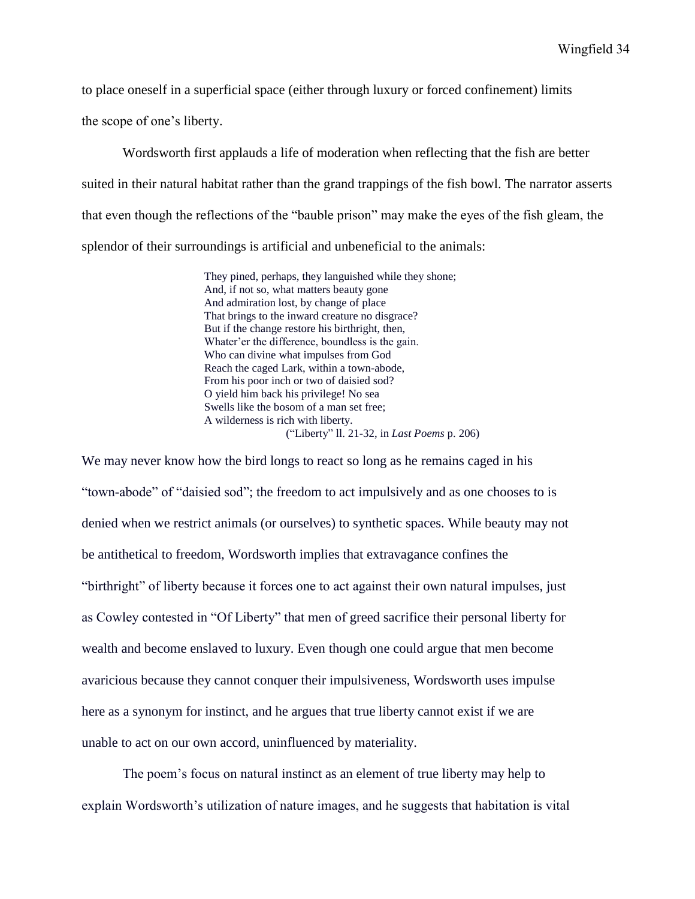to place oneself in a superficial space (either through luxury or forced confinement) limits the scope of one's liberty.

Wordsworth first applauds a life of moderation when reflecting that the fish are better suited in their natural habitat rather than the grand trappings of the fish bowl. The narrator asserts that even though the reflections of the "bauble prison" may make the eyes of the fish gleam, the splendor of their surroundings is artificial and unbeneficial to the animals:

> They pined, perhaps, they languished while they shone;
> And, if not so, what matters beauty gone
> And admiration lost, by change of place
> That brings to the inward creature no disgrace?
> But if the change restore his birthright, then,
> Whater'er the difference, boundless is the gain.
> Who can divine what impulses from God
> Reach the caged Lark, within a town-abode,
> From his poor inch or two of daisied sod?
> O yield him back his privilege! No sea
> Swells like the bosom of a man set free;
> A wilderness is rich with liberty.
> ("Liberty" ll. 21-32, in *Last Poems* p. 206)

We may never know how the bird longs to react so long as he remains caged in his "town-abode" of "daisied sod"; the freedom to act impulsively and as one chooses to is denied when we restrict animals (or ourselves) to synthetic spaces. While beauty may not be antithetical to freedom, Wordsworth implies that extravagance confines the "birthright" of liberty because it forces one to act against their own natural impulses, just as Cowley contested in "Of Liberty" that men of greed sacrifice their personal liberty for wealth and become enslaved to luxury. Even though one could argue that men become avaricious because they cannot conquer their impulsiveness, Wordsworth uses impulse here as a synonym for instinct, and he argues that true liberty cannot exist if we are unable to act on our own accord, uninfluenced by materiality.

The poem's focus on natural instinct as an element of true liberty may help to explain Wordsworth's utilization of nature images, and he suggests that habitation is vital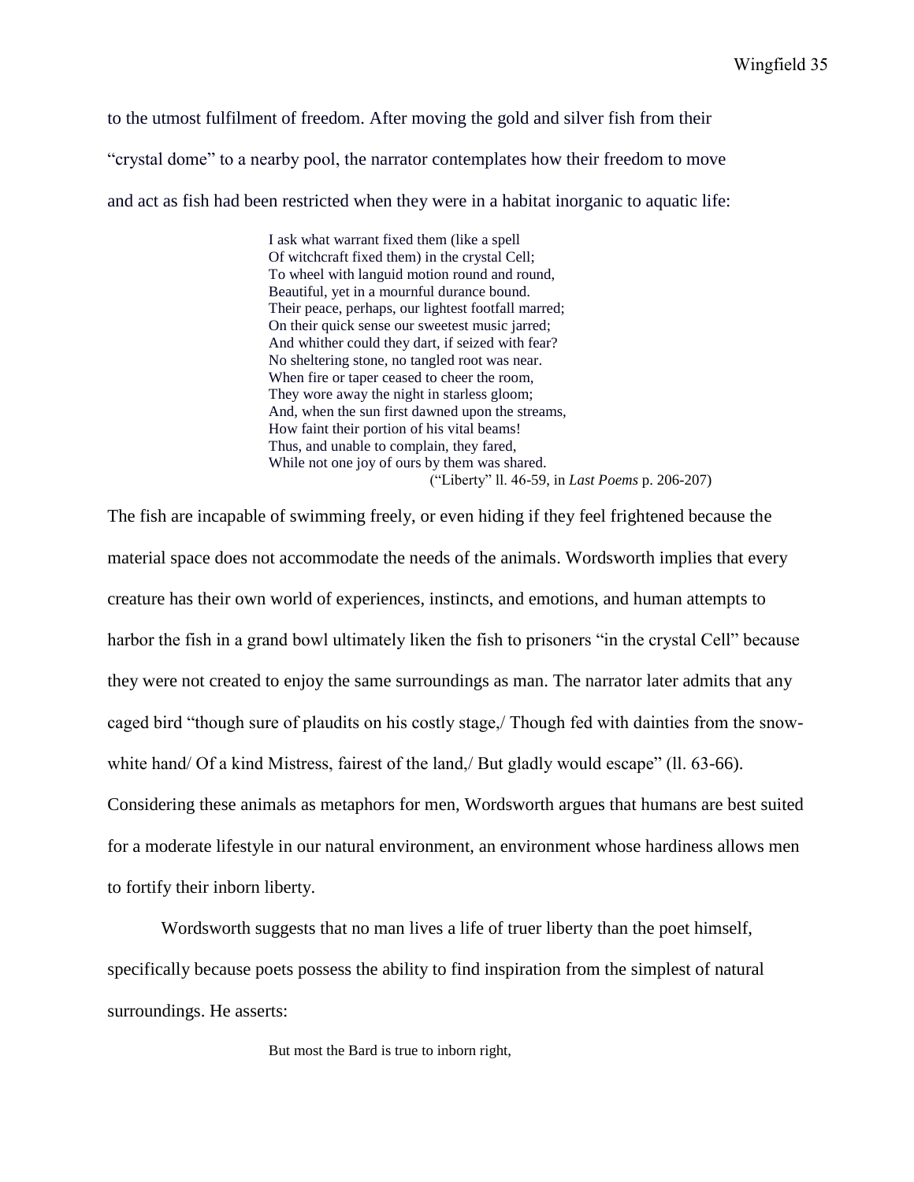to the utmost fulfilment of freedom. After moving the gold and silver fish from their "crystal dome" to a nearby pool, the narrator contemplates how their freedom to move and act as fish had been restricted when they were in a habitat inorganic to aquatic life:

> I ask what warrant fixed them (like a spell  
> Of witchcraft fixed them) in the crystal Cell;  
> To wheel with languid motion round and round,  
> Beautiful, yet in a mournful durance bound.  
> Their peace, perhaps, our lightest footfall marred;  
> On their quick sense our sweetest music jarred;  
> And whither could they dart, if seized with fear?  
> No sheltering stone, no tangled root was near.  
> When fire or taper ceased to cheer the room,  
> They wore away the night in starless gloom;  
> And, when the sun first dawned upon the streams,  
> How faint their portion of his vital beams!  
> Thus, and unable to complain, they fared,  
> While not one joy of ours by them was shared.  
> ("Liberty" ll. 46-59, in *Last Poems* p. 206-207)

The fish are incapable of swimming freely, or even hiding if they feel frightened because the material space does not accommodate the needs of the animals. Wordsworth implies that every creature has their own world of experiences, instincts, and emotions, and human attempts to harbor the fish in a grand bowl ultimately liken the fish to prisoners "in the crystal Cell" because they were not created to enjoy the same surroundings as man. The narrator later admits that any caged bird "though sure of plaudits on his costly stage,/ Though fed with dainties from the snow-white hand/ Of a kind Mistress, fairest of the land,/ But gladly would escape" (ll. 63-66). Considering these animals as metaphors for men, Wordsworth argues that humans are best suited for a moderate lifestyle in our natural environment, an environment whose hardiness allows men to fortify their inborn liberty.

Wordsworth suggests that no man lives a life of truer liberty than the poet himself, specifically because poets possess the ability to find inspiration from the simplest of natural surroundings. He asserts:

> But most the Bard is true to inborn right,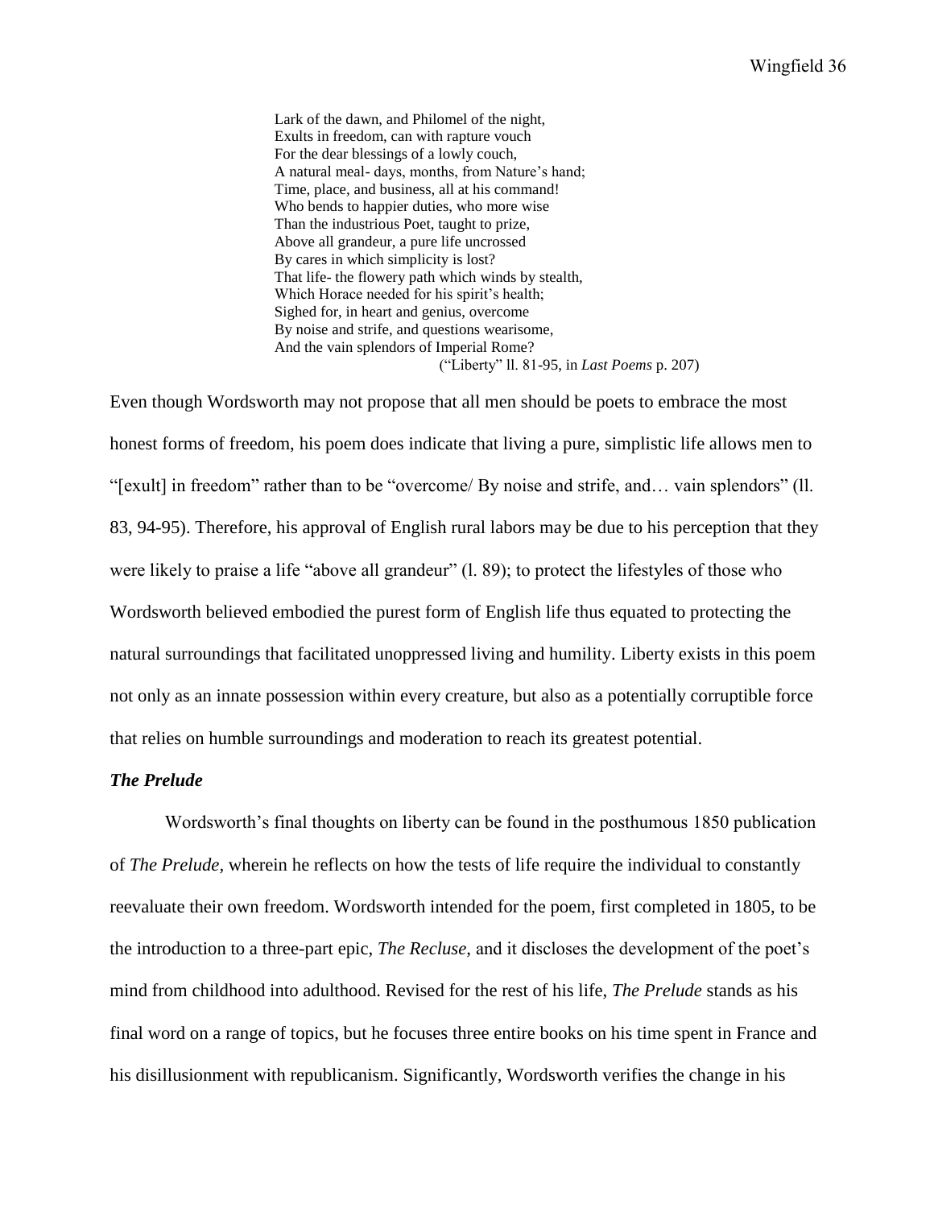> Lark of the dawn, and Philomel of the night,
> Exults in freedom, can with rapture vouch
> For the dear blessings of a lowly couch,
> A natural meal- days, months, from Nature's hand;
> Time, place, and business, all at his command!
> Who bends to happier duties, who more wise
> Than the industrious Poet, taught to prize,
> Above all grandeur, a pure life uncrossed
> By cares in which simplicity is lost?
> That life- the flowery path which winds by stealth,
> Which Horace needed for his spirit's health;
> Sighed for, in heart and genius, overcome
> By noise and strife, and questions wearisome,
> And the vain splendors of Imperial Rome?
>
> ("Liberty" ll. 81-95, in *Last Poems* p. 207)

Even though Wordsworth may not propose that all men should be poets to embrace the most honest forms of freedom, his poem does indicate that living a pure, simplistic life allows men to "[exult] in freedom" rather than to be "overcome/ By noise and strife, and… vain splendors" (ll. 83, 94-95). Therefore, his approval of English rural labors may be due to his perception that they were likely to praise a life "above all grandeur" (l. 89); to protect the lifestyles of those who Wordsworth believed embodied the purest form of English life thus equated to protecting the natural surroundings that facilitated unoppressed living and humility. Liberty exists in this poem not only as an innate possession within every creature, but also as a potentially corruptible force that relies on humble surroundings and moderation to reach its greatest potential.

### *The Prelude*

Wordsworth's final thoughts on liberty can be found in the posthumous 1850 publication of *The Prelude,* wherein he reflects on how the tests of life require the individual to constantly reevaluate their own freedom. Wordsworth intended for the poem, first completed in 1805, to be the introduction to a three-part epic, *The Recluse,* and it discloses the development of the poet's mind from childhood into adulthood. Revised for the rest of his life, *The Prelude* stands as his final word on a range of topics, but he focuses three entire books on his time spent in France and his disillusionment with republicanism. Significantly, Wordsworth verifies the change in his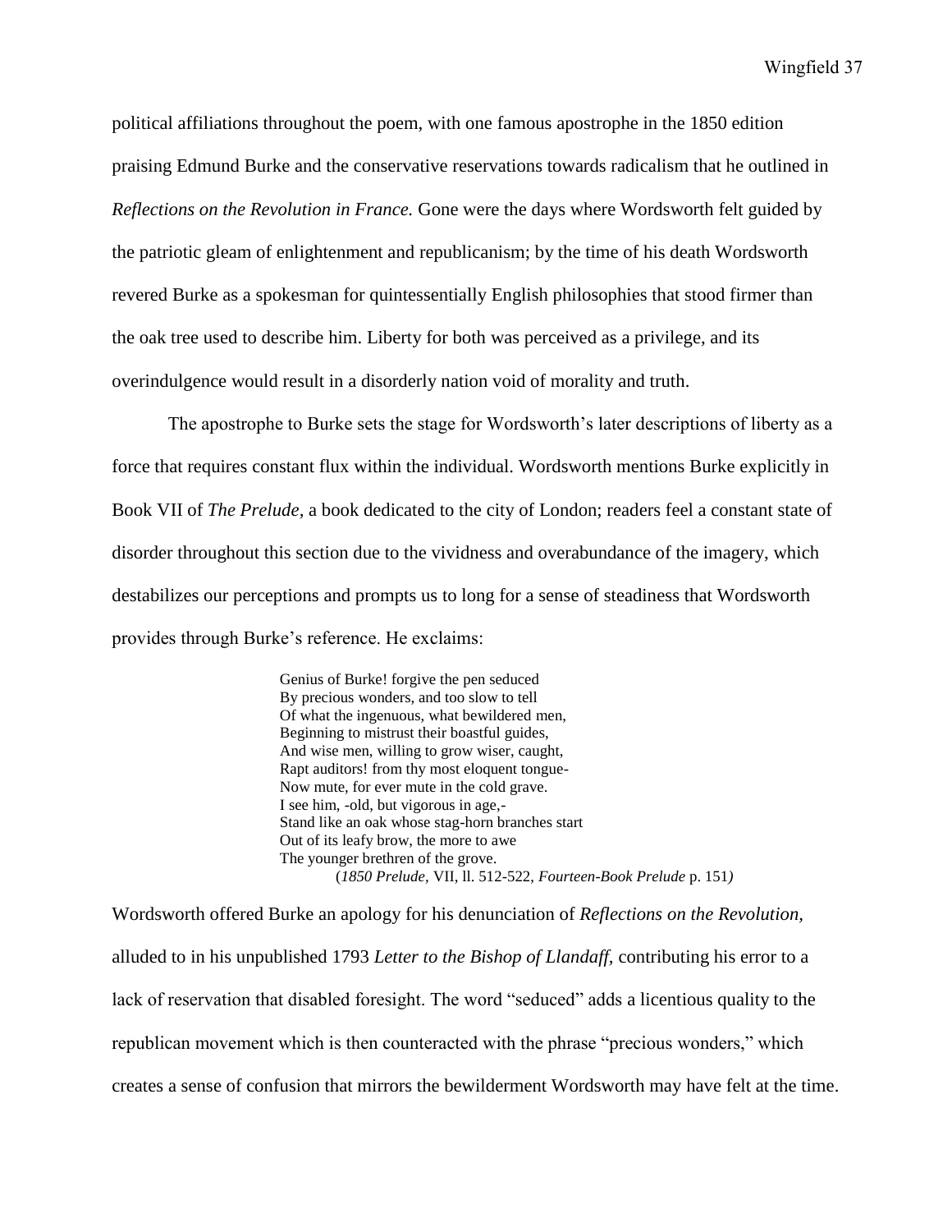political affiliations throughout the poem, with one famous apostrophe in the 1850 edition praising Edmund Burke and the conservative reservations towards radicalism that he outlined in *Reflections on the Revolution in France.* Gone were the days where Wordsworth felt guided by the patriotic gleam of enlightenment and republicanism; by the time of his death Wordsworth revered Burke as a spokesman for quintessentially English philosophies that stood firmer than the oak tree used to describe him. Liberty for both was perceived as a privilege, and its overindulgence would result in a disorderly nation void of morality and truth.

The apostrophe to Burke sets the stage for Wordsworth's later descriptions of liberty as a force that requires constant flux within the individual. Wordsworth mentions Burke explicitly in Book VII of *The Prelude,* a book dedicated to the city of London; readers feel a constant state of disorder throughout this section due to the vividness and overabundance of the imagery, which destabilizes our perceptions and prompts us to long for a sense of steadiness that Wordsworth provides through Burke's reference. He exclaims:

> Genius of Burke! forgive the pen seduced
> By precious wonders, and too slow to tell
> Of what the ingenuous, what bewildered men,
> Beginning to mistrust their boastful guides,
> And wise men, willing to grow wiser, caught,
> Rapt auditors! from thy most eloquent tongue-
> Now mute, for ever mute in the cold grave.
> I see him, -old, but vigorous in age,-
> Stand like an oak whose stag-horn branches start
> Out of its leafy brow, the more to awe
> The younger brethren of the grove.
> (*1850 Prelude,* VII, ll. 512-522, *Fourteen-Book Prelude* p. 151)

Wordsworth offered Burke an apology for his denunciation of *Reflections on the Revolution,* alluded to in his unpublished 1793 *Letter to the Bishop of Llandaff,* contributing his error to a lack of reservation that disabled foresight. The word "seduced" adds a licentious quality to the republican movement which is then counteracted with the phrase "precious wonders," which creates a sense of confusion that mirrors the bewilderment Wordsworth may have felt at the time.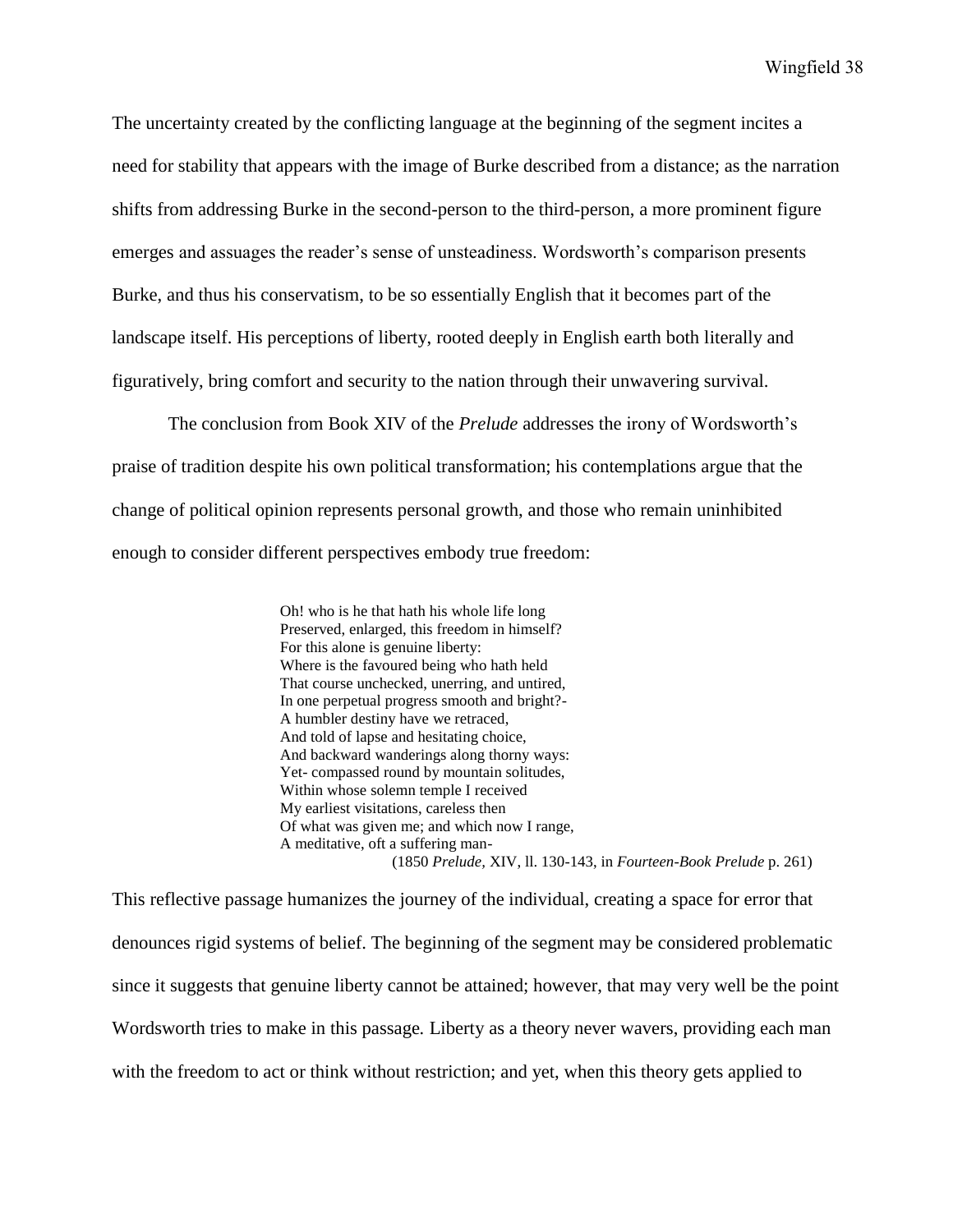The uncertainty created by the conflicting language at the beginning of the segment incites a need for stability that appears with the image of Burke described from a distance; as the narration shifts from addressing Burke in the second-person to the third-person, a more prominent figure emerges and assuages the reader's sense of unsteadiness. Wordsworth's comparison presents Burke, and thus his conservatism, to be so essentially English that it becomes part of the landscape itself. His perceptions of liberty, rooted deeply in English earth both literally and figuratively, bring comfort and security to the nation through their unwavering survival.

The conclusion from Book XIV of the *Prelude* addresses the irony of Wordsworth's praise of tradition despite his own political transformation; his contemplations argue that the change of political opinion represents personal growth, and those who remain uninhibited enough to consider different perspectives embody true freedom:

> Oh! who is he that hath his whole life long  
> Preserved, enlarged, this freedom in himself?  
> For this alone is genuine liberty:  
> Where is the favoured being who hath held  
> That course unchecked, unerring, and untired,  
> In one perpetual progress smooth and bright?-  
> A humbler destiny have we retraced,  
> And told of lapse and hesitating choice,  
> And backward wanderings along thorny ways:  
> Yet- compassed round by mountain solitudes,  
> Within whose solemn temple I received  
> My earliest visitations, careless then  
> Of what was given me; and which now I range,  
> A meditative, oft a suffering man-  
> (1850 *Prelude,* XIV, ll. 130-143, in *Fourteen-Book Prelude* p. 261)

This reflective passage humanizes the journey of the individual, creating a space for error that denounces rigid systems of belief. The beginning of the segment may be considered problematic since it suggests that genuine liberty cannot be attained; however, that may very well be the point Wordsworth tries to make in this passage. Liberty as a theory never wavers, providing each man with the freedom to act or think without restriction; and yet, when this theory gets applied to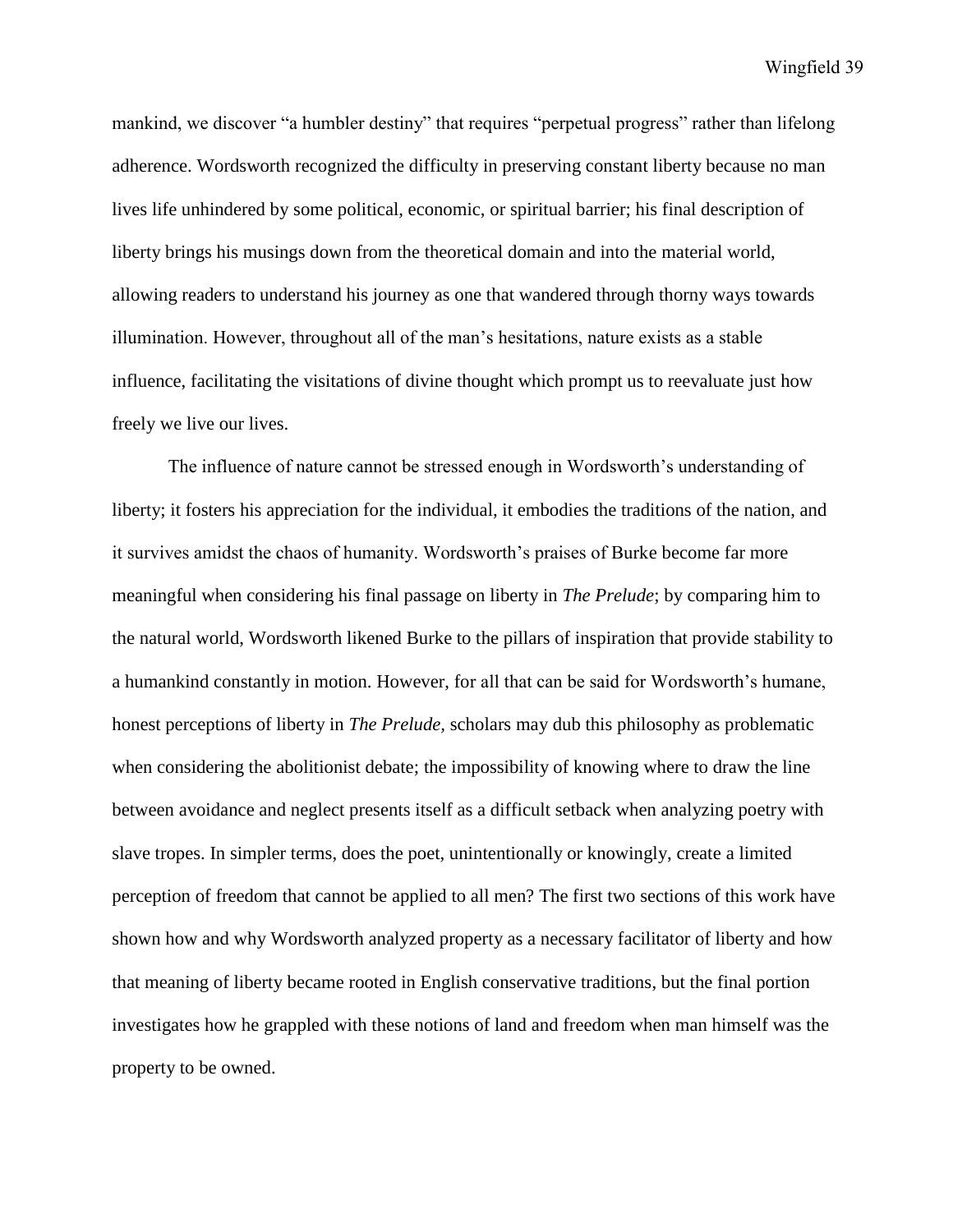mankind, we discover "a humbler destiny" that requires "perpetual progress" rather than lifelong adherence. Wordsworth recognized the difficulty in preserving constant liberty because no man lives life unhindered by some political, economic, or spiritual barrier; his final description of liberty brings his musings down from the theoretical domain and into the material world, allowing readers to understand his journey as one that wandered through thorny ways towards illumination. However, throughout all of the man's hesitations, nature exists as a stable influence, facilitating the visitations of divine thought which prompt us to reevaluate just how freely we live our lives.

The influence of nature cannot be stressed enough in Wordsworth's understanding of liberty; it fosters his appreciation for the individual, it embodies the traditions of the nation, and it survives amidst the chaos of humanity. Wordsworth's praises of Burke become far more meaningful when considering his final passage on liberty in *The Prelude*; by comparing him to the natural world, Wordsworth likened Burke to the pillars of inspiration that provide stability to a humankind constantly in motion. However, for all that can be said for Wordsworth's humane, honest perceptions of liberty in *The Prelude,* scholars may dub this philosophy as problematic when considering the abolitionist debate; the impossibility of knowing where to draw the line between avoidance and neglect presents itself as a difficult setback when analyzing poetry with slave tropes. In simpler terms, does the poet, unintentionally or knowingly, create a limited perception of freedom that cannot be applied to all men? The first two sections of this work have shown how and why Wordsworth analyzed property as a necessary facilitator of liberty and how that meaning of liberty became rooted in English conservative traditions, but the final portion investigates how he grappled with these notions of land and freedom when man himself was the property to be owned.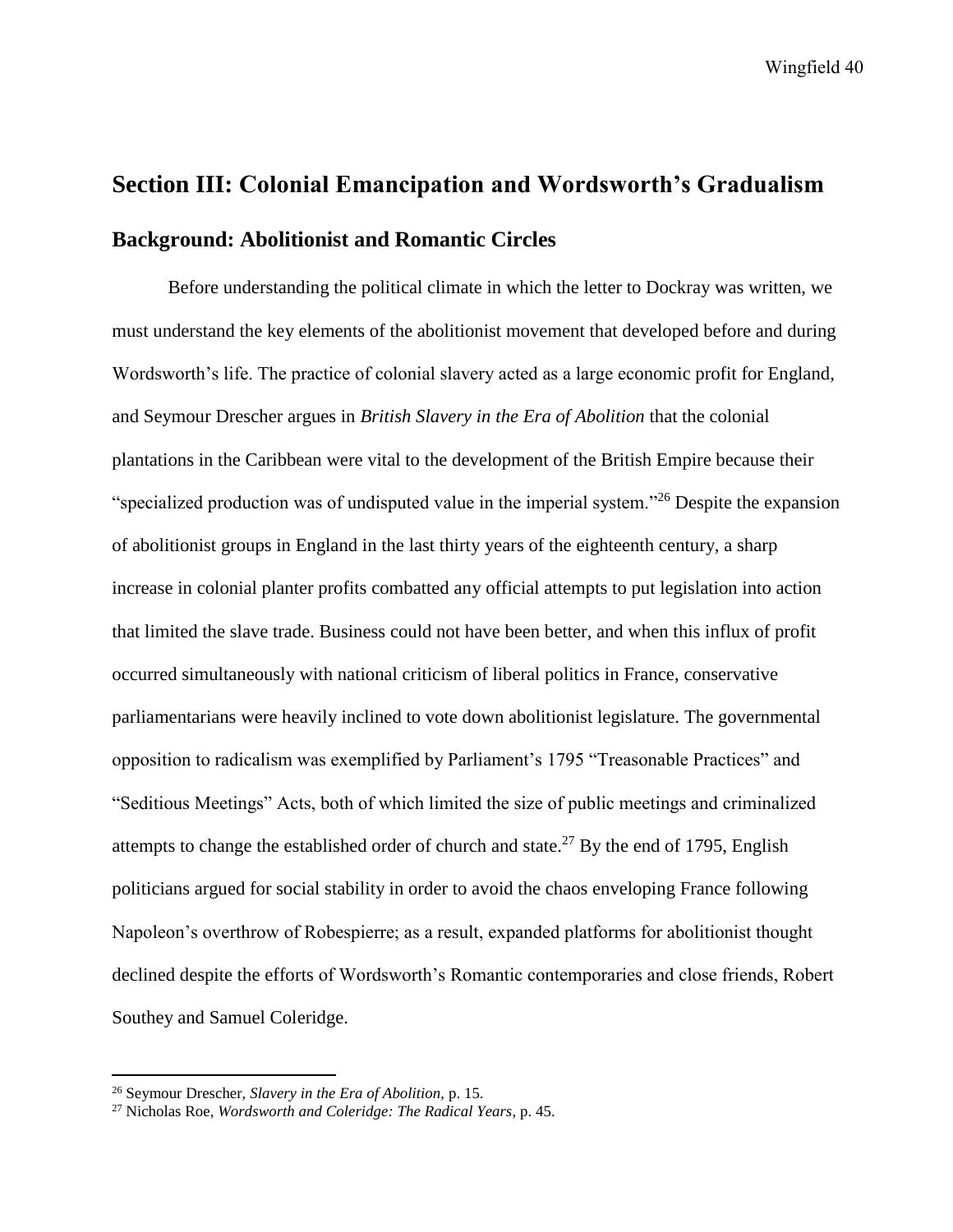## Section III: Colonial Emancipation and Wordsworth's Gradualism

### Background: Abolitionist and Romantic Circles

Before understanding the political climate in which the letter to Dockray was written, we must understand the key elements of the abolitionist movement that developed before and during Wordsworth's life. The practice of colonial slavery acted as a large economic profit for England, and Seymour Drescher argues in *British Slavery in the Era of Abolition* that the colonial plantations in the Caribbean were vital to the development of the British Empire because their "specialized production was of undisputed value in the imperial system."[26] Despite the expansion of abolitionist groups in England in the last thirty years of the eighteenth century, a sharp increase in colonial planter profits combatted any official attempts to put legislation into action that limited the slave trade. Business could not have been better, and when this influx of profit occurred simultaneously with national criticism of liberal politics in France, conservative parliamentarians were heavily inclined to vote down abolitionist legislature. The governmental opposition to radicalism was exemplified by Parliament's 1795 "Treasonable Practices" and "Seditious Meetings" Acts, both of which limited the size of public meetings and criminalized attempts to change the established order of church and state.[27] By the end of 1795, English politicians argued for social stability in order to avoid the chaos enveloping France following Napoleon's overthrow of Robespierre; as a result, expanded platforms for abolitionist thought declined despite the efforts of Wordsworth's Romantic contemporaries and close friends, Robert Southey and Samuel Coleridge.

---

[26] Seymour Drescher, *Slavery in the Era of Abolition*, p. 15.

[27] Nicholas Roe, *Wordsworth and Coleridge: The Radical Years*, p. 45.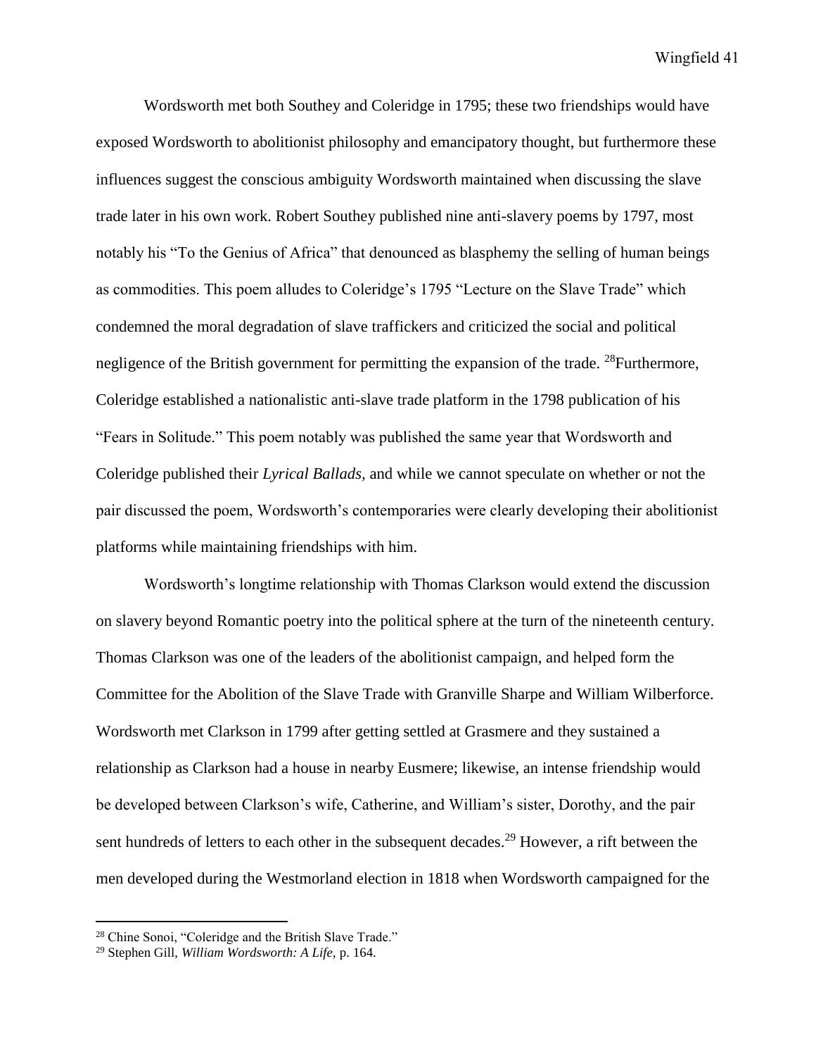Wordsworth met both Southey and Coleridge in 1795; these two friendships would have exposed Wordsworth to abolitionist philosophy and emancipatory thought, but furthermore these influences suggest the conscious ambiguity Wordsworth maintained when discussing the slave trade later in his own work. Robert Southey published nine anti-slavery poems by 1797, most notably his "To the Genius of Africa" that denounced as blasphemy the selling of human beings as commodities. This poem alludes to Coleridge's 1795 "Lecture on the Slave Trade" which condemned the moral degradation of slave traffickers and criticized the social and political negligence of the British government for permitting the expansion of the trade. [28]Furthermore, Coleridge established a nationalistic anti-slave trade platform in the 1798 publication of his "Fears in Solitude." This poem notably was published the same year that Wordsworth and Coleridge published their *Lyrical Ballads,* and while we cannot speculate on whether or not the pair discussed the poem, Wordsworth's contemporaries were clearly developing their abolitionist platforms while maintaining friendships with him.

Wordsworth's longtime relationship with Thomas Clarkson would extend the discussion on slavery beyond Romantic poetry into the political sphere at the turn of the nineteenth century. Thomas Clarkson was one of the leaders of the abolitionist campaign, and helped form the Committee for the Abolition of the Slave Trade with Granville Sharpe and William Wilberforce. Wordsworth met Clarkson in 1799 after getting settled at Grasmere and they sustained a relationship as Clarkson had a house in nearby Eusmere; likewise, an intense friendship would be developed between Clarkson's wife, Catherine, and William's sister, Dorothy, and the pair sent hundreds of letters to each other in the subsequent decades.[29] However, a rift between the men developed during the Westmorland election in 1818 when Wordsworth campaigned for the

[28] Chine Sonoi, "Coleridge and the British Slave Trade."

[29] Stephen Gill, *William Wordsworth: A Life,* p. 164.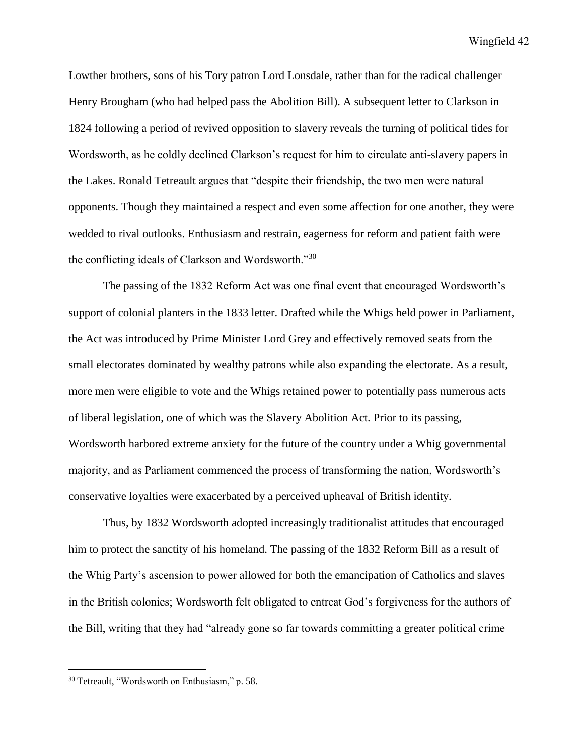Lowther brothers, sons of his Tory patron Lord Lonsdale, rather than for the radical challenger Henry Brougham (who had helped pass the Abolition Bill). A subsequent letter to Clarkson in 1824 following a period of revived opposition to slavery reveals the turning of political tides for Wordsworth, as he coldly declined Clarkson's request for him to circulate anti-slavery papers in the Lakes. Ronald Tetreault argues that "despite their friendship, the two men were natural opponents. Though they maintained a respect and even some affection for one another, they were wedded to rival outlooks. Enthusiasm and restrain, eagerness for reform and patient faith were the conflicting ideals of Clarkson and Wordsworth."[30]

The passing of the 1832 Reform Act was one final event that encouraged Wordsworth's support of colonial planters in the 1833 letter. Drafted while the Whigs held power in Parliament, the Act was introduced by Prime Minister Lord Grey and effectively removed seats from the small electorates dominated by wealthy patrons while also expanding the electorate. As a result, more men were eligible to vote and the Whigs retained power to potentially pass numerous acts of liberal legislation, one of which was the Slavery Abolition Act. Prior to its passing, Wordsworth harbored extreme anxiety for the future of the country under a Whig governmental majority, and as Parliament commenced the process of transforming the nation, Wordsworth's conservative loyalties were exacerbated by a perceived upheaval of British identity.

Thus, by 1832 Wordsworth adopted increasingly traditionalist attitudes that encouraged him to protect the sanctity of his homeland. The passing of the 1832 Reform Bill as a result of the Whig Party's ascension to power allowed for both the emancipation of Catholics and slaves in the British colonies; Wordsworth felt obligated to entreat God's forgiveness for the authors of the Bill, writing that they had "already gone so far towards committing a greater political crime

---

[30] Tetreault, "Wordsworth on Enthusiasm," p. 58.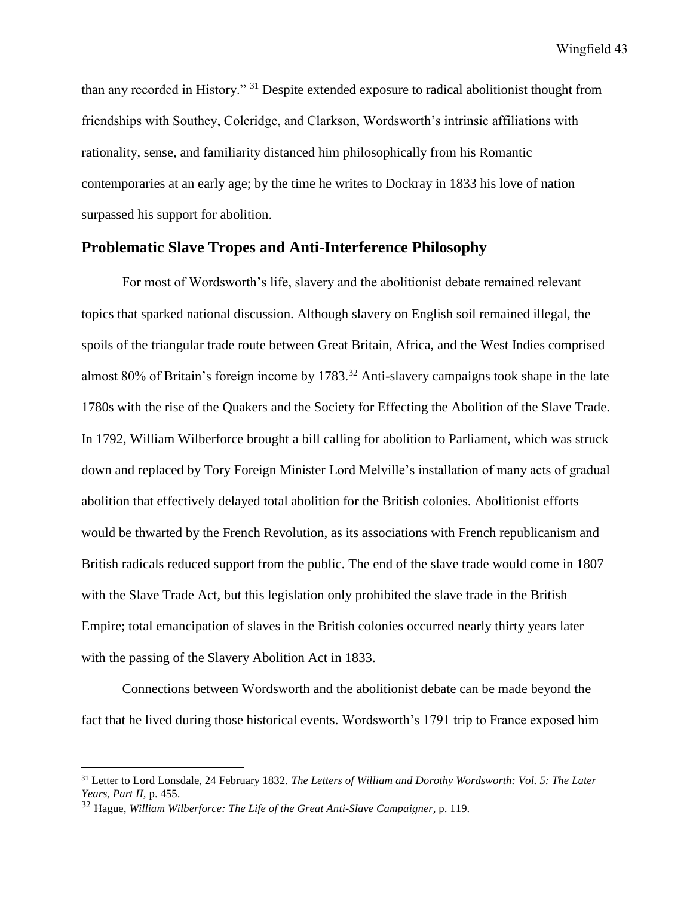than any recorded in History." [31] Despite extended exposure to radical abolitionist thought from friendships with Southey, Coleridge, and Clarkson, Wordsworth's intrinsic affiliations with rationality, sense, and familiarity distanced him philosophically from his Romantic contemporaries at an early age; by the time he writes to Dockray in 1833 his love of nation surpassed his support for abolition.

## Problematic Slave Tropes and Anti-Interference Philosophy

For most of Wordsworth's life, slavery and the abolitionist debate remained relevant topics that sparked national discussion. Although slavery on English soil remained illegal, the spoils of the triangular trade route between Great Britain, Africa, and the West Indies comprised almost 80% of Britain's foreign income by 1783.[32] Anti-slavery campaigns took shape in the late 1780s with the rise of the Quakers and the Society for Effecting the Abolition of the Slave Trade. In 1792, William Wilberforce brought a bill calling for abolition to Parliament, which was struck down and replaced by Tory Foreign Minister Lord Melville's installation of many acts of gradual abolition that effectively delayed total abolition for the British colonies. Abolitionist efforts would be thwarted by the French Revolution, as its associations with French republicanism and British radicals reduced support from the public. The end of the slave trade would come in 1807 with the Slave Trade Act, but this legislation only prohibited the slave trade in the British Empire; total emancipation of slaves in the British colonies occurred nearly thirty years later with the passing of the Slavery Abolition Act in 1833.

Connections between Wordsworth and the abolitionist debate can be made beyond the fact that he lived during those historical events. Wordsworth's 1791 trip to France exposed him

---

[31] Letter to Lord Lonsdale, 24 February 1832. *The Letters of William and Dorothy Wordsworth: Vol. 5: The Later Years, Part II*, p. 455.

[32] Hague, *William Wilberforce: The Life of the Great Anti-Slave Campaigner*, p. 119.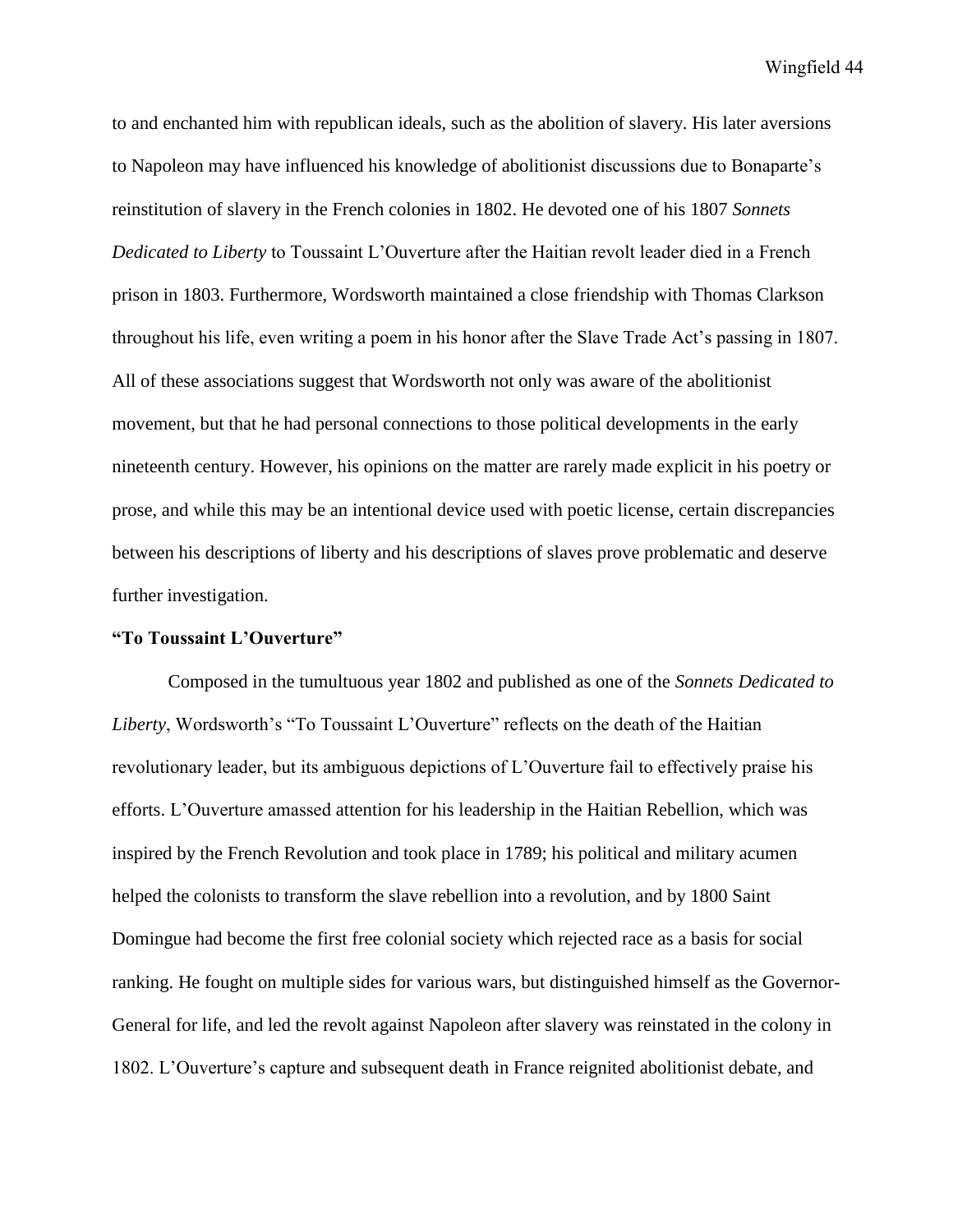to and enchanted him with republican ideals, such as the abolition of slavery. His later aversions to Napoleon may have influenced his knowledge of abolitionist discussions due to Bonaparte's reinstitution of slavery in the French colonies in 1802. He devoted one of his 1807 *Sonnets Dedicated to Liberty* to Toussaint L'Ouverture after the Haitian revolt leader died in a French prison in 1803. Furthermore, Wordsworth maintained a close friendship with Thomas Clarkson throughout his life, even writing a poem in his honor after the Slave Trade Act's passing in 1807. All of these associations suggest that Wordsworth not only was aware of the abolitionist movement, but that he had personal connections to those political developments in the early nineteenth century. However, his opinions on the matter are rarely made explicit in his poetry or prose, and while this may be an intentional device used with poetic license, certain discrepancies between his descriptions of liberty and his descriptions of slaves prove problematic and deserve further investigation.

**"To Toussaint L'Ouverture"**

Composed in the tumultuous year 1802 and published as one of the *Sonnets Dedicated to Liberty*, Wordsworth's "To Toussaint L'Ouverture" reflects on the death of the Haitian revolutionary leader, but its ambiguous depictions of L'Ouverture fail to effectively praise his efforts. L'Ouverture amassed attention for his leadership in the Haitian Rebellion, which was inspired by the French Revolution and took place in 1789; his political and military acumen helped the colonists to transform the slave rebellion into a revolution, and by 1800 Saint Domingue had become the first free colonial society which rejected race as a basis for social ranking. He fought on multiple sides for various wars, but distinguished himself as the Governor-General for life, and led the revolt against Napoleon after slavery was reinstated in the colony in 1802. L'Ouverture's capture and subsequent death in France reignited abolitionist debate, and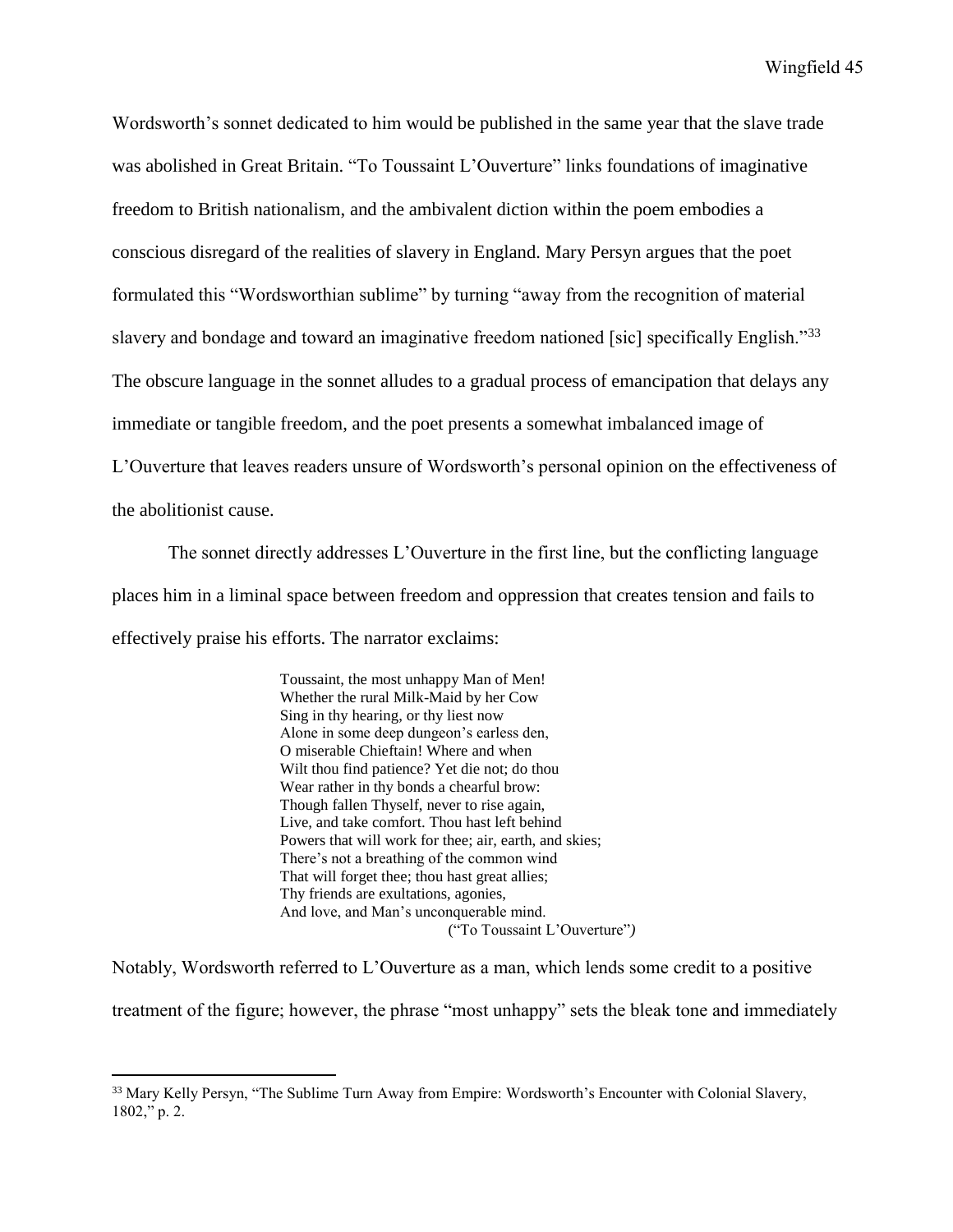Wordsworth's sonnet dedicated to him would be published in the same year that the slave trade was abolished in Great Britain. "To Toussaint L'Ouverture" links foundations of imaginative freedom to British nationalism, and the ambivalent diction within the poem embodies a conscious disregard of the realities of slavery in England. Mary Persyn argues that the poet formulated this "Wordsworthian sublime" by turning "away from the recognition of material slavery and bondage and toward an imaginative freedom nationed [sic] specifically English."[33] The obscure language in the sonnet alludes to a gradual process of emancipation that delays any immediate or tangible freedom, and the poet presents a somewhat imbalanced image of L'Ouverture that leaves readers unsure of Wordsworth's personal opinion on the effectiveness of the abolitionist cause.

The sonnet directly addresses L'Ouverture in the first line, but the conflicting language places him in a liminal space between freedom and oppression that creates tension and fails to effectively praise his efforts. The narrator exclaims:

> Toussaint, the most unhappy Man of Men!
> Whether the rural Milk-Maid by her Cow
> Sing in thy hearing, or thy liest now
> Alone in some deep dungeon's earless den,
> O miserable Chieftain! Where and when
> Wilt thou find patience? Yet die not; do thou
> Wear rather in thy bonds a chearful brow:
> Though fallen Thyself, never to rise again,
> Live, and take comfort. Thou hast left behind
> Powers that will work for thee; air, earth, and skies;
> There's not a breathing of the common wind
> That will forget thee; thou hast great allies;
> Thy friends are exultations, agonies,
> And love, and Man's unconquerable mind.
>
> ("To Toussaint L'Ouverture")

Notably, Wordsworth referred to L'Ouverture as a man, which lends some credit to a positive treatment of the figure; however, the phrase "most unhappy" sets the bleak tone and immediately

---

[33] Mary Kelly Persyn, "The Sublime Turn Away from Empire: Wordsworth's Encounter with Colonial Slavery, 1802," p. 2.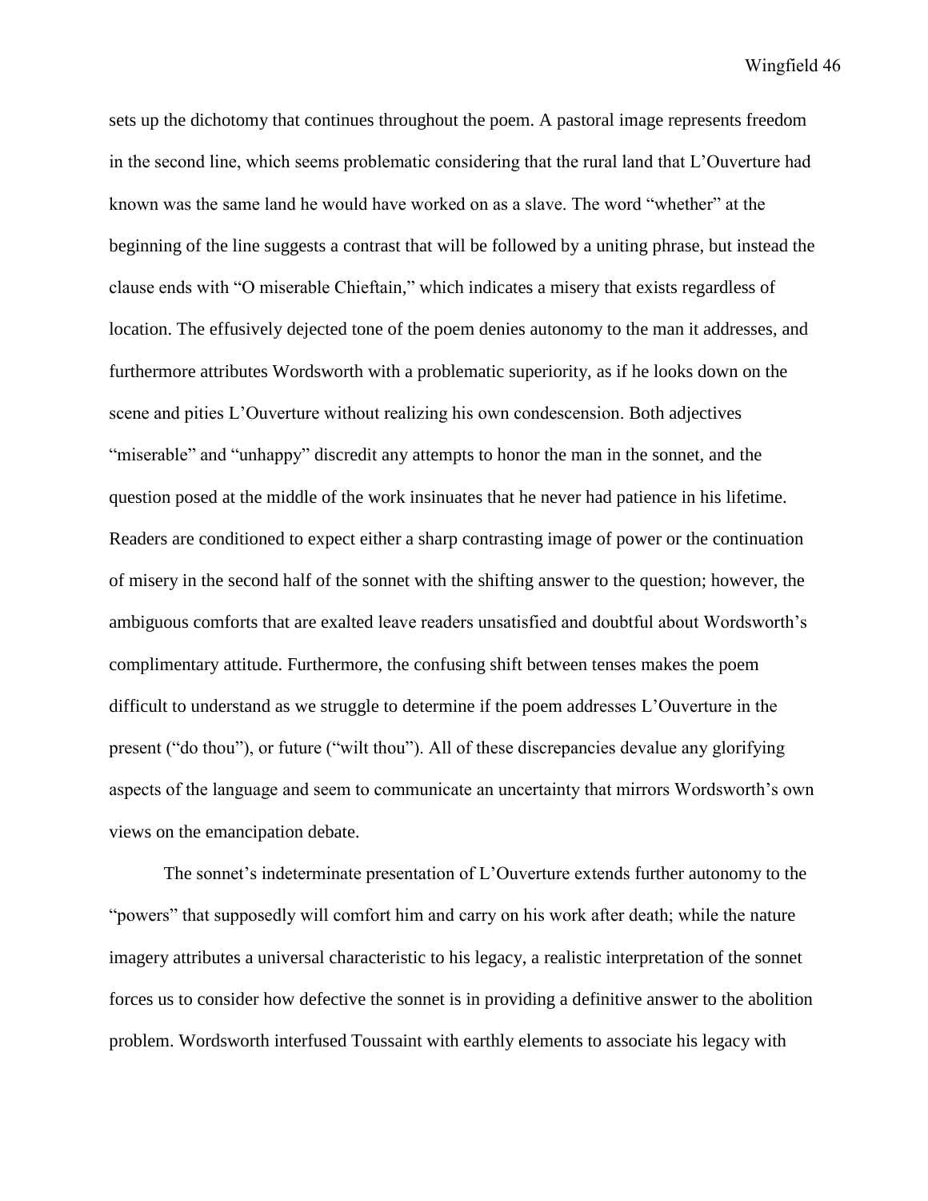sets up the dichotomy that continues throughout the poem. A pastoral image represents freedom in the second line, which seems problematic considering that the rural land that L'Ouverture had known was the same land he would have worked on as a slave. The word "whether" at the beginning of the line suggests a contrast that will be followed by a uniting phrase, but instead the clause ends with "O miserable Chieftain," which indicates a misery that exists regardless of location. The effusively dejected tone of the poem denies autonomy to the man it addresses, and furthermore attributes Wordsworth with a problematic superiority, as if he looks down on the scene and pities L'Ouverture without realizing his own condescension. Both adjectives "miserable" and "unhappy" discredit any attempts to honor the man in the sonnet, and the question posed at the middle of the work insinuates that he never had patience in his lifetime. Readers are conditioned to expect either a sharp contrasting image of power or the continuation of misery in the second half of the sonnet with the shifting answer to the question; however, the ambiguous comforts that are exalted leave readers unsatisfied and doubtful about Wordsworth's complimentary attitude. Furthermore, the confusing shift between tenses makes the poem difficult to understand as we struggle to determine if the poem addresses L'Ouverture in the present ("do thou"), or future ("wilt thou"). All of these discrepancies devalue any glorifying aspects of the language and seem to communicate an uncertainty that mirrors Wordsworth's own views on the emancipation debate.

The sonnet's indeterminate presentation of L'Ouverture extends further autonomy to the "powers" that supposedly will comfort him and carry on his work after death; while the nature imagery attributes a universal characteristic to his legacy, a realistic interpretation of the sonnet forces us to consider how defective the sonnet is in providing a definitive answer to the abolition problem. Wordsworth interfused Toussaint with earthly elements to associate his legacy with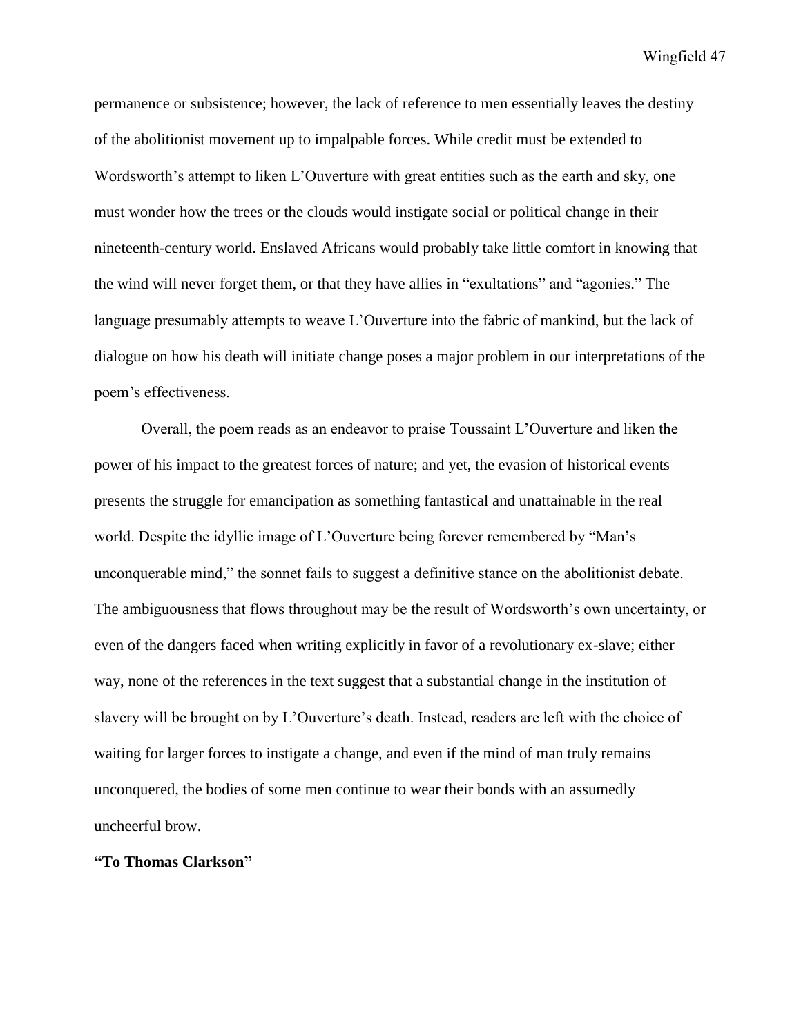permanence or subsistence; however, the lack of reference to men essentially leaves the destiny of the abolitionist movement up to impalpable forces. While credit must be extended to Wordsworth's attempt to liken L'Ouverture with great entities such as the earth and sky, one must wonder how the trees or the clouds would instigate social or political change in their nineteenth-century world. Enslaved Africans would probably take little comfort in knowing that the wind will never forget them, or that they have allies in "exultations" and "agonies." The language presumably attempts to weave L'Ouverture into the fabric of mankind, but the lack of dialogue on how his death will initiate change poses a major problem in our interpretations of the poem's effectiveness.

Overall, the poem reads as an endeavor to praise Toussaint L'Ouverture and liken the power of his impact to the greatest forces of nature; and yet, the evasion of historical events presents the struggle for emancipation as something fantastical and unattainable in the real world. Despite the idyllic image of L'Ouverture being forever remembered by "Man's unconquerable mind," the sonnet fails to suggest a definitive stance on the abolitionist debate. The ambiguousness that flows throughout may be the result of Wordsworth's own uncertainty, or even of the dangers faced when writing explicitly in favor of a revolutionary ex-slave; either way, none of the references in the text suggest that a substantial change in the institution of slavery will be brought on by L'Ouverture's death. Instead, readers are left with the choice of waiting for larger forces to instigate a change, and even if the mind of man truly remains unconquered, the bodies of some men continue to wear their bonds with an assumedly uncheerful brow.

**"To Thomas Clarkson"**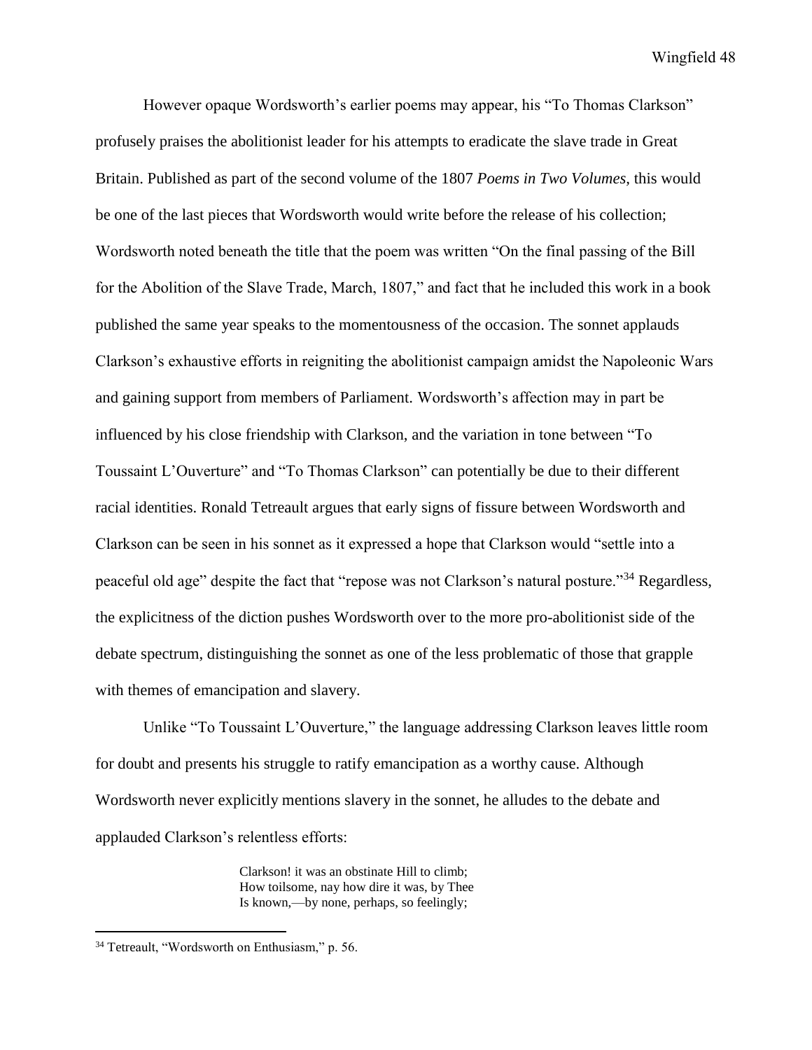However opaque Wordsworth's earlier poems may appear, his "To Thomas Clarkson" profusely praises the abolitionist leader for his attempts to eradicate the slave trade in Great Britain. Published as part of the second volume of the 1807 *Poems in Two Volumes,* this would be one of the last pieces that Wordsworth would write before the release of his collection; Wordsworth noted beneath the title that the poem was written "On the final passing of the Bill for the Abolition of the Slave Trade, March, 1807," and fact that he included this work in a book published the same year speaks to the momentousness of the occasion. The sonnet applauds Clarkson's exhaustive efforts in reigniting the abolitionist campaign amidst the Napoleonic Wars and gaining support from members of Parliament. Wordsworth's affection may in part be influenced by his close friendship with Clarkson, and the variation in tone between "To Toussaint L'Ouverture" and "To Thomas Clarkson" can potentially be due to their different racial identities. Ronald Tetreault argues that early signs of fissure between Wordsworth and Clarkson can be seen in his sonnet as it expressed a hope that Clarkson would "settle into a peaceful old age" despite the fact that "repose was not Clarkson's natural posture."[34] Regardless, the explicitness of the diction pushes Wordsworth over to the more pro-abolitionist side of the debate spectrum, distinguishing the sonnet as one of the less problematic of those that grapple with themes of emancipation and slavery.

Unlike "To Toussaint L'Ouverture," the language addressing Clarkson leaves little room for doubt and presents his struggle to ratify emancipation as a worthy cause. Although Wordsworth never explicitly mentions slavery in the sonnet, he alludes to the debate and applauded Clarkson's relentless efforts:

> Clarkson! it was an obstinate Hill to climb;
> How toilsome, nay how dire it was, by Thee
> Is known,—by none, perhaps, so feelingly;

---

[34] Tetreault, "Wordsworth on Enthusiasm," p. 56.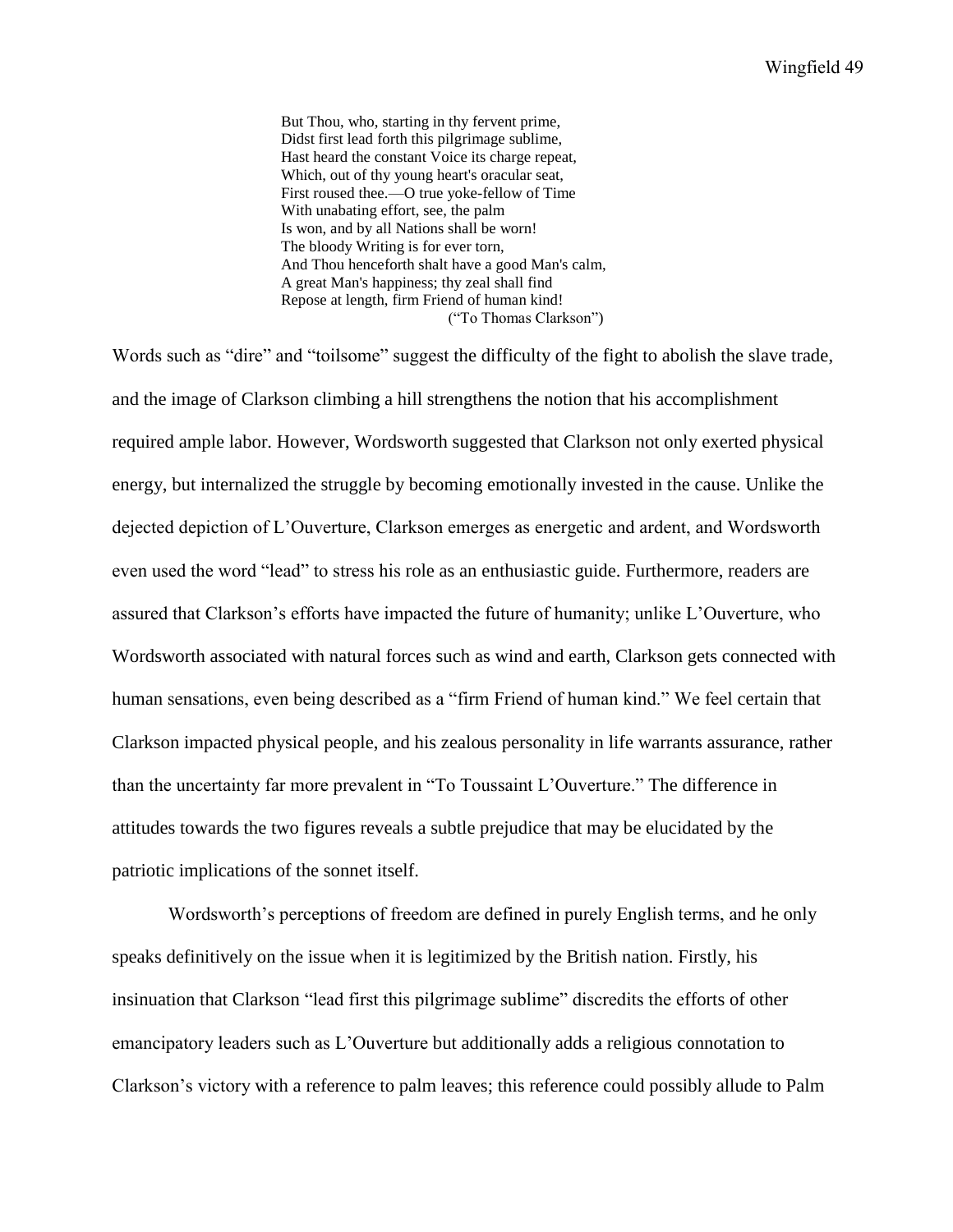> But Thou, who, starting in thy fervent prime,  
> Didst first lead forth this pilgrimage sublime,  
> Hast heard the constant Voice its charge repeat,  
> Which, out of thy young heart's oracular seat,  
> First roused thee.—O true yoke-fellow of Time  
> With unabating effort, see, the palm  
> Is won, and by all Nations shall be worn!  
> The bloody Writing is for ever torn,  
> And Thou henceforth shalt have a good Man's calm,  
> A great Man's happiness; thy zeal shall find  
> Repose at length, firm Friend of human kind!  
> ("To Thomas Clarkson")

Words such as "dire" and "toilsome" suggest the difficulty of the fight to abolish the slave trade, and the image of Clarkson climbing a hill strengthens the notion that his accomplishment required ample labor. However, Wordsworth suggested that Clarkson not only exerted physical energy, but internalized the struggle by becoming emotionally invested in the cause. Unlike the dejected depiction of L'Ouverture, Clarkson emerges as energetic and ardent, and Wordsworth even used the word "lead" to stress his role as an enthusiastic guide. Furthermore, readers are assured that Clarkson's efforts have impacted the future of humanity; unlike L'Ouverture, who Wordsworth associated with natural forces such as wind and earth, Clarkson gets connected with human sensations, even being described as a "firm Friend of human kind." We feel certain that Clarkson impacted physical people, and his zealous personality in life warrants assurance, rather than the uncertainty far more prevalent in "To Toussaint L'Ouverture." The difference in attitudes towards the two figures reveals a subtle prejudice that may be elucidated by the patriotic implications of the sonnet itself.

Wordsworth's perceptions of freedom are defined in purely English terms, and he only speaks definitively on the issue when it is legitimized by the British nation. Firstly, his insinuation that Clarkson "lead first this pilgrimage sublime" discredits the efforts of other emancipatory leaders such as L'Ouverture but additionally adds a religious connotation to Clarkson's victory with a reference to palm leaves; this reference could possibly allude to Palm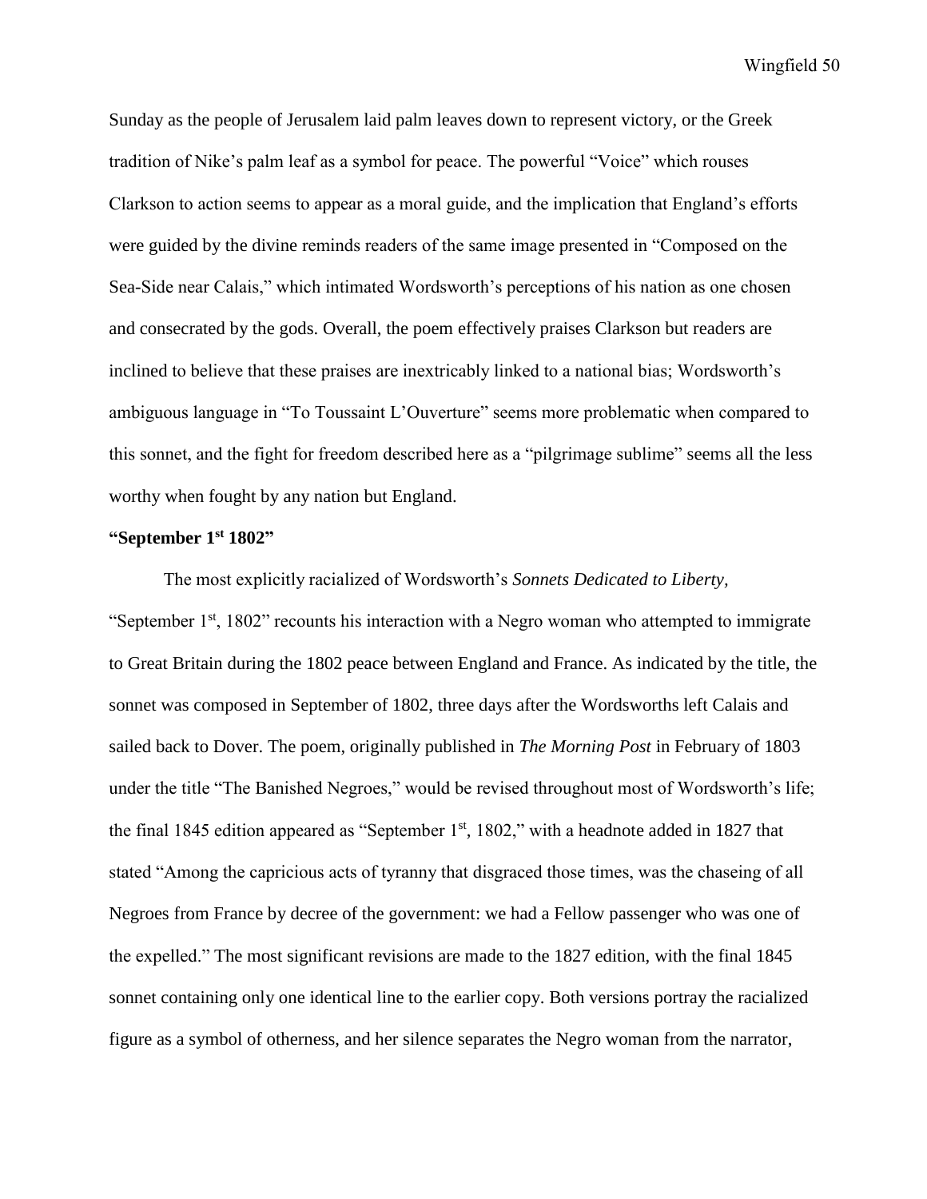Sunday as the people of Jerusalem laid palm leaves down to represent victory, or the Greek tradition of Nike's palm leaf as a symbol for peace. The powerful "Voice" which rouses Clarkson to action seems to appear as a moral guide, and the implication that England's efforts were guided by the divine reminds readers of the same image presented in "Composed on the Sea-Side near Calais," which intimated Wordsworth's perceptions of his nation as one chosen and consecrated by the gods. Overall, the poem effectively praises Clarkson but readers are inclined to believe that these praises are inextricably linked to a national bias; Wordsworth's ambiguous language in "To Toussaint L'Ouverture" seems more problematic when compared to this sonnet, and the fight for freedom described here as a "pilgrimage sublime" seems all the less worthy when fought by any nation but England.

**"September 1st 1802"**

The most explicitly racialized of Wordsworth's *Sonnets Dedicated to Liberty,* "September 1st, 1802" recounts his interaction with a Negro woman who attempted to immigrate to Great Britain during the 1802 peace between England and France. As indicated by the title, the sonnet was composed in September of 1802, three days after the Wordsworths left Calais and sailed back to Dover. The poem, originally published in *The Morning Post* in February of 1803 under the title "The Banished Negroes," would be revised throughout most of Wordsworth's life; the final 1845 edition appeared as "September 1st, 1802," with a headnote added in 1827 that stated "Among the capricious acts of tyranny that disgraced those times, was the chaseing of all Negroes from France by decree of the government: we had a Fellow passenger who was one of the expelled." The most significant revisions are made to the 1827 edition, with the final 1845 sonnet containing only one identical line to the earlier copy. Both versions portray the racialized figure as a symbol of otherness, and her silence separates the Negro woman from the narrator,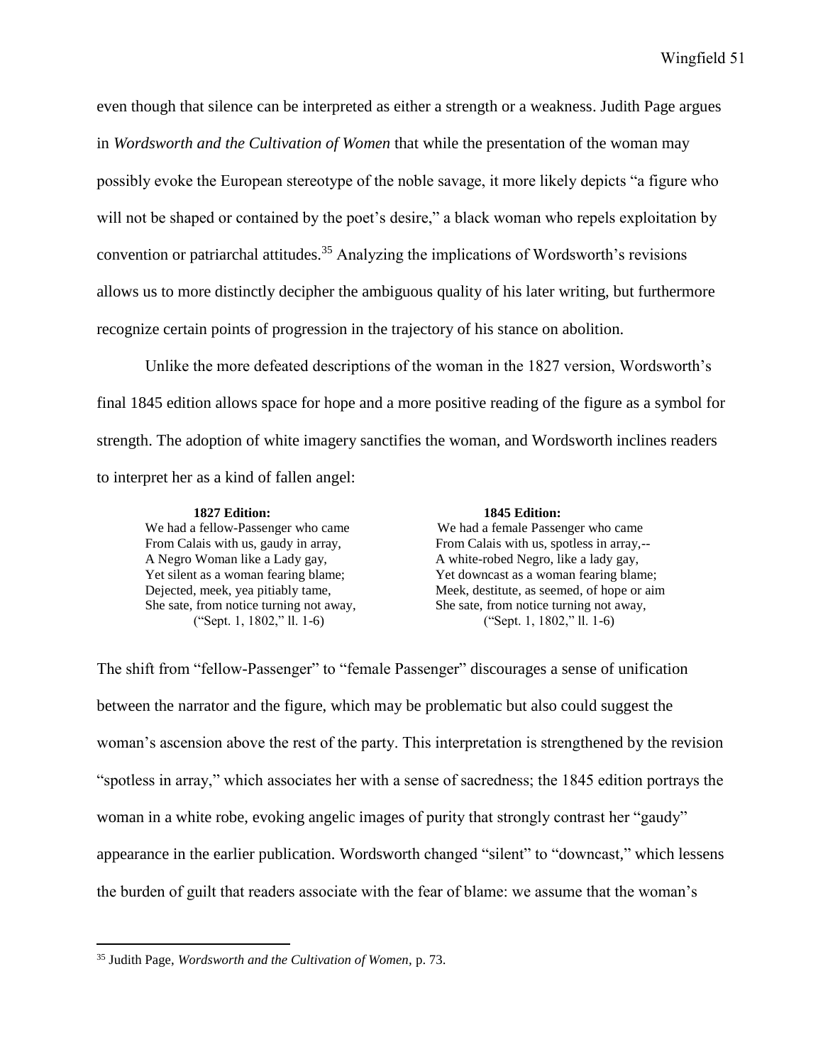even though that silence can be interpreted as either a strength or a weakness. Judith Page argues in *Wordsworth and the Cultivation of Women* that while the presentation of the woman may possibly evoke the European stereotype of the noble savage, it more likely depicts "a figure who will not be shaped or contained by the poet's desire," a black woman who repels exploitation by convention or patriarchal attitudes.[35] Analyzing the implications of Wordsworth's revisions allows us to more distinctly decipher the ambiguous quality of his later writing, but furthermore recognize certain points of progression in the trajectory of his stance on abolition.

Unlike the more defeated descriptions of the woman in the 1827 version, Wordsworth's final 1845 edition allows space for hope and a more positive reading of the figure as a symbol for strength. The adoption of white imagery sanctifies the woman, and Wordsworth inclines readers to interpret her as a kind of fallen angel:

| **1827 Edition:** | **1845 Edition:** |
|---|---|
| We had a fellow-Passenger who came | We had a female Passenger who came |
| From Calais with us, gaudy in array, | From Calais with us, spotless in array,-- |
| A Negro Woman like a Lady gay, | A white-robed Negro, like a lady gay, |
| Yet silent as a woman fearing blame; | Yet downcast as a woman fearing blame; |
| Dejected, meek, yea pitiably tame, | Meek, destitute, as seemed, of hope or aim |
| She sate, from notice turning not away, | She sate, from notice turning not away, |
| ("Sept. 1, 1802," ll. 1-6) | ("Sept. 1, 1802," ll. 1-6) |

The shift from "fellow-Passenger" to "female Passenger" discourages a sense of unification between the narrator and the figure, which may be problematic but also could suggest the woman's ascension above the rest of the party. This interpretation is strengthened by the revision "spotless in array," which associates her with a sense of sacredness; the 1845 edition portrays the woman in a white robe, evoking angelic images of purity that strongly contrast her "gaudy" appearance in the earlier publication. Wordsworth changed "silent" to "downcast," which lessens the burden of guilt that readers associate with the fear of blame: we assume that the woman's

[35] Judith Page, *Wordsworth and the Cultivation of Women*, p. 73.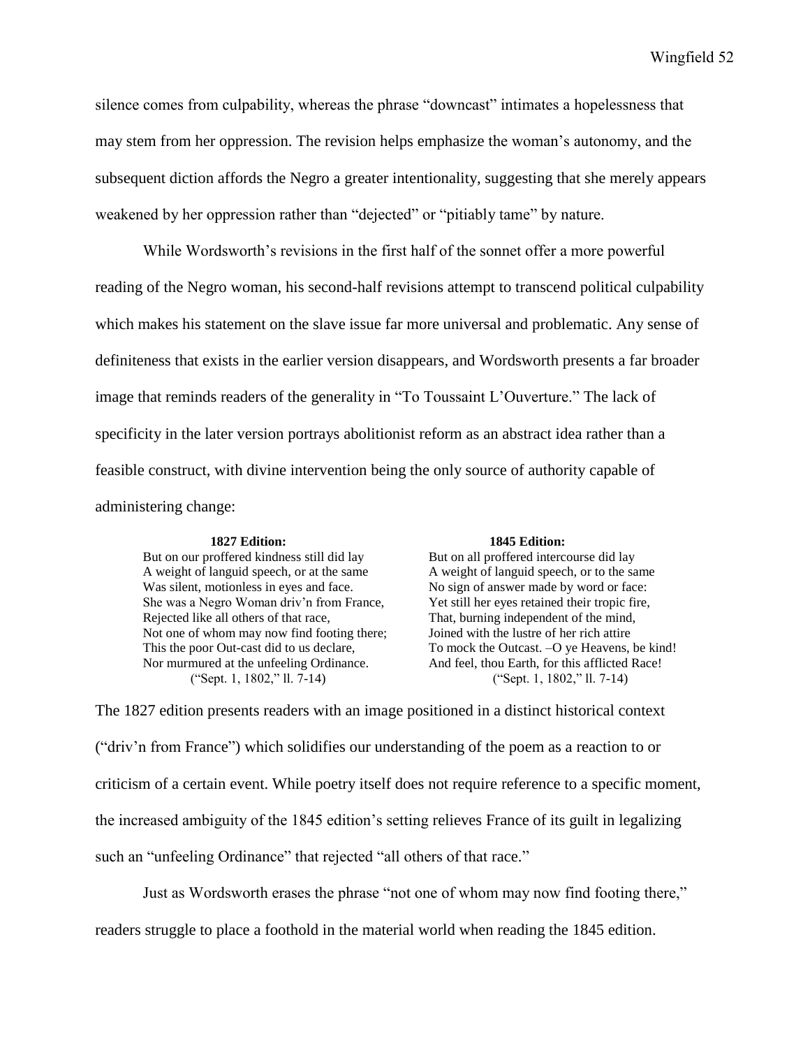silence comes from culpability, whereas the phrase "downcast" intimates a hopelessness that may stem from her oppression. The revision helps emphasize the woman's autonomy, and the subsequent diction affords the Negro a greater intentionality, suggesting that she merely appears weakened by her oppression rather than "dejected" or "pitiably tame" by nature.

While Wordsworth's revisions in the first half of the sonnet offer a more powerful reading of the Negro woman, his second-half revisions attempt to transcend political culpability which makes his statement on the slave issue far more universal and problematic. Any sense of definiteness that exists in the earlier version disappears, and Wordsworth presents a far broader image that reminds readers of the generality in "To Toussaint L'Ouverture." The lack of specificity in the later version portrays abolitionist reform as an abstract idea rather than a feasible construct, with divine intervention being the only source of authority capable of administering change:

| **1827 Edition:** | **1845 Edition:** |
|---|---|
| But on our proffered kindness still did lay | But on all proffered intercourse did lay |
| A weight of languid speech, or at the same | A weight of languid speech, or to the same |
| Was silent, motionless in eyes and face. | No sign of answer made by word or face: |
| She was a Negro Woman driv'n from France, | Yet still her eyes retained their tropic fire, |
| Rejected like all others of that race, | That, burning independent of the mind, |
| Not one of whom may now find footing there; | Joined with the lustre of her rich attire |
| This the poor Out-cast did to us declare, | To mock the Outcast. –O ye Heavens, be kind! |
| Nor murmured at the unfeeling Ordinance. | And feel, thou Earth, for this afflicted Race! |
| ("Sept. 1, 1802," ll. 7-14) | ("Sept. 1, 1802," ll. 7-14) |

The 1827 edition presents readers with an image positioned in a distinct historical context ("driv'n from France") which solidifies our understanding of the poem as a reaction to or criticism of a certain event. While poetry itself does not require reference to a specific moment, the increased ambiguity of the 1845 edition's setting relieves France of its guilt in legalizing such an "unfeeling Ordinance" that rejected "all others of that race."

Just as Wordsworth erases the phrase "not one of whom may now find footing there," readers struggle to place a foothold in the material world when reading the 1845 edition.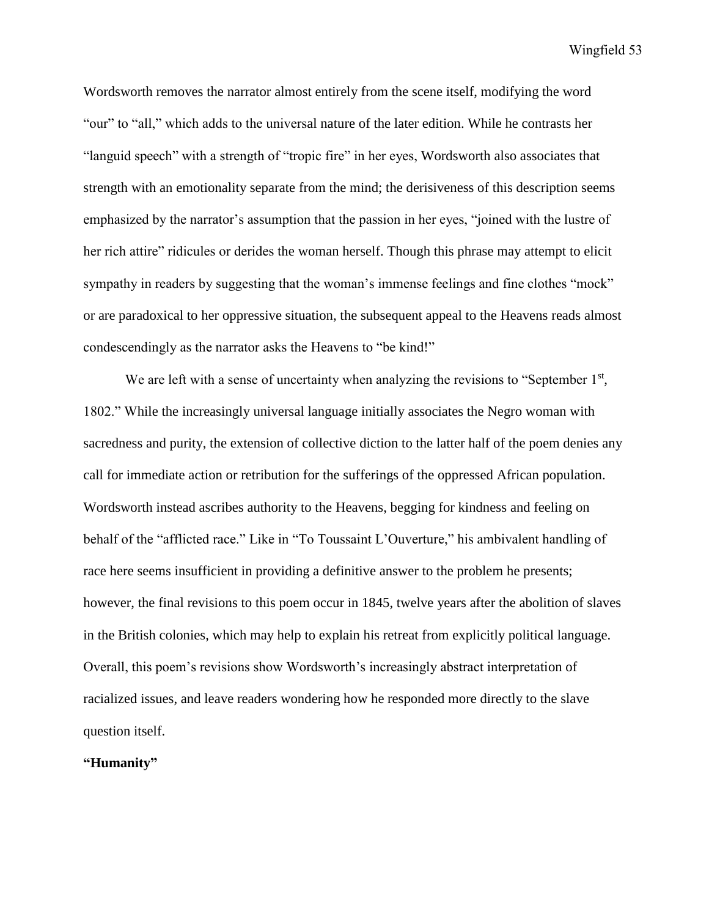Wordsworth removes the narrator almost entirely from the scene itself, modifying the word "our" to "all," which adds to the universal nature of the later edition. While he contrasts her "languid speech" with a strength of "tropic fire" in her eyes, Wordsworth also associates that strength with an emotionality separate from the mind; the derisiveness of this description seems emphasized by the narrator's assumption that the passion in her eyes, "joined with the lustre of her rich attire" ridicules or derides the woman herself. Though this phrase may attempt to elicit sympathy in readers by suggesting that the woman's immense feelings and fine clothes "mock" or are paradoxical to her oppressive situation, the subsequent appeal to the Heavens reads almost condescendingly as the narrator asks the Heavens to "be kind!"

We are left with a sense of uncertainty when analyzing the revisions to "September 1st, 1802." While the increasingly universal language initially associates the Negro woman with sacredness and purity, the extension of collective diction to the latter half of the poem denies any call for immediate action or retribution for the sufferings of the oppressed African population. Wordsworth instead ascribes authority to the Heavens, begging for kindness and feeling on behalf of the "afflicted race." Like in "To Toussaint L'Ouverture," his ambivalent handling of race here seems insufficient in providing a definitive answer to the problem he presents; however, the final revisions to this poem occur in 1845, twelve years after the abolition of slaves in the British colonies, which may help to explain his retreat from explicitly political language. Overall, this poem's revisions show Wordsworth's increasingly abstract interpretation of racialized issues, and leave readers wondering how he responded more directly to the slave question itself.

**"Humanity"**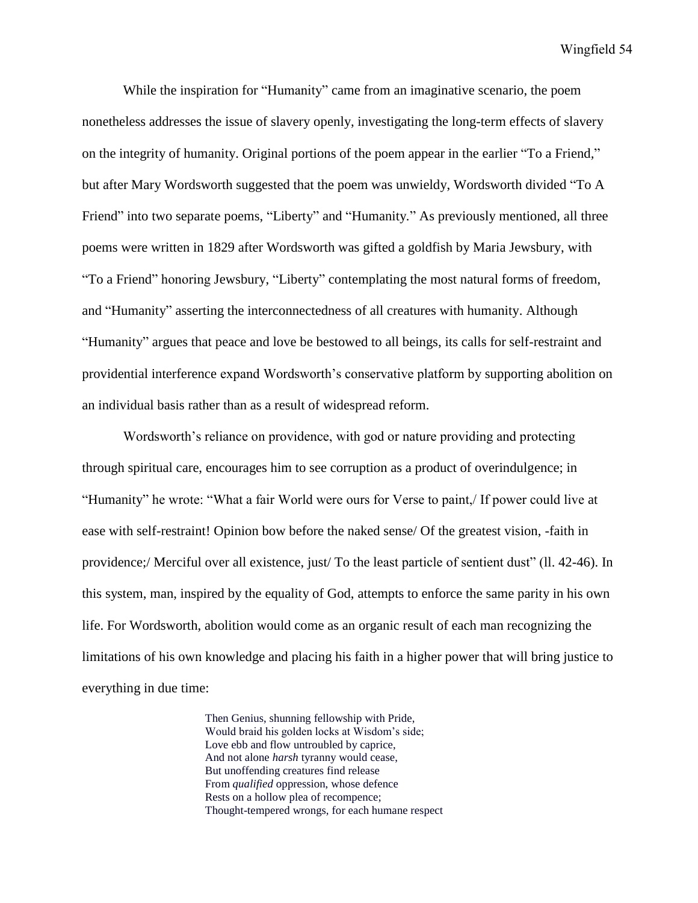While the inspiration for "Humanity" came from an imaginative scenario, the poem nonetheless addresses the issue of slavery openly, investigating the long-term effects of slavery on the integrity of humanity. Original portions of the poem appear in the earlier "To a Friend," but after Mary Wordsworth suggested that the poem was unwieldy, Wordsworth divided "To A Friend" into two separate poems, "Liberty" and "Humanity." As previously mentioned, all three poems were written in 1829 after Wordsworth was gifted a goldfish by Maria Jewsbury, with "To a Friend" honoring Jewsbury, "Liberty" contemplating the most natural forms of freedom, and "Humanity" asserting the interconnectedness of all creatures with humanity. Although "Humanity" argues that peace and love be bestowed to all beings, its calls for self-restraint and providential interference expand Wordsworth's conservative platform by supporting abolition on an individual basis rather than as a result of widespread reform.

Wordsworth's reliance on providence, with god or nature providing and protecting through spiritual care, encourages him to see corruption as a product of overindulgence; in "Humanity" he wrote: "What a fair World were ours for Verse to paint,/ If power could live at ease with self-restraint! Opinion bow before the naked sense/ Of the greatest vision, -faith in providence;/ Merciful over all existence, just/ To the least particle of sentient dust" (ll. 42-46). In this system, man, inspired by the equality of God, attempts to enforce the same parity in his own life. For Wordsworth, abolition would come as an organic result of each man recognizing the limitations of his own knowledge and placing his faith in a higher power that will bring justice to everything in due time:

> Then Genius, shunning fellowship with Pride,
> Would braid his golden locks at Wisdom's side;
> Love ebb and flow untroubled by caprice,
> And not alone *harsh* tyranny would cease,
> But unoffending creatures find release
> From *qualified* oppression, whose defence
> Rests on a hollow plea of recompence;
> Thought-tempered wrongs, for each humane respect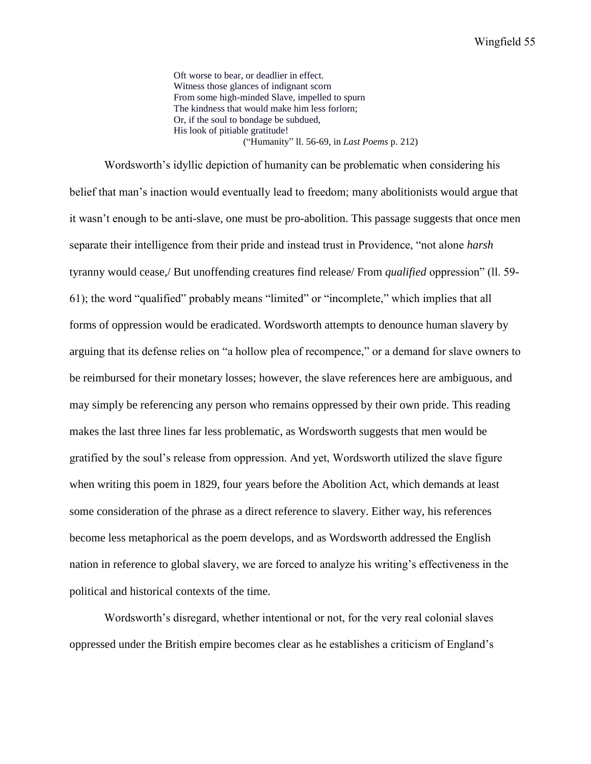> Oft worse to bear, or deadlier in effect.
> Witness those glances of indignant scorn
> From some high-minded Slave, impelled to spurn
> The kindness that would make him less forlorn;
> Or, if the soul to bondage be subdued,
> His look of pitiable gratitude!
>
> ("Humanity" ll. 56-69, in *Last Poems* p. 212)

Wordsworth's idyllic depiction of humanity can be problematic when considering his belief that man's inaction would eventually lead to freedom; many abolitionists would argue that it wasn't enough to be anti-slave, one must be pro-abolition. This passage suggests that once men separate their intelligence from their pride and instead trust in Providence, "not alone *harsh* tyranny would cease,/ But unoffending creatures find release/ From *qualified* oppression" (ll. 59-61); the word "qualified" probably means "limited" or "incomplete," which implies that all forms of oppression would be eradicated. Wordsworth attempts to denounce human slavery by arguing that its defense relies on "a hollow plea of recompence," or a demand for slave owners to be reimbursed for their monetary losses; however, the slave references here are ambiguous, and may simply be referencing any person who remains oppressed by their own pride. This reading makes the last three lines far less problematic, as Wordsworth suggests that men would be gratified by the soul's release from oppression. And yet, Wordsworth utilized the slave figure when writing this poem in 1829, four years before the Abolition Act, which demands at least some consideration of the phrase as a direct reference to slavery. Either way, his references become less metaphorical as the poem develops, and as Wordsworth addressed the English nation in reference to global slavery, we are forced to analyze his writing's effectiveness in the political and historical contexts of the time.

Wordsworth's disregard, whether intentional or not, for the very real colonial slaves oppressed under the British empire becomes clear as he establishes a criticism of England's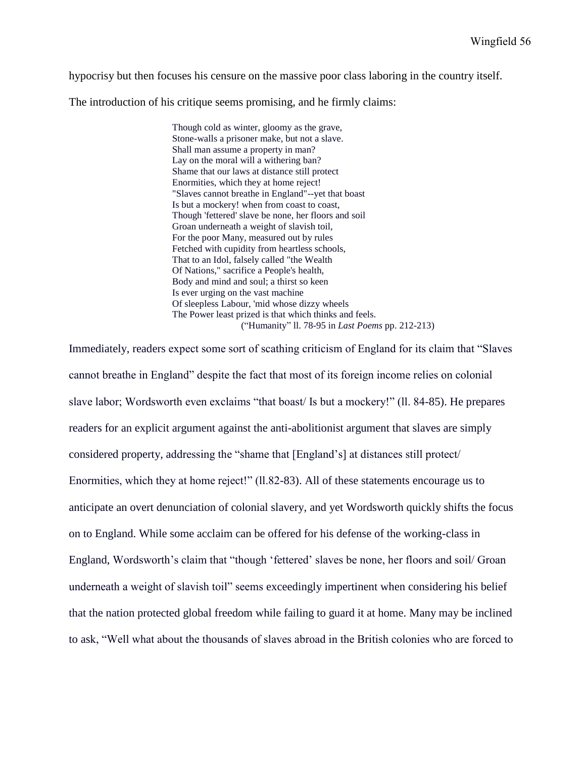hypocrisy but then focuses his censure on the massive poor class laboring in the country itself. The introduction of his critique seems promising, and he firmly claims:

> Though cold as winter, gloomy as the grave,
> Stone-walls a prisoner make, but not a slave.
> Shall man assume a property in man?
> Lay on the moral will a withering ban?
> Shame that our laws at distance still protect
> Enormities, which they at home reject!
> "Slaves cannot breathe in England"--yet that boast
> Is but a mockery! when from coast to coast,
> Though 'fettered' slave be none, her floors and soil
> Groan underneath a weight of slavish toil,
> For the poor Many, measured out by rules
> Fetched with cupidity from heartless schools,
> That to an Idol, falsely called "the Wealth
> Of Nations," sacrifice a People's health,
> Body and mind and soul; a thirst so keen
> Is ever urging on the vast machine
> Of sleepless Labour, 'mid whose dizzy wheels
> The Power least prized is that which thinks and feels.
> (“Humanity” ll. 78-95 in *Last Poems* pp. 212-213)

Immediately, readers expect some sort of scathing criticism of England for its claim that “Slaves cannot breathe in England” despite the fact that most of its foreign income relies on colonial slave labor; Wordsworth even exclaims “that boast/ Is but a mockery!” (ll. 84-85). He prepares readers for an explicit argument against the anti-abolitionist argument that slaves are simply considered property, addressing the “shame that [England’s] at distances still protect/ Enormities, which they at home reject!” (ll.82-83). All of these statements encourage us to anticipate an overt denunciation of colonial slavery, and yet Wordsworth quickly shifts the focus on to England. While some acclaim can be offered for his defense of the working-class in England, Wordsworth’s claim that “though ‘fettered’ slaves be none, her floors and soil/ Groan underneath a weight of slavish toil” seems exceedingly impertinent when considering his belief that the nation protected global freedom while failing to guard it at home. Many may be inclined to ask, “Well what about the thousands of slaves abroad in the British colonies who are forced to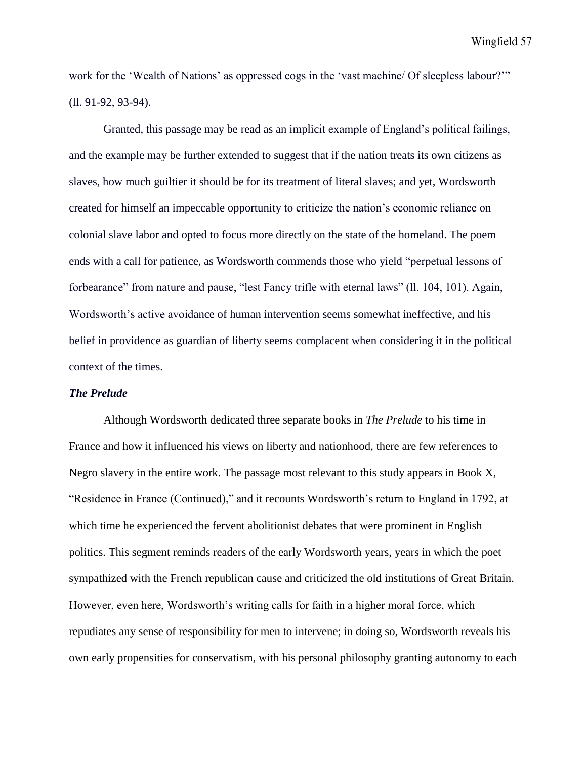work for the 'Wealth of Nations' as oppressed cogs in the 'vast machine/ Of sleepless labour?'" (ll. 91-92, 93-94).

Granted, this passage may be read as an implicit example of England's political failings, and the example may be further extended to suggest that if the nation treats its own citizens as slaves, how much guiltier it should be for its treatment of literal slaves; and yet, Wordsworth created for himself an impeccable opportunity to criticize the nation's economic reliance on colonial slave labor and opted to focus more directly on the state of the homeland. The poem ends with a call for patience, as Wordsworth commends those who yield "perpetual lessons of forbearance" from nature and pause, "lest Fancy trifle with eternal laws" (ll. 104, 101). Again, Wordsworth's active avoidance of human intervention seems somewhat ineffective, and his belief in providence as guardian of liberty seems complacent when considering it in the political context of the times.

***The Prelude***

Although Wordsworth dedicated three separate books in *The Prelude* to his time in France and how it influenced his views on liberty and nationhood, there are few references to Negro slavery in the entire work. The passage most relevant to this study appears in Book X, "Residence in France (Continued)," and it recounts Wordsworth's return to England in 1792, at which time he experienced the fervent abolitionist debates that were prominent in English politics. This segment reminds readers of the early Wordsworth years, years in which the poet sympathized with the French republican cause and criticized the old institutions of Great Britain. However, even here, Wordsworth's writing calls for faith in a higher moral force, which repudiates any sense of responsibility for men to intervene; in doing so, Wordsworth reveals his own early propensities for conservatism, with his personal philosophy granting autonomy to each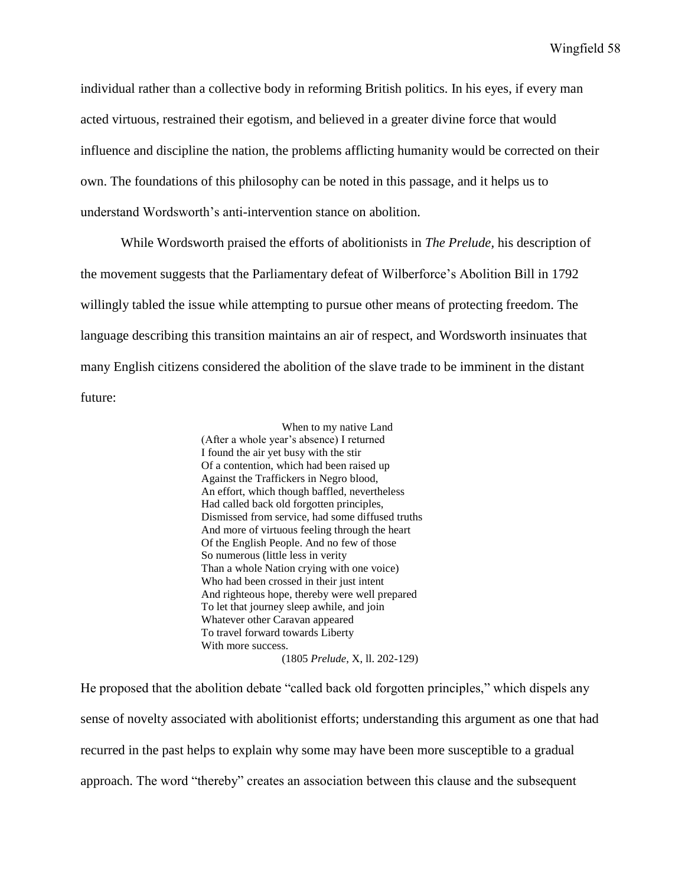individual rather than a collective body in reforming British politics. In his eyes, if every man acted virtuous, restrained their egotism, and believed in a greater divine force that would influence and discipline the nation, the problems afflicting humanity would be corrected on their own. The foundations of this philosophy can be noted in this passage, and it helps us to understand Wordsworth's anti-intervention stance on abolition.

While Wordsworth praised the efforts of abolitionists in *The Prelude*, his description of the movement suggests that the Parliamentary defeat of Wilberforce's Abolition Bill in 1792 willingly tabled the issue while attempting to pursue other means of protecting freedom. The language describing this transition maintains an air of respect, and Wordsworth insinuates that many English citizens considered the abolition of the slave trade to be imminent in the distant future:

> When to my native Land
> (After a whole year's absence) I returned
> I found the air yet busy with the stir
> Of a contention, which had been raised up
> Against the Traffickers in Negro blood,
> An effort, which though baffled, nevertheless
> Had called back old forgotten principles,
> Dismissed from service, had some diffused truths
> And more of virtuous feeling through the heart
> Of the English People. And no few of those
> So numerous (little less in verity
> Than a whole Nation crying with one voice)
> Who had been crossed in their just intent
> And righteous hope, thereby were well prepared
> To let that journey sleep awhile, and join
> Whatever other Caravan appeared
> To travel forward towards Liberty
> With more success.
> (1805 *Prelude*, X, ll. 202-129)

He proposed that the abolition debate "called back old forgotten principles," which dispels any sense of novelty associated with abolitionist efforts; understanding this argument as one that had recurred in the past helps to explain why some may have been more susceptible to a gradual approach. The word "thereby" creates an association between this clause and the subsequent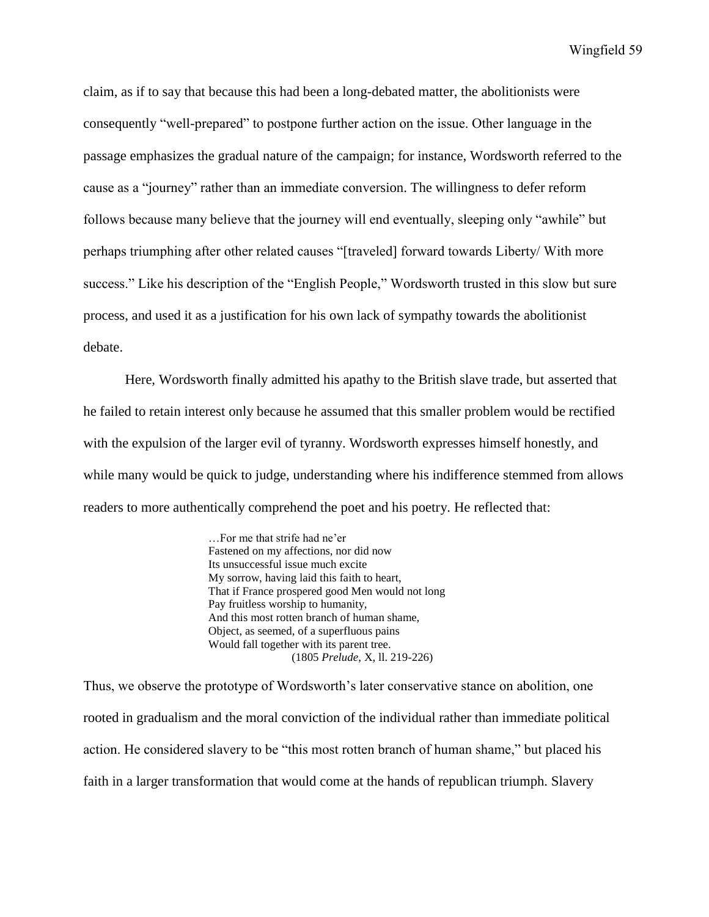claim, as if to say that because this had been a long-debated matter, the abolitionists were consequently "well-prepared" to postpone further action on the issue. Other language in the passage emphasizes the gradual nature of the campaign; for instance, Wordsworth referred to the cause as a "journey" rather than an immediate conversion. The willingness to defer reform follows because many believe that the journey will end eventually, sleeping only "awhile" but perhaps triumphing after other related causes "[traveled] forward towards Liberty/ With more success." Like his description of the "English People," Wordsworth trusted in this slow but sure process, and used it as a justification for his own lack of sympathy towards the abolitionist debate.

Here, Wordsworth finally admitted his apathy to the British slave trade, but asserted that he failed to retain interest only because he assumed that this smaller problem would be rectified with the expulsion of the larger evil of tyranny. Wordsworth expresses himself honestly, and while many would be quick to judge, understanding where his indifference stemmed from allows readers to more authentically comprehend the poet and his poetry. He reflected that:

> …For me that strife had ne'er  
> Fastened on my affections, nor did now  
> Its unsuccessful issue much excite  
> My sorrow, having laid this faith to heart,  
> That if France prospered good Men would not long  
> Pay fruitless worship to humanity,  
> And this most rotten branch of human shame,  
> Object, as seemed, of a superfluous pains  
> Would fall together with its parent tree.  
> (1805 *Prelude*, X, ll. 219-226)

Thus, we observe the prototype of Wordsworth's later conservative stance on abolition, one rooted in gradualism and the moral conviction of the individual rather than immediate political action. He considered slavery to be "this most rotten branch of human shame," but placed his faith in a larger transformation that would come at the hands of republican triumph. Slavery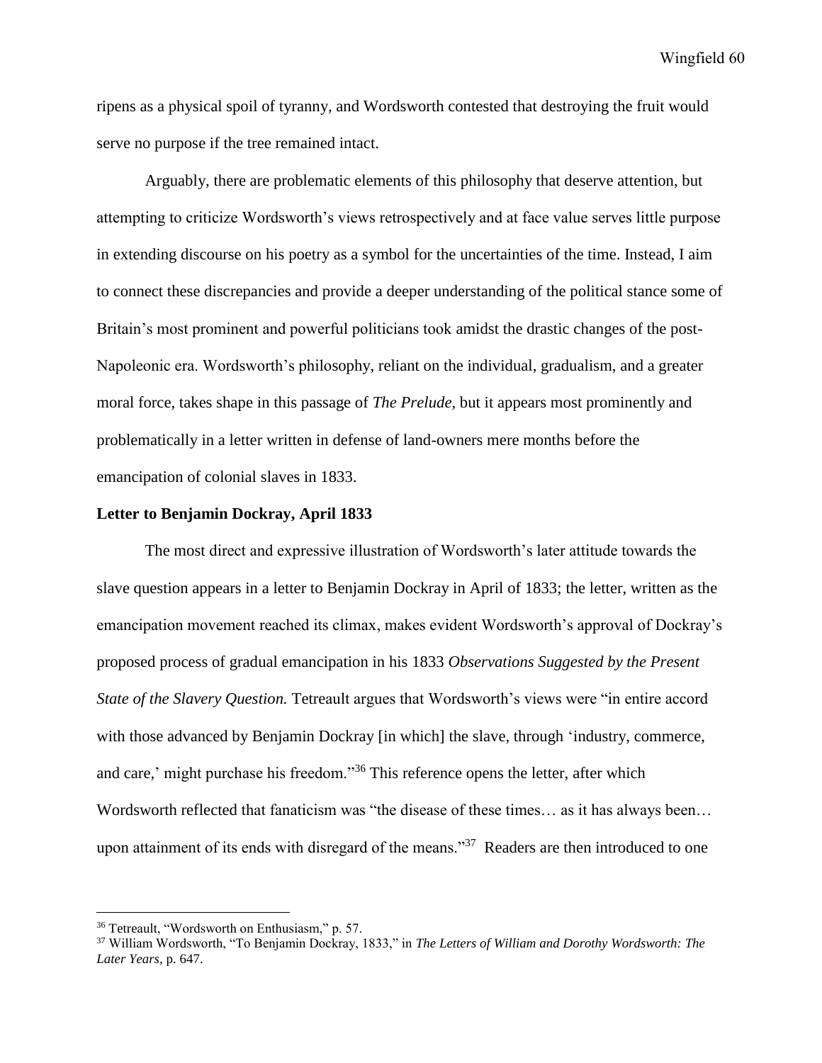ripens as a physical spoil of tyranny, and Wordsworth contested that destroying the fruit would serve no purpose if the tree remained intact.

Arguably, there are problematic elements of this philosophy that deserve attention, but attempting to criticize Wordsworth's views retrospectively and at face value serves little purpose in extending discourse on his poetry as a symbol for the uncertainties of the time. Instead, I aim to connect these discrepancies and provide a deeper understanding of the political stance some of Britain's most prominent and powerful politicians took amidst the drastic changes of the post-Napoleonic era. Wordsworth's philosophy, reliant on the individual, gradualism, and a greater moral force, takes shape in this passage of *The Prelude*, but it appears most prominently and problematically in a letter written in defense of land-owners mere months before the emancipation of colonial slaves in 1833.

**Letter to Benjamin Dockray, April 1833**

The most direct and expressive illustration of Wordsworth's later attitude towards the slave question appears in a letter to Benjamin Dockray in April of 1833; the letter, written as the emancipation movement reached its climax, makes evident Wordsworth's approval of Dockray's proposed process of gradual emancipation in his 1833 *Observations Suggested by the Present State of the Slavery Question.* Tetreault argues that Wordsworth's views were "in entire accord with those advanced by Benjamin Dockray [in which] the slave, through 'industry, commerce, and care,' might purchase his freedom."[36] This reference opens the letter, after which Wordsworth reflected that fanaticism was "the disease of these times… as it has always been… upon attainment of its ends with disregard of the means."[37] Readers are then introduced to one

---

[36] Tetreault, "Wordsworth on Enthusiasm," p. 57.

[37] William Wordsworth, "To Benjamin Dockray, 1833," in *The Letters of William and Dorothy Wordsworth: The Later Years*, p. 647.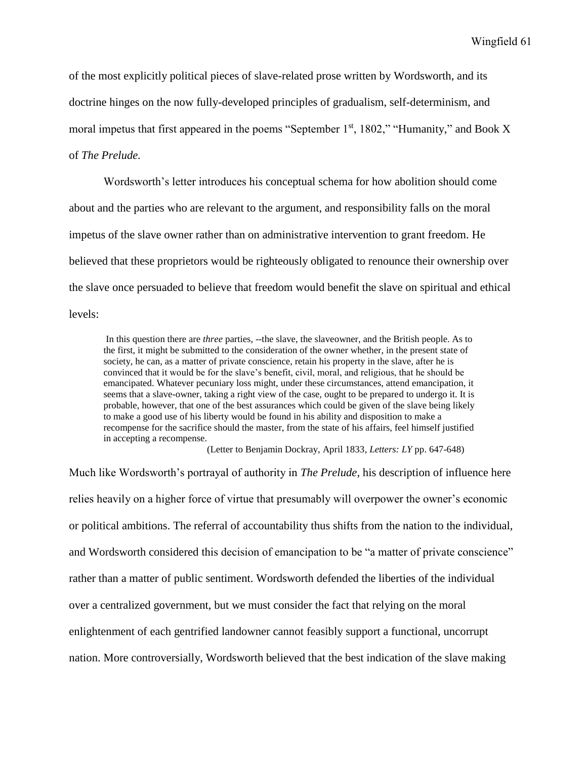of the most explicitly political pieces of slave-related prose written by Wordsworth, and its doctrine hinges on the now fully-developed principles of gradualism, self-determinism, and moral impetus that first appeared in the poems "September 1st, 1802," "Humanity," and Book X of *The Prelude.*

Wordsworth's letter introduces his conceptual schema for how abolition should come about and the parties who are relevant to the argument, and responsibility falls on the moral impetus of the slave owner rather than on administrative intervention to grant freedom. He believed that these proprietors would be righteously obligated to renounce their ownership over the slave once persuaded to believe that freedom would benefit the slave on spiritual and ethical levels:

> In this question there are *three* parties, --the slave, the slaveowner, and the British people. As to the first, it might be submitted to the consideration of the owner whether, in the present state of society, he can, as a matter of private conscience, retain his property in the slave, after he is convinced that it would be for the slave's benefit, civil, moral, and religious, that he should be emancipated. Whatever pecuniary loss might, under these circumstances, attend emancipation, it seems that a slave-owner, taking a right view of the case, ought to be prepared to undergo it. It is probable, however, that one of the best assurances which could be given of the slave being likely to make a good use of his liberty would be found in his ability and disposition to make a recompense for the sacrifice should the master, from the state of his affairs, feel himself justified in accepting a recompense.
>
> (Letter to Benjamin Dockray, April 1833, *Letters: LY* pp. 647-648)

Much like Wordsworth's portrayal of authority in *The Prelude,* his description of influence here relies heavily on a higher force of virtue that presumably will overpower the owner's economic or political ambitions. The referral of accountability thus shifts from the nation to the individual, and Wordsworth considered this decision of emancipation to be "a matter of private conscience" rather than a matter of public sentiment. Wordsworth defended the liberties of the individual over a centralized government, but we must consider the fact that relying on the moral enlightenment of each gentrified landowner cannot feasibly support a functional, uncorrupt nation. More controversially, Wordsworth believed that the best indication of the slave making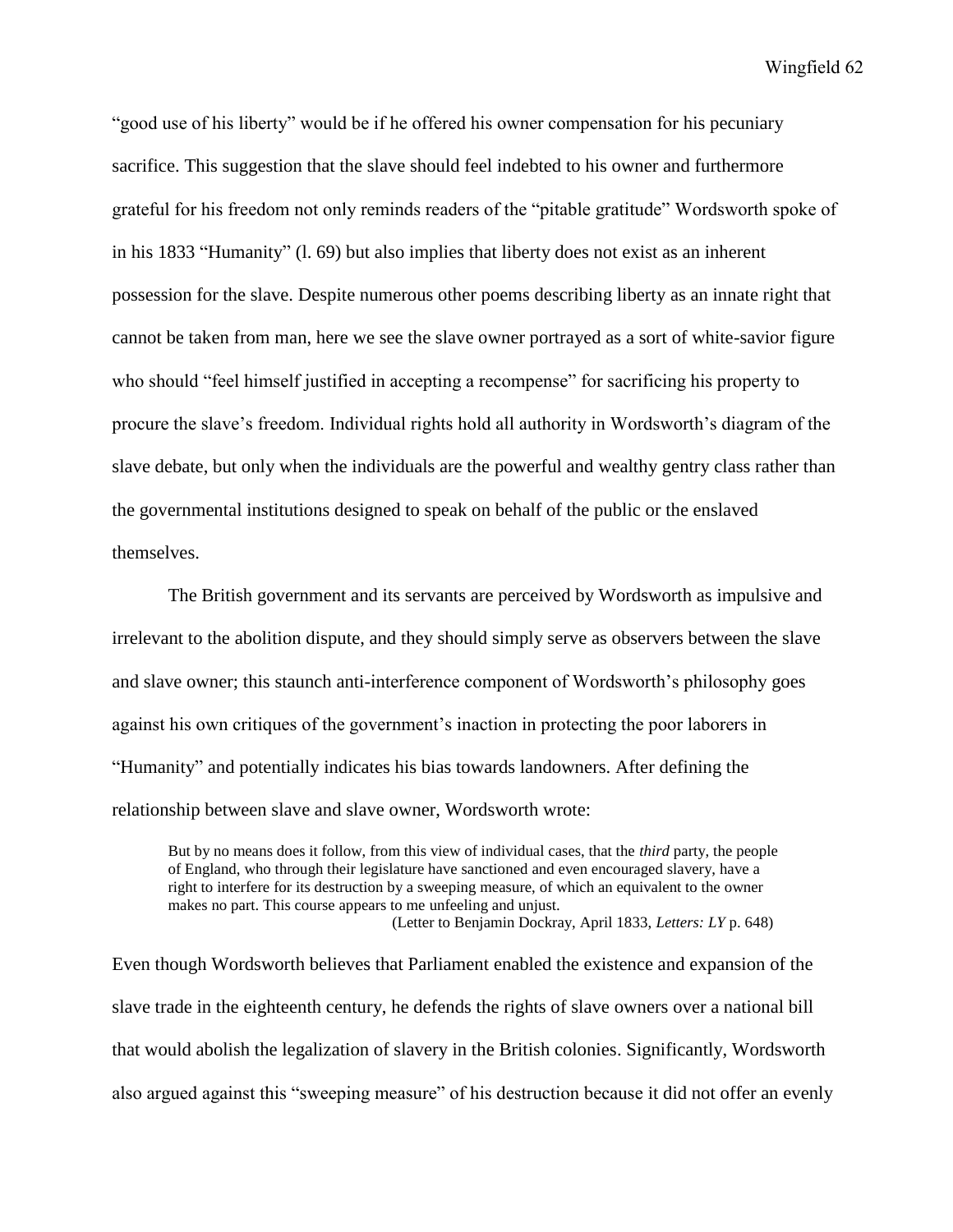"good use of his liberty" would be if he offered his owner compensation for his pecuniary sacrifice. This suggestion that the slave should feel indebted to his owner and furthermore grateful for his freedom not only reminds readers of the "pitable gratitude" Wordsworth spoke of in his 1833 "Humanity" (l. 69) but also implies that liberty does not exist as an inherent possession for the slave. Despite numerous other poems describing liberty as an innate right that cannot be taken from man, here we see the slave owner portrayed as a sort of white-savior figure who should "feel himself justified in accepting a recompense" for sacrificing his property to procure the slave's freedom. Individual rights hold all authority in Wordsworth's diagram of the slave debate, but only when the individuals are the powerful and wealthy gentry class rather than the governmental institutions designed to speak on behalf of the public or the enslaved themselves.

The British government and its servants are perceived by Wordsworth as impulsive and irrelevant to the abolition dispute, and they should simply serve as observers between the slave and slave owner; this staunch anti-interference component of Wordsworth's philosophy goes against his own critiques of the government's inaction in protecting the poor laborers in "Humanity" and potentially indicates his bias towards landowners. After defining the relationship between slave and slave owner, Wordsworth wrote:

> But by no means does it follow, from this view of individual cases, that the *third* party, the people of England, who through their legislature have sanctioned and even encouraged slavery, have a right to interfere for its destruction by a sweeping measure, of which an equivalent to the owner makes no part. This course appears to me unfeeling and unjust.
>
> (Letter to Benjamin Dockray, April 1833, *Letters: LY* p. 648)

Even though Wordsworth believes that Parliament enabled the existence and expansion of the slave trade in the eighteenth century, he defends the rights of slave owners over a national bill that would abolish the legalization of slavery in the British colonies. Significantly, Wordsworth also argued against this "sweeping measure" of his destruction because it did not offer an evenly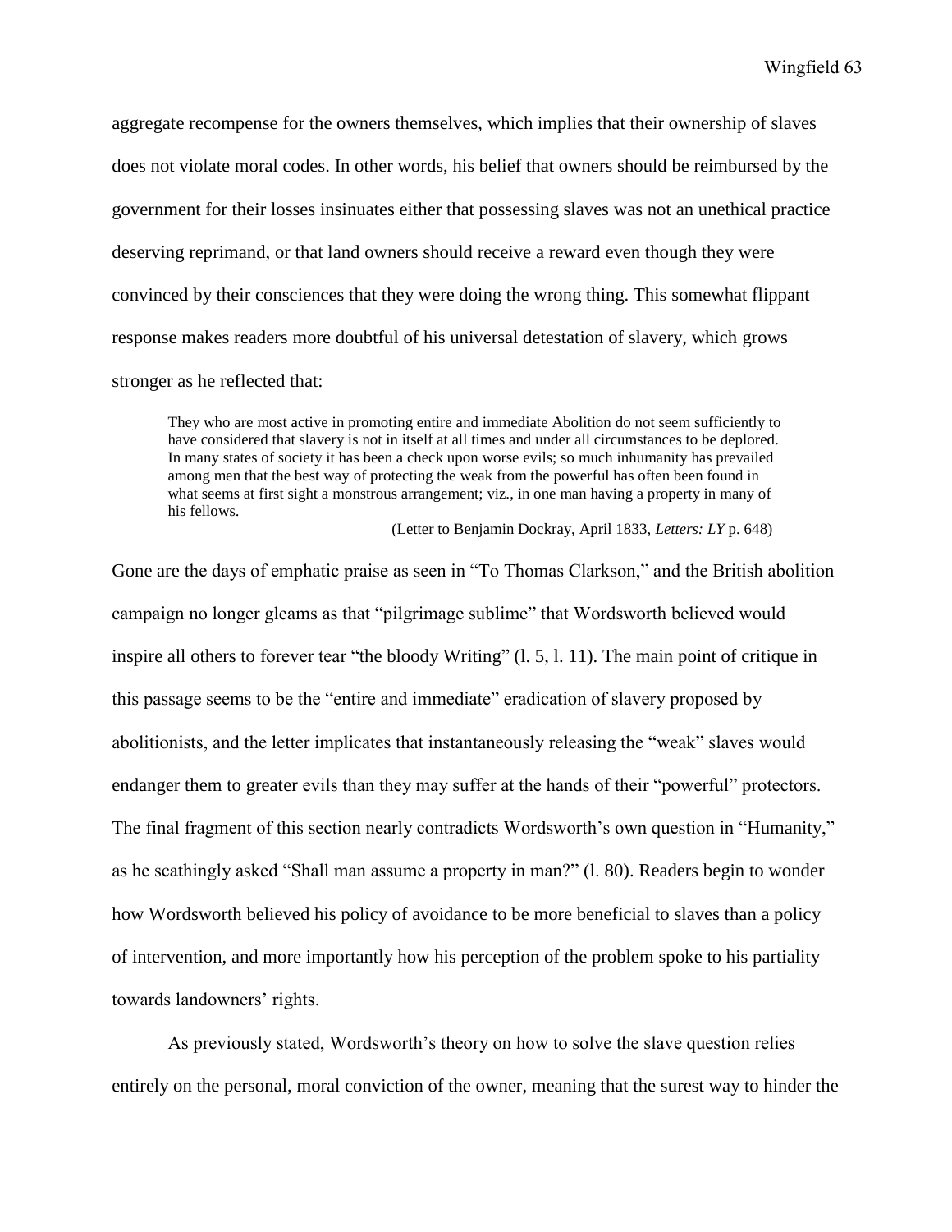aggregate recompense for the owners themselves, which implies that their ownership of slaves does not violate moral codes. In other words, his belief that owners should be reimbursed by the government for their losses insinuates either that possessing slaves was not an unethical practice deserving reprimand, or that land owners should receive a reward even though they were convinced by their consciences that they were doing the wrong thing. This somewhat flippant response makes readers more doubtful of his universal detestation of slavery, which grows stronger as he reflected that:

> They who are most active in promoting entire and immediate Abolition do not seem sufficiently to have considered that slavery is not in itself at all times and under all circumstances to be deplored. In many states of society it has been a check upon worse evils; so much inhumanity has prevailed among men that the best way of protecting the weak from the powerful has often been found in what seems at first sight a monstrous arrangement; viz., in one man having a property in many of his fellows.
>
> (Letter to Benjamin Dockray, April 1833, *Letters: LY* p. 648)

Gone are the days of emphatic praise as seen in "To Thomas Clarkson," and the British abolition campaign no longer gleams as that "pilgrimage sublime" that Wordsworth believed would inspire all others to forever tear "the bloody Writing" (l. 5, l. 11). The main point of critique in this passage seems to be the "entire and immediate" eradication of slavery proposed by abolitionists, and the letter implicates that instantaneously releasing the "weak" slaves would endanger them to greater evils than they may suffer at the hands of their "powerful" protectors. The final fragment of this section nearly contradicts Wordsworth's own question in "Humanity," as he scathingly asked "Shall man assume a property in man?" (l. 80). Readers begin to wonder how Wordsworth believed his policy of avoidance to be more beneficial to slaves than a policy of intervention, and more importantly how his perception of the problem spoke to his partiality towards landowners' rights.

As previously stated, Wordsworth's theory on how to solve the slave question relies entirely on the personal, moral conviction of the owner, meaning that the surest way to hinder the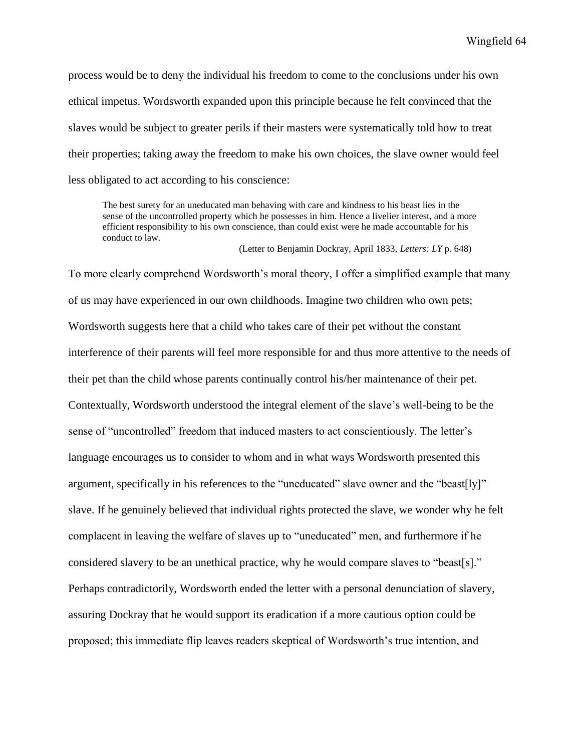process would be to deny the individual his freedom to come to the conclusions under his own ethical impetus. Wordsworth expanded upon this principle because he felt convinced that the slaves would be subject to greater perils if their masters were systematically told how to treat their properties; taking away the freedom to make his own choices, the slave owner would feel less obligated to act according to his conscience:

> The best surety for an uneducated man behaving with care and kindness to his beast lies in the sense of the uncontrolled property which he possesses in him. Hence a livelier interest, and a more efficient responsibility to his own conscience, than could exist were he made accountable for his conduct to law.
>
> (Letter to Benjamin Dockray, April 1833, *Letters: LY* p. 648)

To more clearly comprehend Wordsworth's moral theory, I offer a simplified example that many of us may have experienced in our own childhoods. Imagine two children who own pets; Wordsworth suggests here that a child who takes care of their pet without the constant interference of their parents will feel more responsible for and thus more attentive to the needs of their pet than the child whose parents continually control his/her maintenance of their pet. Contextually, Wordsworth understood the integral element of the slave's well-being to be the sense of "uncontrolled" freedom that induced masters to act conscientiously. The letter's language encourages us to consider to whom and in what ways Wordsworth presented this argument, specifically in his references to the "uneducated" slave owner and the "beast[ly]" slave. If he genuinely believed that individual rights protected the slave, we wonder why he felt complacent in leaving the welfare of slaves up to "uneducated" men, and furthermore if he considered slavery to be an unethical practice, why he would compare slaves to "beast[s]." Perhaps contradictorily, Wordsworth ended the letter with a personal denunciation of slavery, assuring Dockray that he would support its eradication if a more cautious option could be proposed; this immediate flip leaves readers skeptical of Wordsworth's true intention, and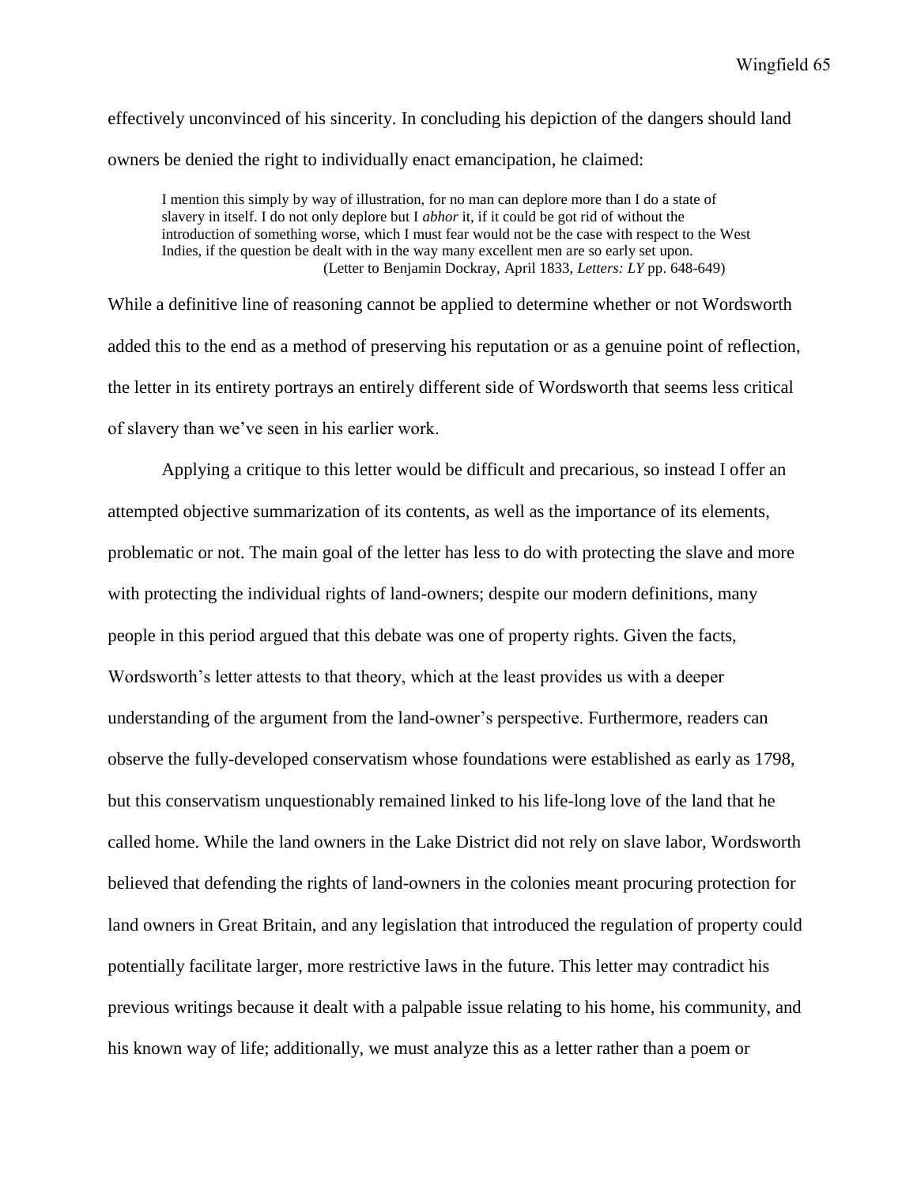effectively unconvinced of his sincerity. In concluding his depiction of the dangers should land owners be denied the right to individually enact emancipation, he claimed:

> I mention this simply by way of illustration, for no man can deplore more than I do a state of slavery in itself. I do not only deplore but I *abhor* it, if it could be got rid of without the introduction of something worse, which I must fear would not be the case with respect to the West Indies, if the question be dealt with in the way many excellent men are so early set upon.
> (Letter to Benjamin Dockray, April 1833, *Letters: LY* pp. 648-649)

While a definitive line of reasoning cannot be applied to determine whether or not Wordsworth added this to the end as a method of preserving his reputation or as a genuine point of reflection, the letter in its entirety portrays an entirely different side of Wordsworth that seems less critical of slavery than we've seen in his earlier work.

Applying a critique to this letter would be difficult and precarious, so instead I offer an attempted objective summarization of its contents, as well as the importance of its elements, problematic or not. The main goal of the letter has less to do with protecting the slave and more with protecting the individual rights of land-owners; despite our modern definitions, many people in this period argued that this debate was one of property rights. Given the facts, Wordsworth's letter attests to that theory, which at the least provides us with a deeper understanding of the argument from the land-owner's perspective. Furthermore, readers can observe the fully-developed conservatism whose foundations were established as early as 1798, but this conservatism unquestionably remained linked to his life-long love of the land that he called home. While the land owners in the Lake District did not rely on slave labor, Wordsworth believed that defending the rights of land-owners in the colonies meant procuring protection for land owners in Great Britain, and any legislation that introduced the regulation of property could potentially facilitate larger, more restrictive laws in the future. This letter may contradict his previous writings because it dealt with a palpable issue relating to his home, his community, and his known way of life; additionally, we must analyze this as a letter rather than a poem or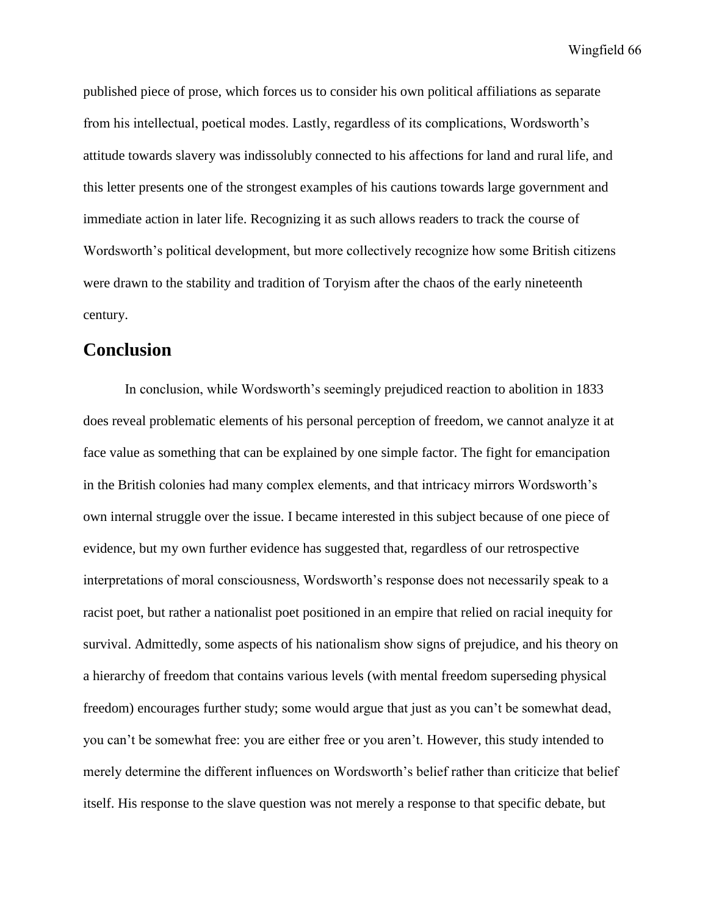published piece of prose, which forces us to consider his own political affiliations as separate from his intellectual, poetical modes. Lastly, regardless of its complications, Wordsworth's attitude towards slavery was indissolubly connected to his affections for land and rural life, and this letter presents one of the strongest examples of his cautions towards large government and immediate action in later life. Recognizing it as such allows readers to track the course of Wordsworth's political development, but more collectively recognize how some British citizens were drawn to the stability and tradition of Toryism after the chaos of the early nineteenth century.

## Conclusion

In conclusion, while Wordsworth's seemingly prejudiced reaction to abolition in 1833 does reveal problematic elements of his personal perception of freedom, we cannot analyze it at face value as something that can be explained by one simple factor. The fight for emancipation in the British colonies had many complex elements, and that intricacy mirrors Wordsworth's own internal struggle over the issue. I became interested in this subject because of one piece of evidence, but my own further evidence has suggested that, regardless of our retrospective interpretations of moral consciousness, Wordsworth's response does not necessarily speak to a racist poet, but rather a nationalist poet positioned in an empire that relied on racial inequity for survival. Admittedly, some aspects of his nationalism show signs of prejudice, and his theory on a hierarchy of freedom that contains various levels (with mental freedom superseding physical freedom) encourages further study; some would argue that just as you can't be somewhat dead, you can't be somewhat free: you are either free or you aren't. However, this study intended to merely determine the different influences on Wordsworth's belief rather than criticize that belief itself. His response to the slave question was not merely a response to that specific debate, but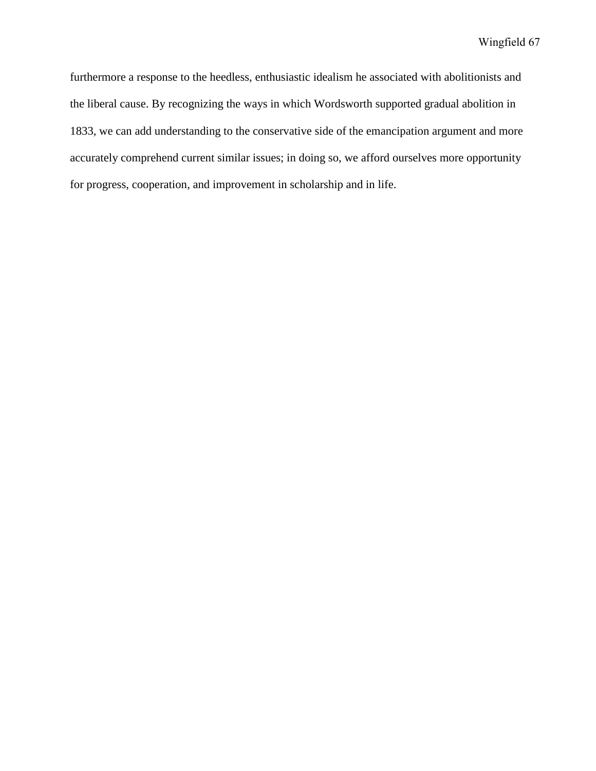furthermore a response to the heedless, enthusiastic idealism he associated with abolitionists and the liberal cause. By recognizing the ways in which Wordsworth supported gradual abolition in 1833, we can add understanding to the conservative side of the emancipation argument and more accurately comprehend current similar issues; in doing so, we afford ourselves more opportunity for progress, cooperation, and improvement in scholarship and in life.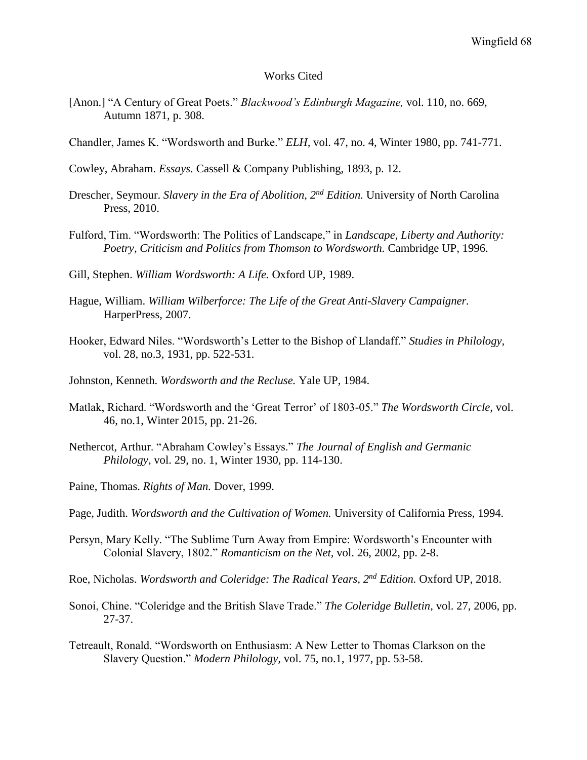# Works Cited

[Anon.] "A Century of Great Poets." *Blackwood's Edinburgh Magazine,* vol. 110, no. 669, Autumn 1871, p. 308.

Chandler, James K. "Wordsworth and Burke." *ELH*, vol. 47, no. 4, Winter 1980, pp. 741-771.

Cowley, Abraham. *Essays.* Cassell & Company Publishing, 1893, p. 12.

Drescher, Seymour. *Slavery in the Era of Abolition, 2nd Edition.* University of North Carolina Press, 2010.

Fulford, Tim. "Wordsworth: The Politics of Landscape," in *Landscape, Liberty and Authority: Poetry, Criticism and Politics from Thomson to Wordsworth.* Cambridge UP, 1996.

Gill, Stephen. *William Wordsworth: A Life.* Oxford UP, 1989.

Hague, William. *William Wilberforce: The Life of the Great Anti-Slavery Campaigner.* HarperPress, 2007.

Hooker, Edward Niles. "Wordsworth's Letter to the Bishop of Llandaff." *Studies in Philology,* vol. 28, no.3, 1931, pp. 522-531.

Johnston, Kenneth. *Wordsworth and the Recluse.* Yale UP, 1984.

Matlak, Richard. "Wordsworth and the 'Great Terror' of 1803-05." *The Wordsworth Circle,* vol. 46, no.1, Winter 2015, pp. 21-26.

Nethercot, Arthur. "Abraham Cowley's Essays." *The Journal of English and Germanic Philology,* vol. 29, no. 1, Winter 1930, pp. 114-130.

Paine, Thomas. *Rights of Man.* Dover, 1999.

Page, Judith. *Wordsworth and the Cultivation of Women.* University of California Press, 1994.

Persyn, Mary Kelly. "The Sublime Turn Away from Empire: Wordsworth's Encounter with Colonial Slavery, 1802." *Romanticism on the Net,* vol. 26, 2002, pp. 2-8.

Roe, Nicholas. *Wordsworth and Coleridge: The Radical Years, 2nd Edition.* Oxford UP, 2018.

Sonoi, Chine. "Coleridge and the British Slave Trade." *The Coleridge Bulletin*, vol. 27, 2006, pp. 27-37.

Tetreault, Ronald. "Wordsworth on Enthusiasm: A New Letter to Thomas Clarkson on the Slavery Question." *Modern Philology,* vol. 75, no.1, 1977, pp. 53-58.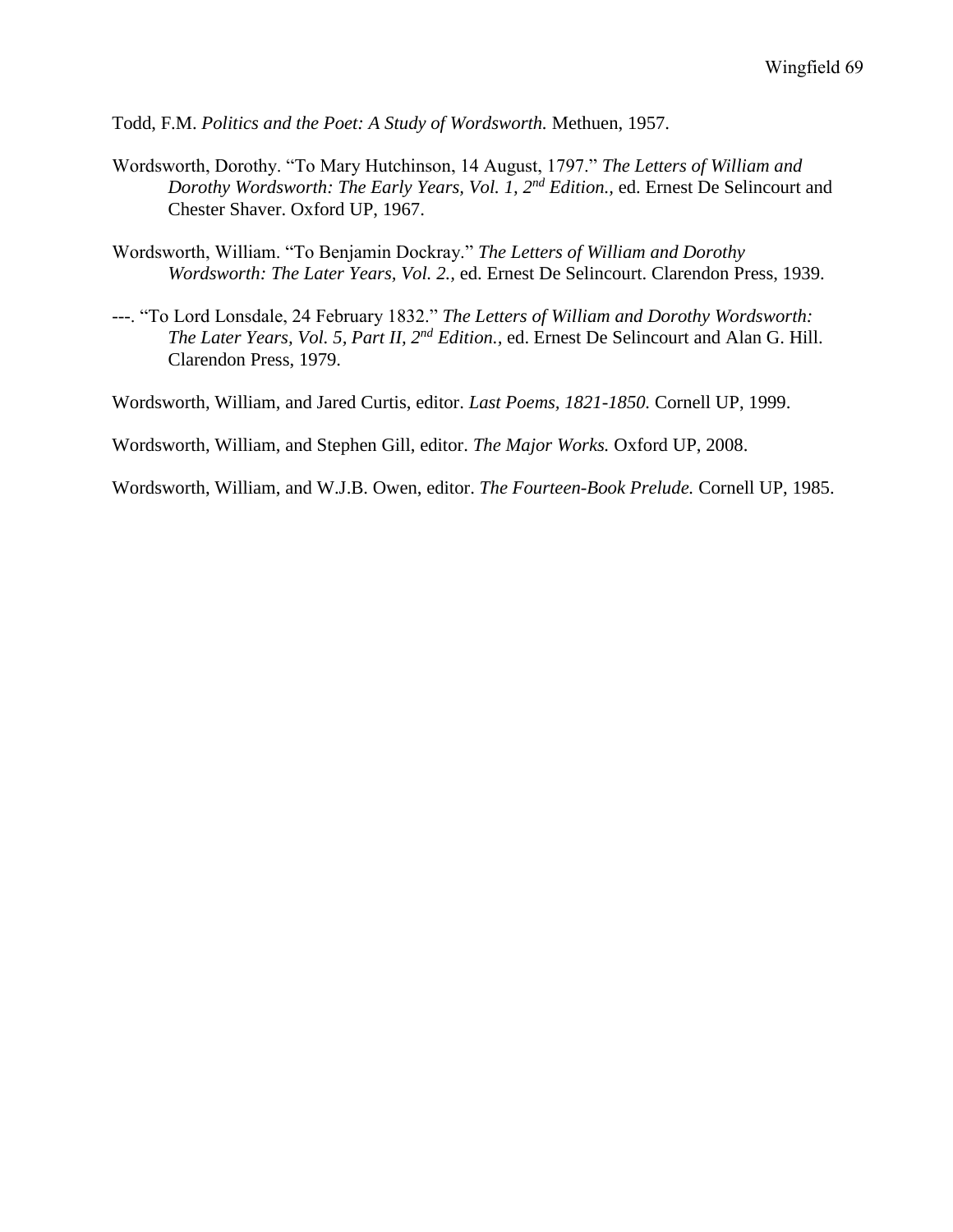Todd, F.M. *Politics and the Poet: A Study of Wordsworth.* Methuen, 1957.

Wordsworth, Dorothy. "To Mary Hutchinson, 14 August, 1797." *The Letters of William and Dorothy Wordsworth: The Early Years, Vol. 1, 2nd Edition.*, ed. Ernest De Selincourt and Chester Shaver. Oxford UP, 1967.

Wordsworth, William. "To Benjamin Dockray." *The Letters of William and Dorothy Wordsworth: The Later Years, Vol. 2.*, ed. Ernest De Selincourt. Clarendon Press, 1939.

---. "To Lord Lonsdale, 24 February 1832." *The Letters of William and Dorothy Wordsworth: The Later Years, Vol. 5, Part II, 2nd Edition.*, ed. Ernest De Selincourt and Alan G. Hill. Clarendon Press, 1979.

Wordsworth, William, and Jared Curtis, editor. *Last Poems, 1821-1850.* Cornell UP, 1999.

Wordsworth, William, and Stephen Gill, editor. *The Major Works.* Oxford UP, 2008.

Wordsworth, William, and W.J.B. Owen, editor. *The Fourteen-Book Prelude.* Cornell UP, 1985.